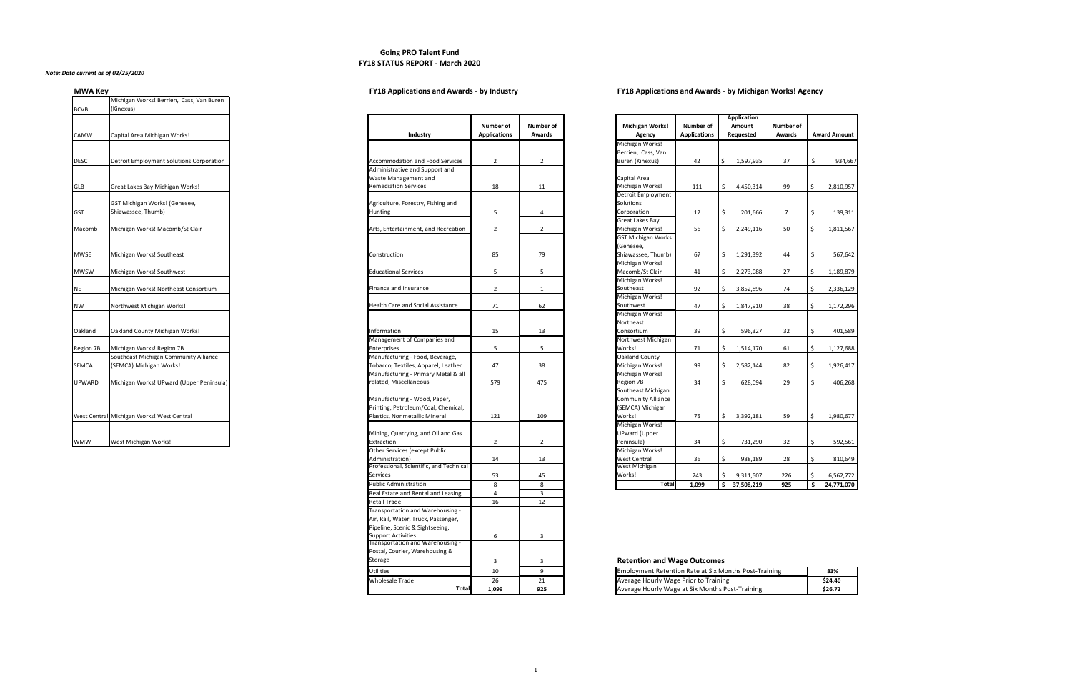# Going PRO Talent Fund
## FY18 STATUS REPORT - March 2020

*Note: Data current as of 02/25/2020*

### MWA Key

| | |
|---|---|
| BCVB | Michigan Works! Berrien, Cass, Van Buren (Kinexus) |
| CAMW | Capital Area Michigan Works! |
| DESC | Detroit Employment Solutions Corporation |
| GLB | Great Lakes Bay Michigan Works! |
| GST | GST Michigan Works! (Genesee, Shiawassee, Thumb) |
| Macomb | Michigan Works! Macomb/St Clair |
| MWSE | Michigan Works! Southeast |
| MWSW | Michigan Works! Southwest |
| NE | Michigan Works! Northeast Consortium |
| NW | Northwest Michigan Works! |
| Oakland | Oakland County Michigan Works! |
| Region 7B | Michigan Works! Region 7B |
| SEMCA | Southeast Michigan Community Alliance (SEMCA) Michigan Works! |
| UPWARD | Michigan Works! UPward (Upper Peninsula) |
| West Central | Michigan Works! West Central |
| WMW | West Michigan Works! |

### FY18 Applications and Awards - by Industry

| Industry | Number of Applications | Number of Awards |
|---|---|---|
| Accommodation and Food Services | 2 | 2 |
| Administrative and Support and Waste Management and Remediation Services | 18 | 11 |
| Agriculture, Forestry, Fishing and Hunting | 5 | 4 |
| Arts, Entertainment, and Recreation | 2 | 2 |
| Construction | 85 | 79 |
| Educational Services | 5 | 5 |
| Finance and Insurance | 2 | 1 |
| Health Care and Social Assistance | 71 | 62 |
| Information | 15 | 13 |
| Management of Companies and Enterprises | 5 | 5 |
| Manufacturing - Food, Beverage, Tobacco, Textiles, Apparel, Leather | 47 | 38 |
| Manufacturing - Primary Metal & all related, Miscellaneous | 579 | 475 |
| Manufacturing - Wood, Paper, Printing, Petroleum/Coal, Chemical, Plastics, Nonmetallic Mineral | 121 | 109 |
| Mining, Quarrying, and Oil and Gas Extraction | 2 | 2 |
| Other Services (except Public Administration) | 14 | 13 |
| Professional, Scientific, and Technical Services | 53 | 45 |
| Public Administration | 8 | 8 |
| Real Estate and Rental and Leasing | 4 | 3 |
| Retail Trade | 16 | 12 |
| Transportation and Warehousing - Air, Rail, Water, Truck, Passenger, Pipeline, Scenic & Sightseeing, Support Activities | 6 | 3 |
| Transportation and Warehousing - Postal, Courier, Warehousing & Storage | 3 | 3 |
| Utilities | 10 | 9 |
| Wholesale Trade | 26 | 21 |
| **Total** | **1,099** | **925** |

### FY18 Applications and Awards - by Michigan Works! Agency

| Michigan Works! Agency | Number of Applications | Application Amount Requested | Number of Awards | Award Amount |
|---|---|---|---|---|
| Michigan Works! Berrien, Cass, Van Buren (Kinexus) | 42 | $ 1,597,935 | 37 | $ 934,667 |
| Capital Area Michigan Works! | 111 | $ 4,450,314 | 99 | $ 2,810,957 |
| Detroit Employment Solutions Corporation | 12 | $ 201,666 | 7 | $ 139,311 |
| Great Lakes Bay Michigan Works! | 56 | $ 2,249,116 | 50 | $ 1,811,567 |
| GST Michigan Works! (Genesee, Shiawassee, Thumb) | 67 | $ 1,291,392 | 44 | $ 567,642 |
| Michigan Works! Macomb/St Clair | 41 | $ 2,273,088 | 27 | $ 1,189,879 |
| Michigan Works! Southeast | 92 | $ 3,852,896 | 74 | $ 2,336,129 |
| Michigan Works! Southwest | 47 | $ 1,847,910 | 38 | $ 1,172,296 |
| Michigan Works! Northeast Consortium | 39 | $ 596,327 | 32 | $ 401,589 |
| Northwest Michigan Works! | 71 | $ 1,514,170 | 61 | $ 1,127,688 |
| Oakland County Michigan Works! | 99 | $ 2,582,144 | 82 | $ 1,926,417 |
| Michigan Works! Region 7B | 34 | $ 628,094 | 29 | $ 406,268 |
| Southeast Michigan Community Alliance (SEMCA) Michigan Works! | 75 | $ 3,392,181 | 59 | $ 1,980,677 |
| Michigan Works! UPward (Upper Peninsula) | 34 | $ 731,290 | 32 | $ 592,561 |
| Michigan Works! West Central | 36 | $ 988,189 | 28 | $ 810,649 |
| West Michigan Works! | 243 | $ 9,311,507 | 226 | $ 6,562,772 |
| **Total** | **1,099** | **$ 37,508,219** | **925** | **$ 24,771,070** |

### Retention and Wage Outcomes

| | |
|---|---|
| Employment Retention Rate at Six Months Post-Training | **83%** |
| Average Hourly Wage Prior to Training | **$24.40** |
| Average Hourly Wage at Six Months Post-Training | **$26.72** |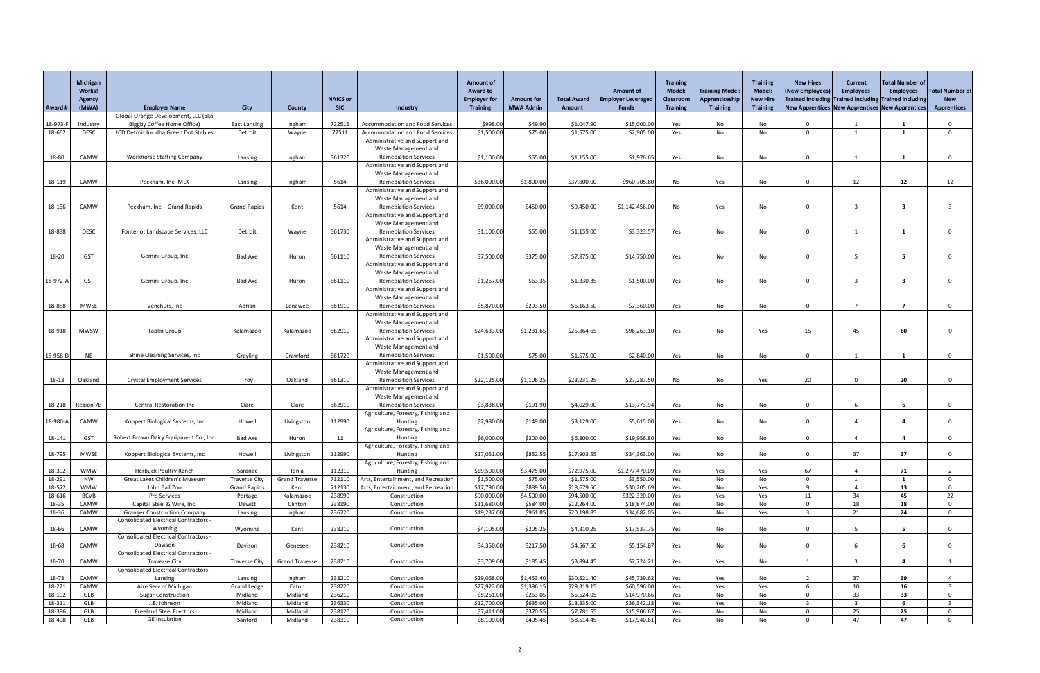| Award # | Michigan Works! Agency (MWA) | Employer Name | City | County | NAICS or SIC | Industry | Amount of Award to Employer for Training | Amount for MWA Admin | Total Award Amount | Amount of Employer Leveraged Funds | Training Model: Classroom Training | Training Model: Apprenticeship Training | Training Model: New Hire Training | New Hires (New Employees) Trained including New Apprentices | Current Employees Trained including New Apprentices | Total Number of Employees Trained including New Apprentices | Total Number of New Apprentices |
|---|---|---|---|---|---|---|---|---|---|---|---|---|---|---|---|---|---|
| 18-973-F | Industry | Global Orange Development, LLC (aka Biggby Coffee Home Office) | East Lansing | Ingham | 722515 | Accommodation and Food Services | $998.00 | $49.90 | $1,047.90 | $15,000.00 | Yes | No | No | 0 | 1 | 1 | 0 |
| 18-662 | DESC | JCD Detroit Inc dba Green Dot Stables | Detroit | Wayne | 72511 | Accommodation and Food Services | $1,500.00 | $75.00 | $1,575.00 | $2,905.00 | Yes | No | No | 0 | 1 | 1 | 0 |
| 18-80 | CAMW | Workhorse Staffing Company | Lansing | Ingham | 561320 | Administrative and Support and Waste Management and Remediation Services | $1,100.00 | $55.00 | $1,155.00 | $1,976.65 | Yes | No | No | 0 | 1 | 1 | 0 |
| 18-119 | CAMW | Peckham, Inc.-MLK | Lansing | Ingham | 5614 | Administrative and Support and Waste Management and Remediation Services | $36,000.00 | $1,800.00 | $37,800.00 | $960,705.60 | No | Yes | No | 0 | 12 | 12 | 12 |
| 18-156 | CAMW | Peckham, Inc. - Grand Rapids | Grand Rapids | Kent | 5614 | Administrative and Support and Waste Management and Remediation Services | $9,000.00 | $450.00 | $9,450.00 | $1,142,456.00 | No | Yes | No | 0 | 3 | 3 | 3 |
| 18-838 | DESC | Fontenot Landscape Services, LLC | Detroit | Wayne | 561730 | Administrative and Support and Waste Management and Remediation Services | $1,100.00 | $55.00 | $1,155.00 | $3,323.57 | Yes | No | No | 0 | 1 | 1 | 0 |
| 18-20 | GST | Gemini Group, Inc | Bad Axe | Huron | 561110 | Administrative and Support and Waste Management and Remediation Services | $7,500.00 | $375.00 | $7,875.00 | $14,750.00 | Yes | No | No | 0 | 5 | 5 | 0 |
| 18-972-A | GST | Gemini Group, Inc | Bad Axe | Huron | 561110 | Administrative and Support and Waste Management and Remediation Services | $1,267.00 | $63.35 | $1,330.35 | $1,500.00 | Yes | No | No | 0 | 3 | 3 | 0 |
| 18-888 | MWSE | Venchurs, Inc | Adrian | Lenawee | 561910 | Administrative and Support and Waste Management and Remediation Services | $5,870.00 | $293.50 | $6,163.50 | $7,360.00 | Yes | No | No | 0 | 7 | 7 | 0 |
| 18-918 | MWSW | Taplin Group | Kalamazoo | Kalamazoo | 562910 | Administrative and Support and Waste Management and Remediation Services | $24,633.00 | $1,231.65 | $25,864.65 | $96,263.10 | Yes | No | Yes | 15 | 45 | 60 | 0 |
| 18-958-D | NE | Shine Cleaning Services, Inc | Grayling | Crawford | 561720 | Administrative and Support and Waste Management and Remediation Services | $1,500.00 | $75.00 | $1,575.00 | $2,840.00 | Yes | No | No | 0 | 1 | 1 | 0 |
| 18-13 | Oakland | Crystal Employment Services | Troy | Oakland | 561310 | Administrative and Support and Waste Management and Remediation Services | $22,125.00 | $1,106.25 | $23,231.25 | $27,287.50 | No | No | Yes | 20 | 0 | 20 | 0 |
| 18-218 | Region 7B | Central Restoration Inc | Clare | Clare | 562910 | Administrative and Support and Waste Management and Remediation Services | $3,838.00 | $191.90 | $4,029.90 | $13,773.94 | Yes | No | No | 0 | 6 | 6 | 0 |
| 18-980-A | CAMW | Koppert Biological Systems, Inc | Howell | Livingston | 112990 | Agriculture, Forestry, Fishing and Hunting | $2,980.00 | $149.00 | $3,129.00 | $5,615.00 | Yes | No | No | 0 | 4 | 4 | 0 |
| 18-141 | GST | Robert Brown Dairy Equipment Co., Inc. | Bad Axe | Huron | 11 | Agriculture, Forestry, Fishing and Hunting | $6,000.00 | $300.00 | $6,300.00 | $19,956.80 | Yes | No | No | 0 | 4 | 4 | 0 |
| 18-795 | MWSE | Koppert Biological Systems, Inc | Howell | Livingston | 112990 | Agriculture, Forestry, Fishing and Hunting | $17,051.00 | $852.55 | $17,903.55 | $34,363.00 | Yes | No | No | 0 | 37 | 37 | 0 |
| 18-392 | WMW | Herbuck Poultry Ranch | Saranac | Ionia | 112310 | Agriculture, Forestry, Fishing and Hunting | $69,500.00 | $3,475.00 | $72,975.00 | $1,277,470.09 | Yes | Yes | Yes | 67 | 4 | 71 | 2 |
| 18-291 | NW | Great Lakes Children's Museum | Traverse City | Grand Traverse | 712110 | Arts, Entertainment, and Recreation | $1,500.00 | $75.00 | $1,575.00 | $3,550.00 | Yes | No | No | 0 | 1 | 1 | 0 |
| 18-572 | WMW | John Ball Zoo | Grand Rapids | Kent | 712130 | Arts, Entertainment, and Recreation | $17,790.00 | $889.50 | $18,679.50 | $30,205.69 | Yes | No | Yes | 9 | 4 | 13 | 0 |
| 18-616 | BCVB | Pro Services | Portage | Kalamazoo | 238990 | Construction | $90,000.00 | $4,500.00 | $94,500.00 | $322,320.00 | Yes | Yes | Yes | 11 | 34 | 45 | 22 |
| 18-35 | CAMW | Capital Steel & Wire, Inc. | Dewitt | Clinton | 238190 | Construction | $11,680.00 | $584.00 | $12,264.00 | $18,874.00 | Yes | No | No | 0 | 18 | 18 | 0 |
| 18-36 | CAMW | Granger Construction Company | Lansing | Ingham | 236220 | Construction | $19,237.00 | $961.85 | $20,198.85 | $34,682.05 | Yes | No | Yes | 3 | 21 | 24 | 0 |
| 18-66 | CAMW | Consolidated Electrical Contractors - Wyoming | Wyoming | Kent | 238210 | Construction | $4,105.00 | $205.25 | $4,310.25 | $17,537.75 | Yes | No | No | 0 | 5 | 5 | 0 |
| 18-68 | CAMW | Consolidated Electrical Contractors - Davison | Davison | Genesee | 238210 | Construction | $4,350.00 | $217.50 | $4,567.50 | $5,154.87 | Yes | No | No | 0 | 6 | 6 | 0 |
| 18-70 | CAMW | Consolidated Electrical Contractors - Traverse City | Traverse City | Grand Traverse | 238210 | Construction | $3,709.00 | $185.45 | $3,894.45 | $2,724.21 | Yes | Yes | No | 1 | 3 | 4 | 1 |
| 18-73 | CAMW | Consolidated Electrical Contractors - Lansing | Lansing | Ingham | 238210 | Construction | $29,068.00 | $1,453.40 | $30,521.40 | $45,739.62 | Yes | Yes | No | 2 | 37 | 39 | 4 |
| 18-221 | CAMW | Aire Serv of Michigan | Grand Ledge | Eaton | 238220 | Construction | $27,923.00 | $1,396.15 | $29,319.15 | $60,596.00 | Yes | Yes | Yes | 6 | 10 | 16 | 3 |
| 18-102 | GLB | Sugar Construction | Midland | Midland | 236210 | Construction | $5,261.00 | $263.05 | $5,524.05 | $14,970.66 | Yes | No | No | 0 | 33 | 33 | 0 |
| 18-311 | GLB | J.E. Johnson | Midland | Midland | 236330 | Construction | $12,700.00 | $635.00 | $13,335.00 | $36,342.18 | Yes | Yes | No | 3 | 3 | 6 | 3 |
| 18-386 | GLB | Freeland Steel Erectors | Midland | Midland | 238120 | Construction | $7,411.00 | $370.55 | $7,781.55 | $15,906.67 | Yes | No | No | 0 | 25 | 25 | 0 |
| 18-498 | GLB | GE Insulation | Sanford | Midland | 238310 | Construction | $8,109.00 | $405.45 | $8,514.45 | $17,940.61 | Yes | No | No | 0 | 47 | 47 | 0 |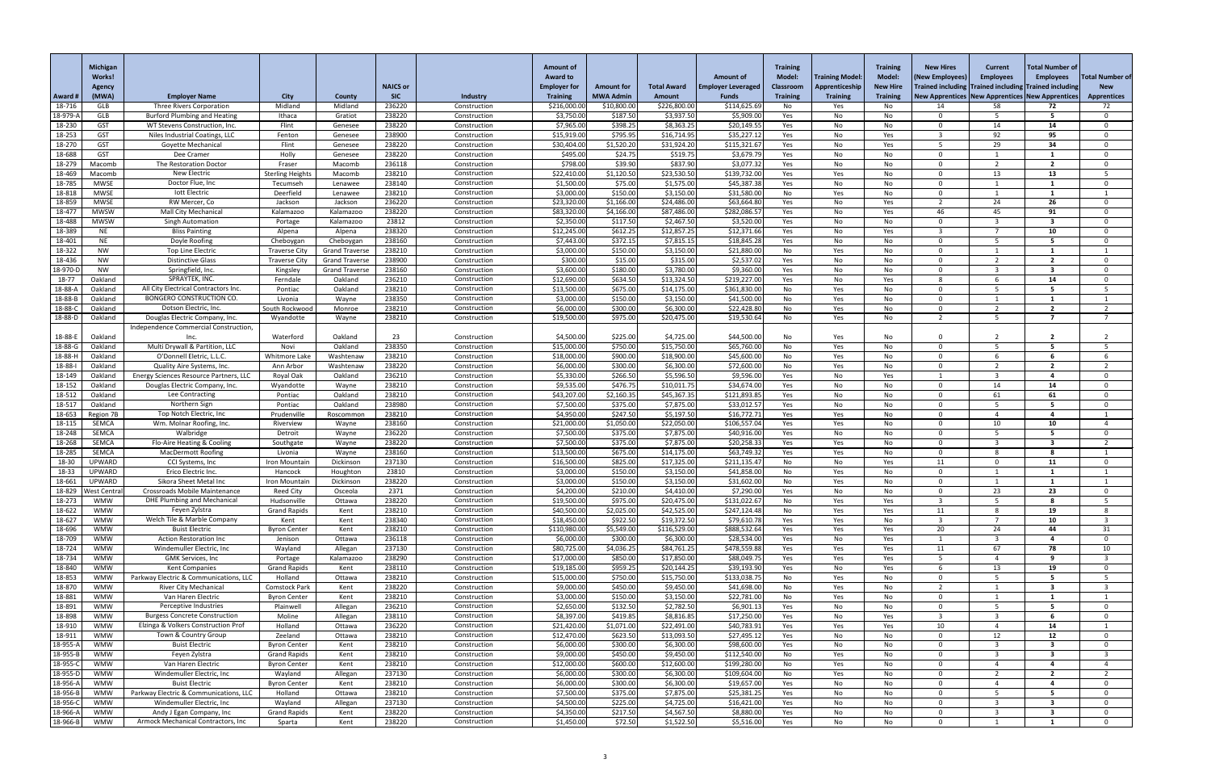| Award # | Michigan Works! Agency (MWA) | Employer Name | City | County | NAICS or SIC | Industry | Amount of Award to Employer for Training | Amount for MWA Admin | Total Award Amount | Amount of Employer Leveraged Funds | Training Model: Classroom Training | Training Model: Apprenticeship Training | Training Model: New Hire Training | New Hires (New Employees) Trained including New Apprentices | Current Employees Trained including New Apprentices | Total Number of Employees Trained including New Apprentices | Total Number of New Apprentices |
|---|---|---|---|---|---|---|---|---|---|---|---|---|---|---|---|---|---|
| 18-716 | GLB | Three Rivers Corporation | Midland | Midland | 236220 | Construction | $216,000.00 | $10,800.00 | $226,800.00 | $114,625.69 | No | Yes | No | 14 | 58 | **72** | 72 |
| 18-979-A | GLB | Burford Plumbing and Heating | Ithaca | Gratiot | 238220 | Construction | $3,750.00 | $187.50 | $3,937.50 | $5,909.00 | Yes | No | No | 0 | 5 | **5** | 0 |
| 18-230 | GST | WT Stevens Construction, Inc. | Flint | Genesee | 238220 | Construction | $7,965.00 | $398.25 | $8,363.25 | $20,149.55 | Yes | No | No | 0 | 14 | **14** | 0 |
| 18-252 | GST | Niles Industrial Coatings, LLC | Fenton | Genesee | 238900 | Construction | $15,919.00 | $795.95 | $16,714.95 | $35,227.12 | Yes | No | Yes | 3 | 92 | **95** | 0 |
| 18-270 | GST | Goyette Mechanical | Flint | Genesee | 238220 | Construction | $30,404.00 | $1,520.20 | $31,924.20 | $115,321.67 | Yes | No | Yes | 5 | 29 | **34** | 0 |
| 18-688 | GST | Dee Cramer | Holly | Genesee | 238220 | Construction | $495.00 | $24.75 | $519.75 | $3,679.79 | Yes | No | No | 0 | 1 | **1** | 0 |
| 18-279 | Macomb | The Restoration Doctor | Fraser | Macomb | 236118 | Construction | $798.00 | $39.90 | $837.90 | $3,077.32 | Yes | No | No | 0 | 2 | **2** | 0 |
| 18-469 | Macomb | New Electric | Sterling Heights | Macomb | 238210 | Construction | $22,410.00 | $1,120.50 | $23,530.50 | $139,732.00 | Yes | Yes | No | 0 | 13 | **13** | 5 |
| 18-785 | MWSE | Doctor Flue, Inc | Tecumseh | Lenawee | 238140 | Construction | $1,500.00 | $75.00 | $1,575.00 | $45,387.38 | Yes | No | No | 0 | 1 | **1** | 0 |
| 18-818 | MWSE | Iott Electric | Deerfield | Lenawee | 238210 | Construction | $3,000.00 | $150.00 | $3,150.00 | $31,580.00 | No | Yes | No | 0 | 1 | **1** | 1 |
| 18-859 | MWSE | RW Mercer, Co | Jackson | Jackson | 236220 | Construction | $23,320.00 | $1,166.00 | $24,486.00 | $63,664.80 | Yes | No | Yes | 2 | 24 | **26** | 0 |
| 18-477 | MWSW | Mall City Mechanical | Kalamazoo | Kalamazoo | 238220 | Construction | $83,320.00 | $4,166.00 | $87,486.00 | $282,086.57 | Yes | No | Yes | 46 | 45 | **91** | 0 |
| 18-488 | MWSW | Singh Automation | Portage | Kalamazoo | 23812 | Construction | $2,350.00 | $117.50 | $2,467.50 | $3,520.00 | Yes | No | No | 0 | 3 | **3** | 0 |
| 18-389 | NE | Bliss Painting | Alpena | Alpena | 238320 | Construction | $12,245.00 | $612.25 | $12,857.25 | $12,371.66 | Yes | No | Yes | 3 | 7 | **10** | 0 |
| 18-401 | NE | Doyle Roofing | Cheboygan | Cheboygan | 238160 | Construction | $7,443.00 | $372.15 | $7,815.15 | $18,845.28 | Yes | No | No | 0 | 5 | **5** | 0 |
| 18-322 | NW | Top Line Electric | Traverse City | Grand Traverse | 238210 | Construction | $3,000.00 | $150.00 | $3,150.00 | $21,880.00 | No | Yes | No | 0 | 1 | **1** | 1 |
| 18-436 | NW | Distinctive Glass | Traverse City | Grand Traverse | 238900 | Construction | $300.00 | $15.00 | $315.00 | $2,537.02 | Yes | No | No | 0 | 2 | **2** | 0 |
| 18-970-D | NW | Springfield, Inc. | Kingsley | Grand Traverse | 238160 | Construction | $3,600.00 | $180.00 | $3,780.00 | $9,360.00 | Yes | No | No | 0 | 3 | **3** | 0 |
| 18-77 | Oakland | SPRAYTEK, INC. | Ferndale | Oakland | 236210 | Construction | $12,690.00 | $634.50 | $13,324.50 | $219,227.00 | Yes | No | Yes | 8 | 6 | **14** | 0 |
| 18-88-A | Oakland | All City Electrical Contractors Inc. | Pontiac | Oakland | 238210 | Construction | $13,500.00 | $675.00 | $14,175.00 | $361,830.00 | No | Yes | No | 0 | 5 | **5** | 5 |
| 18-88-B | Oakland | BONGERO CONSTRUCTION CO. | Livonia | Wayne | 238350 | Construction | $3,000.00 | $150.00 | $3,150.00 | $41,500.00 | No | Yes | No | 0 | 1 | **1** | 1 |
| 18-88-C | Oakland | Dotson Electric, Inc. | South Rockwood | Monroe | 238210 | Construction | $6,000.00 | $300.00 | $6,300.00 | $22,428.80 | No | Yes | No | 0 | 2 | **2** | 2 |
| 18-88-D | Oakland | Douglas Electric Company, Inc. | Wyandotte | Wayne | 238210 | Construction | $19,500.00 | $975.00 | $20,475.00 | $19,530.64 | No | Yes | No | 2 | 5 | **7** | 7 |
| 18-88-E | Oakland | Independence Commercial Construction, Inc. | Waterford | Oakland | 23 | Construction | $4,500.00 | $225.00 | $4,725.00 | $44,500.00 | No | Yes | No | 0 | 2 | **2** | 2 |
| 18-88-G | Oakland | Multi Drywall & Partition, LLC | Novi | Oakland | 238350 | Construction | $15,000.00 | $750.00 | $15,750.00 | $65,760.00 | No | Yes | No | 0 | 5 | **5** | 5 |
| 18-88-H | Oakland | O'Donnell Electric, L.L.C. | Whitmore Lake | Washtenaw | 238210 | Construction | $18,000.00 | $900.00 | $18,900.00 | $45,600.00 | No | Yes | No | 0 | 6 | **6** | 6 |
| 18-88-I | Oakland | Quality Aire Systems, Inc. | Ann Arbor | Washtenaw | 238220 | Construction | $6,000.00 | $300.00 | $6,300.00 | $72,600.00 | No | Yes | No | 0 | 2 | **2** | 2 |
| 18-149 | Oakland | Energy Sciences Resource Partners, LLC | Royal Oak | Oakland | 236210 | Construction | $5,330.00 | $266.50 | $5,596.50 | $9,596.00 | Yes | No | Yes | 1 | 3 | **4** | 0 |
| 18-152 | Oakland | Douglas Electric Company, Inc. | Wyandotte | Wayne | 238210 | Construction | $9,535.00 | $476.75 | $10,011.75 | $34,674.00 | Yes | No | No | 0 | 14 | **14** | 0 |
| 18-512 | Oakland | Lee Contracting | Pontiac | Oakland | 238210 | Construction | $43,207.00 | $2,160.35 | $45,367.35 | $121,893.85 | Yes | No | No | 0 | 61 | **61** | 0 |
| 18-517 | Oakland | Northern Sign | Pontiac | Oakland | 238980 | Construction | $7,500.00 | $375.00 | $7,875.00 | $33,012.57 | Yes | No | No | 0 | 5 | **5** | 0 |
| 18-653 | Region 7B | Top Notch Electric, Inc | Prudenville | Roscommon | 238210 | Construction | $4,950.00 | $247.50 | $5,197.50 | $16,772.71 | Yes | Yes | No | 0 | 4 | **4** | 1 |
| 18-115 | SEMCA | Wm. Molnar Roofing, Inc. | Riverview | Wayne | 238160 | Construction | $21,000.00 | $1,050.00 | $22,050.00 | $106,557.04 | Yes | Yes | No | 0 | 10 | **10** | 4 |
| 18-248 | SEMCA | Walbridge | Detroit | Wayne | 236220 | Construction | $7,500.00 | $375.00 | $7,875.00 | $40,916.00 | Yes | No | No | 0 | 5 | **5** | 0 |
| 18-268 | SEMCA | Flo-Aire Heating & Cooling | Southgate | Wayne | 238220 | Construction | $7,500.00 | $375.00 | $7,875.00 | $20,258.33 | Yes | Yes | No | 0 | 3 | **3** | 2 |
| 18-285 | SEMCA | MacDermott Roofing | Livonia | Wayne | 238160 | Construction | $13,500.00 | $675.00 | $14,175.00 | $63,749.32 | Yes | Yes | No | 0 | 8 | **8** | 1 |
| 18-30 | UPWARD | CCI Systems, Inc | Iron Mountain | Dickinson | 237130 | Construction | $16,500.00 | $825.00 | $17,325.00 | $211,135.47 | No | No | Yes | 11 | 0 | **11** | 0 |
| 18-33 | UPWARD | Erico Electric Inc. | Hancock | Houghton | 23810 | Construction | $3,000.00 | $150.00 | $3,150.00 | $41,858.00 | No | Yes | No | 0 | 1 | **1** | 1 |
| 18-661 | UPWARD | Sikora Sheet Metal Inc | Iron Mountain | Dickinson | 238220 | Construction | $3,000.00 | $150.00 | $3,150.00 | $31,602.00 | No | Yes | No | 0 | 1 | **1** | 1 |
| 18-829 | West Central | Crossroads Mobile Maintenance | Reed City | Osceola | 2371 | Construction | $4,200.00 | $210.00 | $4,410.00 | $7,290.00 | Yes | No | No | 0 | 23 | **23** | 0 |
| 18-273 | WMW | DHE Plumbing and Mechanical | Hudsonville | Ottawa | 238220 | Construction | $19,500.00 | $975.00 | $20,475.00 | $131,022.67 | No | Yes | Yes | 3 | 5 | **8** | 5 |
| 18-622 | WMW | Feyen Zylstra | Grand Rapids | Kent | 238210 | Construction | $40,500.00 | $2,025.00 | $42,525.00 | $247,124.48 | No | Yes | Yes | 11 | 8 | **19** | 8 |
| 18-627 | WMW | Welch Tile & Marble Company | Kent | Kent | 238340 | Construction | $18,450.00 | $922.50 | $19,372.50 | $79,610.78 | Yes | Yes | No | 3 | 7 | **10** | 3 |
| 18-696 | WMW | Buist Electric | Byron Center | Kent | 238210 | Construction | $110,980.00 | $5,549.00 | $116,529.00 | $888,532.64 | Yes | Yes | Yes | 20 | 24 | **44** | 31 |
| 18-709 | WMW | Action Restoration Inc | Jenison | Ottawa | 236118 | Construction | $6,000.00 | $300.00 | $6,300.00 | $28,534.00 | Yes | No | Yes | 1 | 3 | **4** | 0 |
| 18-724 | WMW | Windemuller Electric, Inc | Wayland | Allegan | 237130 | Construction | $80,725.00 | $4,036.25 | $84,761.25 | $478,559.88 | Yes | Yes | Yes | 11 | 67 | **78** | 10 |
| 18-734 | WMW | GMK Services, Inc | Portage | Kalamazoo | 238290 | Construction | $17,000.00 | $850.00 | $17,850.00 | $88,049.75 | Yes | Yes | Yes | 5 | 4 | **9** | 3 |
| 18-840 | WMW | Kent Companies | Grand Rapids | Kent | 238110 | Construction | $19,185.00 | $959.25 | $20,144.25 | $39,193.90 | Yes | No | Yes | 6 | 13 | **19** | 0 |
| 18-853 | WMW | Parkway Electric & Communications, LLC | Holland | Ottawa | 238210 | Construction | $15,000.00 | $750.00 | $15,750.00 | $133,038.75 | No | Yes | No | 0 | 5 | **5** | 5 |
| 18-870 | WMW | River City Mechanical | Comstock Park | Kent | 238220 | Construction | $9,000.00 | $450.00 | $9,450.00 | $41,698.00 | No | Yes | No | 2 | 1 | **3** | 3 |
| 18-881 | WMW | Van Haren Electric | Byron Center | Kent | 238210 | Construction | $3,000.00 | $150.00 | $3,150.00 | $22,781.00 | No | Yes | No | 0 | 1 | **1** | 1 |
| 18-891 | WMW | Perceptive Industries | Plainwell | Allegan | 236210 | Construction | $2,650.00 | $132.50 | $2,782.50 | $6,901.13 | Yes | No | No | 0 | 5 | **5** | 0 |
| 18-898 | WMW | Burgess Concrete Construction | Moline | Allegan | 238110 | Construction | $8,397.00 | $419.85 | $8,816.85 | $17,250.00 | Yes | No | Yes | 3 | 3 | **6** | 0 |
| 18-910 | WMW | Elzinga & Volkers Construction Prof | Holland | Ottawa | 236220 | Construction | $21,420.00 | $1,071.00 | $22,491.00 | $40,783.91 | Yes | Yes | Yes | 10 | 4 | **14** | 1 |
| 18-911 | WMW | Town & Country Group | Zeeland | Ottawa | 238210 | Construction | $12,470.00 | $623.50 | $13,093.50 | $27,495.12 | Yes | No | No | 0 | 12 | **12** | 0 |
| 18-955-A | WMW | Buist Electric | Byron Center | Kent | 238210 | Construction | $6,000.00 | $300.00 | $6,300.00 | $98,600.00 | Yes | No | No | 0 | 3 | **3** | 0 |
| 18-955-B | WMW | Feyen Zylstra | Grand Rapids | Kent | 238210 | Construction | $9,000.00 | $450.00 | $9,450.00 | $112,540.00 | No | Yes | No | 0 | 3 | **3** | 3 |
| 18-955-C | WMW | Van Haren Electric | Byron Center | Kent | 238210 | Construction | $12,000.00 | $600.00 | $12,600.00 | $199,280.00 | No | Yes | No | 0 | 4 | **4** | 4 |
| 18-955-D | WMW | Windemuller Electric, Inc | Wayland | Allegan | 237130 | Construction | $6,000.00 | $300.00 | $6,300.00 | $109,604.00 | No | Yes | No | 0 | 2 | **2** | 2 |
| 18-956-A | WMW | Buist Electric | Byron Center | Kent | 238210 | Construction | $6,000.00 | $300.00 | $6,300.00 | $19,657.00 | Yes | No | No | 0 | 4 | **4** | 0 |
| 18-956-B | WMW | Parkway Electric & Communications, LLC | Holland | Ottawa | 238210 | Construction | $7,500.00 | $375.00 | $7,875.00 | $25,381.25 | Yes | No | No | 0 | 5 | **5** | 0 |
| 18-956-C | WMW | Windemuller Electric, Inc | Wayland | Allegan | 237130 | Construction | $4,500.00 | $225.00 | $4,725.00 | $16,421.00 | Yes | No | No | 0 | 3 | **3** | 0 |
| 18-966-A | WMW | Andy J Egan Company, Inc | Grand Rapids | Kent | 238220 | Construction | $4,350.00 | $217.50 | $4,567.50 | $8,880.00 | Yes | No | No | 0 | 3 | **3** | 0 |
| 18-966-B | WMW | Armock Mechanical Contractors, Inc | Sparta | Kent | 238220 | Construction | $1,450.00 | $72.50 | $1,522.50 | $5,516.00 | Yes | No | No | 0 | 1 | **1** | 0 |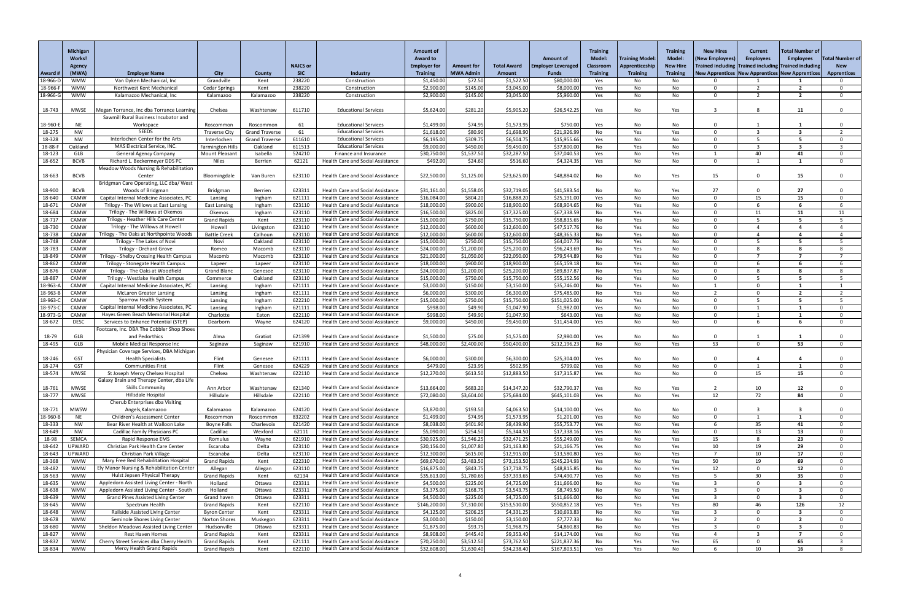| Award # | Michigan Works! Agency (MWA) | Employer Name | City | County | NAICS or SIC | Industry | Amount of Award to Employer for Training | Amount for MWA Admin | Total Award Amount | Amount of Employer Leveraged Funds | Training Model: Classroom Training | Training Model: Apprenticeship Training | Training Model: New Hire Training | New Hires (New Employees) Trained including New Apprentices | Current Employees Trained including New Apprentices | Total Number of Employees Trained including New Apprentices | Total Number of New Apprentices |
|---|---|---|---|---|---|---|---|---|---|---|---|---|---|---|---|---|---|
| 18-966-D | WMW | Van Dyken Mechanical, Inc | Grandville | Kent | 238220 | Construction | $1,450.00 | $72.50 | $1,522.50 | $80,000.00 | Yes | No | No | 0 | 1 | 1 | 0 |
| 18-966-F | WMW | Northwest Kent Mechanical | Cedar Springs | Kent | 238220 | Construction | $2,900.00 | $145.00 | $3,045.00 | $8,000.00 | Yes | No | No | 0 | 2 | 2 | 0 |
| 18-966-G | WMW | Kalamazoo Mechanical, Inc | Kalamazoo | Kalamazoo | 238220 | Construction | $2,900.00 | $145.00 | $3,045.00 | $5,960.00 | Yes | No | No | 0 | 2 | 2 | 0 |
| 18-743 | MWSE | Megan Torrance, Inc dba Torrance Learning | Chelsea | Washtenaw | 611710 | Educational Services | $5,624.00 | $281.20 | $5,905.20 | $26,542.25 | Yes | No | Yes | 3 | 8 | 11 | 0 |
| 18-960-E | NE | Sawmill Rural Business Incubator and Workspace | Roscommon | Roscommon | 61 | Educational Services | $1,499.00 | $74.95 | $1,573.95 | $750.00 | Yes | No | No | 0 | 1 | 1 | 0 |
| 18-275 | NW | SEEDS | Traverse City | Grand Traverse | 61 | Educational Services | $1,618.00 | $80.90 | $1,698.90 | $21,926.99 | No | Yes | Yes | 0 | 3 | 3 | 2 |
| 18-328 | NW | Interlochen Center for the Arts | Interlochen | Grand Traverse | 611610 | Educational Services | $6,195.00 | $309.75 | $6,504.75 | $15,955.66 | Yes | No | No | 0 | 5 | 5 | 0 |
| 18-88-F | Oakland | MAS Electrical Service, INC. | Farmington Hills | Oakland | 611513 | Educational Services | $9,000.00 | $450.00 | $9,450.00 | $37,800.00 | No | Yes | No | 0 | 3 | 3 | 3 |
| 18-123 | GLB | General Agency Company | Mount Pleasant | Isabella | 524210 | Finance and Insurance | $30,750.00 | $1,537.50 | $32,287.50 | $37,040.53 | Yes | No | Yes | 1 | 40 | 41 | 0 |
| 18-652 | BCVB | Richard L. Beckermeyer DDS PC | Niles | Berrien | 62121 | Health Care and Social Assistance | $492.00 | $24.60 | $516.60 | $4,324.35 | Yes | No | No | 0 | 1 | 1 | 0 |
| 18-663 | BCVB | Meadow Woods Nursing & Rehabilitation Center | Bloomingdale | Van Buren | 623110 | Health Care and Social Assistance | $22,500.00 | $1,125.00 | $23,625.00 | $48,884.02 | No | No | Yes | 15 | 0 | 15 | 0 |
| 18-900 | BCVB | Bridgman Care Operating, LLC dba/ West Woods of Bridgman | Bridgman | Berrien | 623311 | Health Care and Social Assistance | $31,161.00 | $1,558.05 | $32,719.05 | $41,583.54 | No | No | Yes | 27 | 0 | 27 | 0 |
| 18-640 | CAMW | Capital Internal Medicine Associates, PC | Lansing | Ingham | 621111 | Health Care and Social Assistance | $16,084.00 | $804.20 | $16,888.20 | $25,191.00 | Yes | No | No | 0 | 15 | 15 | 0 |
| 18-671 | CAMW | Trilogy - The Willows at East Lansing | East Lansing | Ingham | 623110 | Health Care and Social Assistance | $18,000.00 | $900.00 | $18,900.00 | $68,904.65 | No | Yes | No | 0 | 6 | 6 | 6 |
| 18-684 | CAMW | Trilogy - The Willows at Okemos | Okemos | Ingham | 623110 | Health Care and Social Assistance | $16,500.00 | $825.00 | $17,325.00 | $67,338.59 | No | Yes | No | 0 | 11 | 11 | 11 |
| 18-717 | CAMW | Trilogy - Heather Hills Care Center | Grand Rapids | Kent | 623110 | Health Care and Social Assistance | $15,000.00 | $750.00 | $15,750.00 | $58,835.65 | No | Yes | No | 0 | 5 | 5 | 5 |
| 18-730 | CAMW | Trilogy - The Willows at Howell | Howell | Livingston | 623110 | Health Care and Social Assistance | $12,000.00 | $600.00 | $12,600.00 | $47,517.76 | No | Yes | No | 0 | 4 | 4 | 4 |
| 18-738 | CAMW | Trilogy - The Oaks at Northpointe Woods | Battle Creek | Calhoun | 623110 | Health Care and Social Assistance | $12,000.00 | $600.00 | $12,600.00 | $48,365.33 | No | Yes | No | 0 | 4 | 4 | 4 |
| 18-748 | CAMW | Trilogy - The Lakes of Novi | Novi | Oakland | 623110 | Health Care and Social Assistance | $15,000.00 | $750.00 | $15,750.00 | $64,017.73 | No | Yes | No | 0 | 5 | 5 | 5 |
| 18-783 | CAMW | Trilogy - Orchard Grove | Romeo | Macomb | 623110 | Health Care and Social Assistance | $24,000.00 | $1,200.00 | $25,200.00 | $96,243.69 | No | Yes | No | 0 | 8 | 8 | 8 |
| 18-849 | CAMW | Trilogy - Shelby Crossing Health Campus | Macomb | Macomb | 623110 | Health Care and Social Assistance | $21,000.00 | $1,050.00 | $22,050.00 | $79,544.89 | No | Yes | No | 0 | 7 | 7 | 7 |
| 18-862 | CAMW | Trilogy - Stonegate Health Campus | Lapeer | Lapeer | 623110 | Health Care and Social Assistance | $18,000.00 | $900.00 | $18,900.00 | $65,159.18 | No | Yes | No | 0 | 6 | 6 | 6 |
| 18-876 | CAMW | Trilogy - The Oaks at Woodfield | Grand Blanc | Genesee | 623110 | Health Care and Social Assistance | $24,000.00 | $1,200.00 | $25,200.00 | $89,837.87 | No | Yes | No | 0 | 8 | 8 | 8 |
| 18-887 | CAMW | Trilogy - Westlake Health Campus | Commerce | Oakland | 623110 | Health Care and Social Assistance | $15,000.00 | $750.00 | $15,750.00 | $55,152.56 | No | Yes | No | 0 | 5 | 5 | 5 |
| 18-963-A | CAMW | Capital Internal Medicine Associates, PC | Lansing | Ingham | 621111 | Health Care and Social Assistance | $3,000.00 | $150.00 | $3,150.00 | $35,746.00 | No | Yes | No | 1 | 0 | 1 | 1 |
| 18-963-B | CAMW | McLaren Greater Lansing | Lansing | Ingham | 621111 | Health Care and Social Assistance | $6,000.00 | $300.00 | $6,300.00 | $75,485.00 | No | Yes | No | 2 | 0 | 2 | 2 |
| 18-963-C | CAMW | Sparrow Health System | Lansing | Ingham | 622210 | Health Care and Social Assistance | $15,000.00 | $750.00 | $15,750.00 | $151,025.00 | No | Yes | No | 0 | 5 | 5 | 5 |
| 18-973-C | CAMW | Capital Internal Medicine Associates, PC | Lansing | Ingham | 621111 | Health Care and Social Assistance | $998.00 | $49.90 | $1,047.90 | $1,982.00 | Yes | No | No | 0 | 1 | 1 | 0 |
| 18-973-G | CAMW | Hayes Green Beach Memorial Hospital | Charlotte | Eaton | 622110 | Health Care and Social Assistance | $998.00 | $49.90 | $1,047.90 | $643.00 | Yes | No | No | 0 | 1 | 1 | 0 |
| 18-672 | DESC | Services to Enhance Potential (STEP) | Dearborn | Wayne | 624120 | Health Care and Social Assistance | $9,000.00 | $450.00 | $9,450.00 | $11,454.00 | Yes | No | No | 0 | 6 | 6 | 0 |
| 18-79 | GLB | Footcare, Inc. DBA The Cobbler Shop Shoes and Pedorthics | Alma | Gratiot | 621399 | Health Care and Social Assistance | $1,500.00 | $75.00 | $1,575.00 | $2,980.00 | Yes | No | No | 0 | 1 | 1 | 0 |
| 18-495 | GLB | Mobile Medical Response Inc | Saginaw | Saginaw | 621910 | Health Care and Social Assistance | $48,000.00 | $2,400.00 | $50,400.00 | $212,196.23 | No | No | Yes | 53 | 0 | 53 | 0 |
| 18-246 | GST | Physician Coverage Services, DBA Michigan Health Specialists | Flint | Genesee | 621111 | Health Care and Social Assistance | $6,000.00 | $300.00 | $6,300.00 | $25,304.00 | Yes | No | No | 0 | 4 | 4 | 0 |
| 18-274 | GST | Communities First | Flint | Genesee | 624229 | Health Care and Social Assistance | $479.00 | $23.95 | $502.95 | $799.02 | Yes | No | No | 0 | 1 | 1 | 0 |
| 18-574 | MWSE | St Joseph Mercy Chelsea Hospital | Chelsea | Washtenaw | 622110 | Health Care and Social Assistance | $12,270.00 | $613.50 | $12,883.50 | $17,315.87 | Yes | No | No | 0 | 15 | 15 | 0 |
| 18-761 | MWSE | Galaxy Brain and Therapy Center, dba Life Skills Community | Ann Arbor | Washtenaw | 621340 | Health Care and Social Assistance | $13,664.00 | $683.20 | $14,347.20 | $32,790.37 | Yes | No | Yes | 2 | 10 | 12 | 0 |
| 18-777 | MWSE | Hillsdale Hospital | Hillsdale | Hillsdale | 622110 | Health Care and Social Assistance | $72,080.00 | $3,604.00 | $75,684.00 | $645,101.03 | Yes | No | Yes | 12 | 72 | 84 | 0 |
| 18-771 | MWSW | Cherub Enterprises dba Visiting Angels,Kalamazoo | Kalamazoo | Kalamazoo | 624120 | Health Care and Social Assistance | $3,870.00 | $193.50 | $4,063.50 | $14,100.00 | Yes | No | No | 0 | 3 | 3 | 0 |
| 18-960-B | NE | Children's Assessment Center | Roscommon | Roscommon | 832202 | Health Care and Social Assistance | $1,499.00 | $74.95 | $1,573.95 | $1,201.00 | Yes | No | No | 0 | 1 | 1 | 0 |
| 18-333 | NW | Bear River Health at Walloon Lake | Boyne Falls | Charlevoix | 621420 | Health Care and Social Assistance | $8,038.00 | $401.90 | $8,439.90 | $55,753.77 | Yes | No | Yes | 6 | 35 | 41 | 0 |
| 18-649 | NW | Cadillac Family Physicians PC | Cadillac | Wexford | 62111 | Health Care and Social Assistance | $5,090.00 | $254.50 | $5,344.50 | $17,338.16 | Yes | No | No | 0 | 13 | 13 | 0 |
| 18-98 | SEMCA | Rapid Response EMS | Romulus | Wayne | 621910 | Health Care and Social Assistance | $30,925.00 | $1,546.25 | $32,471.25 | $55,249.00 | Yes | No | Yes | 15 | 8 | 23 | 0 |
| 18-642 | UPWARD | Christian Park Health Care Center | Escanaba | Delta | 623110 | Health Care and Social Assistance | $20,156.00 | $1,007.80 | $21,163.80 | $21,166.75 | Yes | No | Yes | 10 | 19 | 29 | 0 |
| 18-643 | UPWARD | Christian Park Village | Escanaba | Delta | 623110 | Health Care and Social Assistance | $12,300.00 | $615.00 | $12,915.00 | $13,580.80 | Yes | No | Yes | 7 | 10 | 17 | 0 |
| 18-368 | WMW | Mary Free Bed Rehabilitation Hospital | Grand Rapids | Kent | 622310 | Health Care and Social Assistance | $69,670.00 | $3,483.50 | $73,153.50 | $245,234.93 | Yes | No | Yes | 50 | 19 | 69 | 0 |
| 18-482 | WMW | Ely Manor Nursing & Rehabilitation Center | Allegan | Allegan | 623110 | Health Care and Social Assistance | $16,875.00 | $843.75 | $17,718.75 | $48,815.85 | No | No | Yes | 12 | 0 | 12 | 0 |
| 18-563 | WMW | Hulst Jepsen Physical Therapy | Grand Rapids | Kent | 62134 | Health Care and Social Assistance | $35,613.00 | $1,780.65 | $37,393.65 | $74,490.77 | Yes | No | Yes | 5 | 30 | 35 | 0 |
| 18-635 | WMW | Appledorn Assisted Living Center - North | Holland | Ottawa | 623311 | Health Care and Social Assistance | $4,500.00 | $225.00 | $4,725.00 | $11,666.00 | No | No | Yes | 3 | 0 | 3 | 0 |
| 18-638 | WMW | Appledorn Assisted Living Center - South | Holland | Ottawa | 623311 | Health Care and Social Assistance | $3,375.00 | $168.75 | $3,543.75 | $8,749.50 | No | No | Yes | 3 | 0 | 3 | 0 |
| 18-639 | WMW | Grand Pines Assisted Living Center | Grand haven | Ottawa | 623311 | Health Care and Social Assistance | $4,500.00 | $225.00 | $4,725.00 | $11,666.00 | No | No | Yes | 3 | 0 | 3 | 0 |
| 18-645 | WMW | Spectrum Health | Grand Rapids | Kent | 622110 | Health Care and Social Assistance | $146,200.00 | $7,310.00 | $153,510.00 | $550,852.18 | Yes | Yes | Yes | 80 | 46 | 126 | 12 |
| 18-648 | WMW | Railside Assisted Living Center | Byron Center | Kent | 623311 | Health Care and Social Assistance | $4,125.00 | $206.25 | $4,331.25 | $10,693.83 | No | No | Yes | 3 | 0 | 3 | 0 |
| 18-678 | WMW | Seminole Shores Living Center | Norton Shores | Muskegon | 623311 | Health Care and Social Assistance | $3,000.00 | $150.00 | $3,150.00 | $7,777.33 | No | No | Yes | 2 | 0 | 2 | 0 |
| 18-680 | WMW | Sheldon Meadows Assisted Living Center | Hudsonville | Ottawa | 623311 | Health Care and Social Assistance | $1,875.00 | $93.75 | $1,968.75 | $4,860.83 | No | No | Yes | 3 | 0 | 3 | 0 |
| 18-827 | WMW | Rest Haven Homes | Grand Rapids | Kent | 623311 | Health Care and Social Assistance | $8,908.00 | $445.40 | $9,353.40 | $14,174.00 | Yes | No | Yes | 4 | 3 | 7 | 0 |
| 18-832 | WMW | Cherry Street Services dba Cherry Health | Grand Rapids | Kent | 621111 | Health Care and Social Assistance | $70,250.00 | $3,512.50 | $73,762.50 | $221,837.36 | No | Yes | Yes | 65 | 0 | 65 | 3 |
| 18-834 | WMW | Mercy Health Grand Rapids | Grand Rapids | Kent | 622110 | Health Care and Social Assistance | $32,608.00 | $1,630.40 | $34,238.40 | $167,803.51 | Yes | Yes | No | 6 | 10 | 16 | 8 |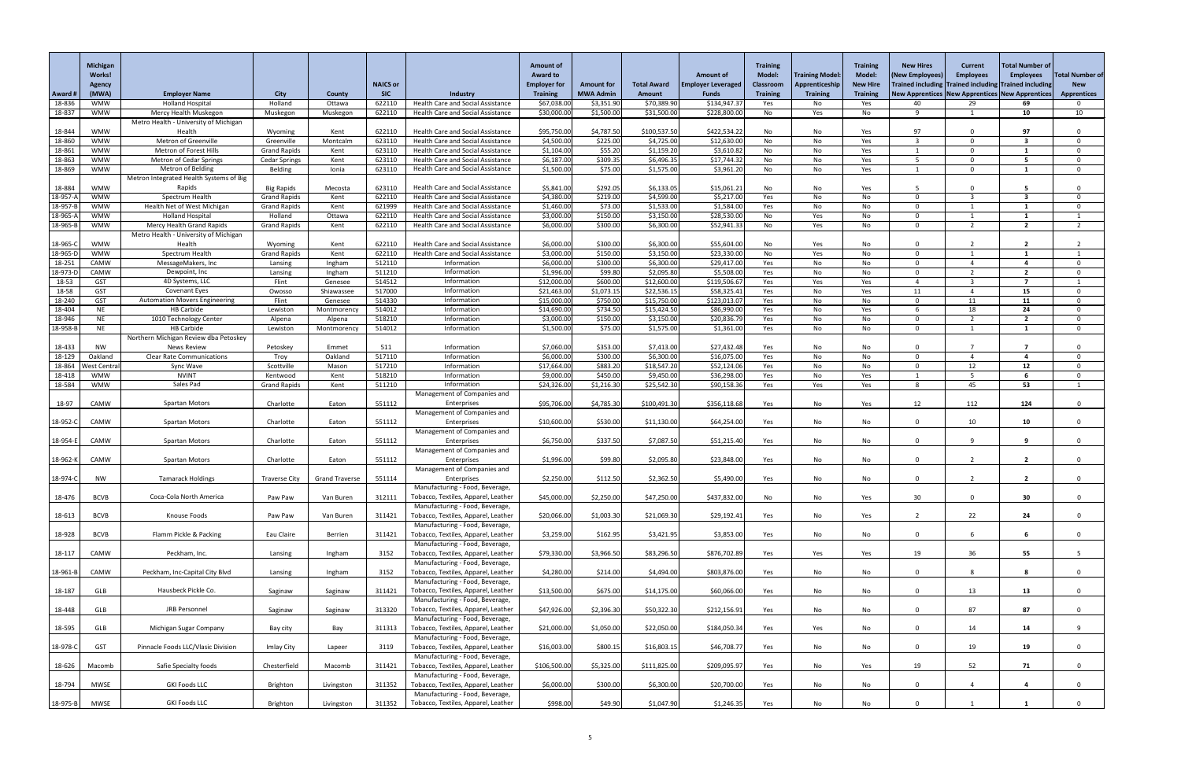| Award # | Michigan Works! Agency (MWA) | Employer Name | City | County | NAICS or SIC | Industry | Amount of Award to Employer for Training | Amount for MWA Admin | Total Award Amount | Amount of Employer Leveraged Funds | Training Model: Classroom Training | Training Model: Apprenticeship Training | Training Model: New Hire Training | New Hires (New Employees) Trained including New Apprentices | Current Employees Trained including New Apprentices | Total Number of Employees Trained including New Apprentices | Total Number of New Apprentices |
|---|---|---|---|---|---|---|---|---|---|---|---|---|---|---|---|---|---|
| 18-836 | WMW | Holland Hospital | Holland | Ottawa | 622110 | Health Care and Social Assistance | $67,038.00 | $3,351.90 | $70,389.90 | $134,947.37 | Yes | No | Yes | 40 | 29 | 69 | 0 |
| 18-837 | WMW | Mercy Health Muskegon | Muskegon | Muskegon | 622110 | Health Care and Social Assistance | $30,000.00 | $1,500.00 | $31,500.00 | $228,800.00 | No | Yes | No | 9 | 1 | 10 | 10 |
| 18-844 | WMW | Metro Health - University of Michigan Health | Wyoming | Kent | 622110 | Health Care and Social Assistance | $95,750.00 | $4,787.50 | $100,537.50 | $422,534.22 | No | No | Yes | 97 | 0 | 97 | 0 |
| 18-860 | WMW | Metron of Greenville | Greenville | Montcalm | 623110 | Health Care and Social Assistance | $4,500.00 | $225.00 | $4,725.00 | $12,630.00 | No | No | Yes | 3 | 0 | 3 | 0 |
| 18-861 | WMW | Metron of Forest Hills | Grand Rapids | Kent | 623110 | Health Care and Social Assistance | $1,104.00 | $55.20 | $1,159.20 | $3,610.82 | No | No | Yes | 1 | 0 | 1 | 0 |
| 18-863 | WMW | Metron of Cedar Springs | Cedar Springs | Kent | 623110 | Health Care and Social Assistance | $6,187.00 | $309.35 | $6,496.35 | $17,744.32 | No | No | Yes | 5 | 0 | 5 | 0 |
| 18-869 | WMW | Metron of Belding | Belding | Ionia | 623110 | Health Care and Social Assistance | $1,500.00 | $75.00 | $1,575.00 | $3,961.20 | No | No | Yes | 1 | 0 | 1 | 0 |
| 18-884 | WMW | Metron Integrated Health Systems of Big Rapids | Big Rapids | Mecosta | 623110 | Health Care and Social Assistance | $5,841.00 | $292.05 | $6,133.05 | $15,061.21 | No | No | Yes | 5 | 0 | 5 | 0 |
| 18-957-A | WMW | Spectrum Health | Grand Rapids | Kent | 622110 | Health Care and Social Assistance | $4,380.00 | $219.00 | $4,599.00 | $5,217.00 | Yes | No | No | 0 | 3 | 3 | 0 |
| 18-957-B | WMW | Health Net of West Michigan | Grand Rapids | Kent | 621999 | Health Care and Social Assistance | $1,460.00 | $73.00 | $1,533.00 | $1,584.00 | Yes | No | No | 0 | 1 | 1 | 0 |
| 18-965-A | WMW | Holland Hospital | Holland | Ottawa | 622110 | Health Care and Social Assistance | $3,000.00 | $150.00 | $3,150.00 | $28,530.00 | No | Yes | No | 0 | 1 | 1 | 1 |
| 18-965-B | WMW | Mercy Health Grand Rapids | Grand Rapids | Kent | 622110 | Health Care and Social Assistance | $6,000.00 | $300.00 | $6,300.00 | $52,941.33 | No | Yes | No | 0 | 2 | 2 | 2 |
| 18-965-C | WMW | Metro Health - University of Michigan Health | Wyoming | Kent | 622110 | Health Care and Social Assistance | $6,000.00 | $300.00 | $6,300.00 | $55,604.00 | No | Yes | No | 0 | 2 | 2 | 2 |
| 18-965-D | WMW | Spectrum Health | Grand Rapids | Kent | 622110 | Health Care and Social Assistance | $3,000.00 | $150.00 | $3,150.00 | $23,330.00 | No | Yes | No | 0 | 1 | 1 | 1 |
| 18-251 | CAMW | MessageMakers, Inc | Lansing | Ingham | 512110 | Information | $6,000.00 | $300.00 | $6,300.00 | $29,417.00 | Yes | No | No | 0 | 4 | 4 | 0 |
| 18-973-D | CAMW | Dewpoint, Inc | Lansing | Ingham | 511210 | Information | $1,996.00 | $99.80 | $2,095.80 | $5,508.00 | Yes | No | No | 0 | 2 | 2 | 0 |
| 18-53 | GST | 4D Systems, LLC | Flint | Genesee | 514512 | Information | $12,000.00 | $600.00 | $12,600.00 | $119,506.67 | Yes | Yes | Yes | 4 | 3 | 7 | 1 |
| 18-58 | GST | Covenant Eyes | Owosso | Shiawassee | 517000 | Information | $21,463.00 | $1,073.15 | $22,536.15 | $58,325.41 | Yes | No | Yes | 11 | 4 | 15 | 0 |
| 18-240 | GST | Automation Movers Engineering | Flint | Genesee | 514330 | Information | $15,000.00 | $750.00 | $15,750.00 | $123,013.07 | Yes | No | No | 0 | 11 | 11 | 0 |
| 18-404 | NE | HB Carbide | Lewiston | Montmorency | 514012 | Information | $14,690.00 | $734.50 | $15,424.50 | $86,990.00 | Yes | No | Yes | 6 | 18 | 24 | 0 |
| 18-946 | NE | 1010 Technology Center | Alpena | Alpena | 518210 | Information | $3,000.00 | $150.00 | $3,150.00 | $20,836.79 | Yes | No | No | 0 | 2 | 2 | 0 |
| 18-958-B | NE | HB Carbide | Lewiston | Montmorency | 514012 | Information | $1,500.00 | $75.00 | $1,575.00 | $1,361.00 | Yes | No | No | 0 | 1 | 1 | 0 |
| 18-433 | NW | Northern Michigan Review dba Petoskey News Review | Petoskey | Emmet | 511 | Information | $7,060.00 | $353.00 | $7,413.00 | $27,432.48 | Yes | No | No | 0 | 7 | 7 | 0 |
| 18-129 | Oakland | Clear Rate Communications | Troy | Oakland | 517110 | Information | $6,000.00 | $300.00 | $6,300.00 | $16,075.00 | Yes | No | No | 0 | 4 | 4 | 0 |
| 18-864 | West Central | Sync Wave | Scottville | Mason | 517210 | Information | $17,664.00 | $883.20 | $18,547.20 | $52,124.06 | Yes | No | No | 0 | 12 | 12 | 0 |
| 18-418 | WMW | NVINT | Kentwood | Kent | 518210 | Information | $9,000.00 | $450.00 | $9,450.00 | $36,298.00 | Yes | No | Yes | 1 | 5 | 6 | 0 |
| 18-584 | WMW | Sales Pad | Grand Rapids | Kent | 511210 | Information | $24,326.00 | $1,216.30 | $25,542.30 | $90,158.36 | Yes | Yes | Yes | 8 | 45 | 53 | 1 |
| 18-97 | CAMW | Spartan Motors | Charlotte | Eaton | 551112 | Management of Companies and Enterprises | $95,706.00 | $4,785.30 | $100,491.30 | $356,118.68 | Yes | No | Yes | 12 | 112 | 124 | 0 |
| 18-952-C | CAMW | Spartan Motors | Charlotte | Eaton | 551112 | Management of Companies and Enterprises | $10,600.00 | $530.00 | $11,130.00 | $64,254.00 | Yes | No | No | 0 | 10 | 10 | 0 |
| 18-954-E | CAMW | Spartan Motors | Charlotte | Eaton | 551112 | Management of Companies and Enterprises | $6,750.00 | $337.50 | $7,087.50 | $51,215.40 | Yes | No | No | 0 | 9 | 9 | 0 |
| 18-962-K | CAMW | Spartan Motors | Charlotte | Eaton | 551112 | Management of Companies and Enterprises | $1,996.00 | $99.80 | $2,095.80 | $23,848.00 | Yes | No | No | 0 | 2 | 2 | 0 |
| 18-974-C | NW | Tamarack Holdings | Traverse City | Grand Traverse | 551114 | Management of Companies and Enterprises | $2,250.00 | $112.50 | $2,362.50 | $5,490.00 | Yes | No | No | 0 | 2 | 2 | 0 |
| 18-476 | BCVB | Coca-Cola North America | Paw Paw | Van Buren | 312111 | Manufacturing - Food, Beverage, Tobacco, Textiles, Apparel, Leather | $45,000.00 | $2,250.00 | $47,250.00 | $437,832.00 | No | No | Yes | 30 | 0 | 30 | 0 |
| 18-613 | BCVB | Knouse Foods | Paw Paw | Van Buren | 311421 | Manufacturing - Food, Beverage, Tobacco, Textiles, Apparel, Leather | $20,066.00 | $1,003.30 | $21,069.30 | $29,192.41 | Yes | No | Yes | 2 | 22 | 24 | 0 |
| 18-928 | BCVB | Flamm Pickle & Packing | Eau Claire | Berrien | 311421 | Manufacturing - Food, Beverage, Tobacco, Textiles, Apparel, Leather | $3,259.00 | $162.95 | $3,421.95 | $3,853.00 | Yes | No | No | 0 | 6 | 6 | 0 |
| 18-117 | CAMW | Peckham, Inc. | Lansing | Ingham | 3152 | Manufacturing - Food, Beverage, Tobacco, Textiles, Apparel, Leather | $79,330.00 | $3,966.50 | $83,296.50 | $876,702.89 | Yes | Yes | Yes | 19 | 36 | 55 | 5 |
| 18-961-B | CAMW | Peckham, Inc-Capital City Blvd | Lansing | Ingham | 3152 | Manufacturing - Food, Beverage, Tobacco, Textiles, Apparel, Leather | $4,280.00 | $214.00 | $4,494.00 | $803,876.00 | Yes | No | No | 0 | 8 | 8 | 0 |
| 18-187 | GLB | Hausbeck Pickle Co. | Saginaw | Saginaw | 311421 | Manufacturing - Food, Beverage, Tobacco, Textiles, Apparel, Leather | $13,500.00 | $675.00 | $14,175.00 | $60,066.00 | Yes | No | No | 0 | 13 | 13 | 0 |
| 18-448 | GLB | JRB Personnel | Saginaw | Saginaw | 313320 | Manufacturing - Food, Beverage, Tobacco, Textiles, Apparel, Leather | $47,926.00 | $2,396.30 | $50,322.30 | $212,156.91 | Yes | No | No | 0 | 87 | 87 | 0 |
| 18-595 | GLB | Michigan Sugar Company | Bay city | Bay | 311313 | Manufacturing - Food, Beverage, Tobacco, Textiles, Apparel, Leather | $21,000.00 | $1,050.00 | $22,050.00 | $184,050.34 | Yes | Yes | No | 0 | 14 | 14 | 9 |
| 18-978-C | GST | Pinnacle Foods LLC/Vlasic Division | Imlay City | Lapeer | 3119 | Manufacturing - Food, Beverage, Tobacco, Textiles, Apparel, Leather | $16,003.00 | $800.15 | $16,803.15 | $46,708.77 | Yes | No | No | 0 | 19 | 19 | 0 |
| 18-626 | Macomb | Safie Specialty foods | Chesterfield | Macomb | 311421 | Manufacturing - Food, Beverage, Tobacco, Textiles, Apparel, Leather | $106,500.00 | $5,325.00 | $111,825.00 | $209,095.97 | Yes | No | Yes | 19 | 52 | 71 | 0 |
| 18-794 | MWSE | GKI Foods LLC | Brighton | Livingston | 311352 | Manufacturing - Food, Beverage, Tobacco, Textiles, Apparel, Leather | $6,000.00 | $300.00 | $6,300.00 | $20,700.00 | Yes | No | No | 0 | 4 | 4 | 0 |
| 18-975-B | MWSE | GKI Foods LLC | Brighton | Livingston | 311352 | Manufacturing - Food, Beverage, Tobacco, Textiles, Apparel, Leather | $998.00 | $49.90 | $1,047.90 | $1,246.35 | Yes | No | No | 0 | 1 | 1 | 0 |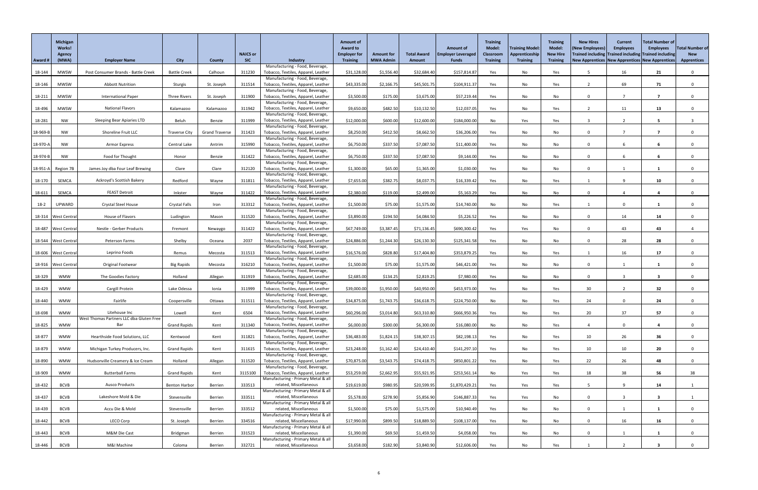| Award # | Michigan Works! Agency (MWA) | Employer Name | City | County | NAICS or SIC | Industry | Amount of Award to Employer for Training | Amount for MWA Admin | Total Award Amount | Amount of Employer Leveraged Funds | Training Model: Classroom Training | Training Model: Apprenticeship Training | Training Model: New Hire Training | New Hires (New Employees) Trained including New Apprentices | Current Employees Trained including New Apprentices | Total Number of Employees Trained including New Apprentices | Total Number of New Apprentices |
|---|---|---|---|---|---|---|---|---|---|---|---|---|---|---|---|---|---|
| 18-144 | MWSW | Post Consumer Brands - Battle Creek | Battle Creek | Calhoun | 311230 | Manufacturing - Food, Beverage, Tobacco, Textiles, Apparel, Leather | $31,128.00 | $1,556.40 | $32,684.40 | $157,814.87 | Yes | No | Yes | 5 | 16 | 21 | 0 |
| 18-146 | MWSW | Abbott Nutrition | Sturgis | St. Joseph | 311514 | Manufacturing - Food, Beverage, Tobacco, Textiles, Apparel, Leather | $43,335.00 | $2,166.75 | $45,501.75 | $104,911.37 | Yes | No | Yes | 2 | 69 | 71 | 0 |
| 18-211 | MWSW | International Paper | Three Rivers | St. Joseph | 311900 | Manufacturing - Food, Beverage, Tobacco, Textiles, Apparel, Leather | $3,500.00 | $175.00 | $3,675.00 | $57,219.44 | Yes | No | No | 0 | 7 | 7 | 0 |
| 18-496 | MWSW | National Flavors | Kalamazoo | Kalamazoo | 311942 | Manufacturing - Food, Beverage, Tobacco, Textiles, Apparel, Leather | $9,650.00 | $482.50 | $10,132.50 | $12,037.05 | Yes | No | Yes | 2 | 11 | 13 | 0 |
| 18-281 | NW | Sleeping Bear Apiaries LTD | Beluh | Benzie | 311999 | Manufacturing - Food, Beverage, Tobacco, Textiles, Apparel, Leather | $12,000.00 | $600.00 | $12,600.00 | $184,000.00 | No | Yes | Yes | 3 | 2 | 5 | 3 |
| 18-969-B | NW | Shoreline Fruit LLC | Traverse City | Grand Traverse | 311423 | Manufacturing - Food, Beverage, Tobacco, Textiles, Apparel, Leather | $8,250.00 | $412.50 | $8,662.50 | $36,206.00 | Yes | No | No | 0 | 7 | 7 | 0 |
| 18-970-A | NW | Armor Express | Central Lake | Antrim | 315990 | Manufacturing - Food, Beverage, Tobacco, Textiles, Apparel, Leather | $6,750.00 | $337.50 | $7,087.50 | $11,400.00 | Yes | No | No | 0 | 6 | 6 | 0 |
| 18-974-B | NW | Food for Thought | Honor | Benzie | 311422 | Manufacturing - Food, Beverage, Tobacco, Textiles, Apparel, Leather | $6,750.00 | $337.50 | $7,087.50 | $9,144.00 | Yes | No | No | 0 | 6 | 6 | 0 |
| 18-951-A | Region 7B | James Joy dba Four Leaf Brewing | Clare | Clare | 312120 | Manufacturing - Food, Beverage, Tobacco, Textiles, Apparel, Leather | $1,300.00 | $65.00 | $1,365.00 | $1,030.00 | Yes | No | No | 0 | 1 | 1 | 0 |
| 18-170 | SEMCA | Ackroyd's Scottish Bakery | Redford | Wayne | 311811 | Manufacturing - Food, Beverage, Tobacco, Textiles, Apparel, Leather | $7,655.00 | $382.75 | $8,037.75 | $16,339.42 | Yes | No | Yes | 1 | 9 | 10 | 0 |
| 18-611 | SEMCA | FEAST Detroit | Inkster | Wayne | 311422 | Manufacturing - Food, Beverage, Tobacco, Textiles, Apparel, Leather | $2,380.00 | $119.00 | $2,499.00 | $5,163.29 | Yes | No | No | 0 | 4 | 4 | 0 |
| 18-2 | UPWARD | Crystal Steel House | Crystal Falls | Iron | 313312 | Manufacturing - Food, Beverage, Tobacco, Textiles, Apparel, Leather | $1,500.00 | $75.00 | $1,575.00 | $14,740.00 | No | No | Yes | 1 | 0 | 1 | 0 |
| 18-314 | West Central | House of Flavors | Ludington | Mason | 311520 | Manufacturing - Food, Beverage, Tobacco, Textiles, Apparel, Leather | $3,890.00 | $194.50 | $4,084.50 | $5,226.52 | Yes | No | No | 0 | 14 | 14 | 0 |
| 18-487 | West Central | Nestle - Gerber Products | Fremont | Newaygo | 311422 | Manufacturing - Food, Beverage, Tobacco, Textiles, Apparel, Leather | $67,749.00 | $3,387.45 | $71,136.45 | $690,300.42 | Yes | Yes | No | 0 | 43 | 43 | 4 |
| 18-544 | West Central | Peterson Farms | Shelby | Oceana | 2037 | Manufacturing - Food, Beverage, Tobacco, Textiles, Apparel, Leather | $24,886.00 | $1,244.30 | $26,130.30 | $125,341.58 | Yes | No | No | 0 | 28 | 28 | 0 |
| 18-606 | West Central | Leprino Foods | Remus | Mecosta | 311513 | Manufacturing - Food, Beverage, Tobacco, Textiles, Apparel, Leather | $16,576.00 | $828.80 | $17,404.80 | $353,879.25 | Yes | No | Yes | 1 | 16 | 17 | 0 |
| 18-916 | West Central | Original Footwear | Big Rapids | Mecosta | 316210 | Manufacturing - Food, Beverage, Tobacco, Textiles, Apparel, Leather | $1,500.00 | $75.00 | $1,575.00 | $46,421.00 | Yes | No | No | 0 | 1 | 1 | 0 |
| 18-329 | WMW | The Goodies Factory | Holland | Allegan | 311919 | Manufacturing - Food, Beverage, Tobacco, Textiles, Apparel, Leather | $2,685.00 | $134.25 | $2,819.25 | $7,980.00 | Yes | No | No | 0 | 3 | 3 | 0 |
| 18-429 | WMW | Cargill Protein | Lake Odessa | Ionia | 311999 | Manufacturing - Food, Beverage, Tobacco, Textiles, Apparel, Leather | $39,000.00 | $1,950.00 | $40,950.00 | $453,973.00 | Yes | No | Yes | 30 | 2 | 32 | 0 |
| 18-440 | WMW | Fairlife | Coopersville | Ottawa | 311511 | Manufacturing - Food, Beverage, Tobacco, Textiles, Apparel, Leather | $34,875.00 | $1,743.75 | $36,618.75 | $224,750.00 | No | No | Yes | 24 | 0 | 24 | 0 |
| 18-698 | WMW | Litehouse Inc | Lowell | Kent | 6504 | Manufacturing - Food, Beverage, Tobacco, Textiles, Apparel, Leather | $60,296.00 | $3,014.80 | $63,310.80 | $666,950.36 | Yes | No | Yes | 20 | 37 | 57 | 0 |
| 18-825 | WMW | West Thomas Partners LLC dba Gluten Free Bar | Grand Rapids | Kent | 311340 | Manufacturing - Food, Beverage, Tobacco, Textiles, Apparel, Leather | $6,000.00 | $300.00 | $6,300.00 | $16,080.00 | No | No | Yes | 4 | 0 | 4 | 0 |
| 18-877 | WMW | Hearthside Food Solutions, LLC | Kentwood | Kent | 311821 | Manufacturing - Food, Beverage, Tobacco, Textiles, Apparel, Leather | $36,483.00 | $1,824.15 | $38,307.15 | $82,198.13 | Yes | No | Yes | 10 | 26 | 36 | 0 |
| 18-879 | WMW | Michigan Turkey Producers, Inc. | Grand Rapids | Kent | 311615 | Manufacturing - Food, Beverage, Tobacco, Textiles, Apparel, Leather | $23,248.00 | $1,162.40 | $24,410.40 | $141,297.10 | Yes | No | Yes | 10 | 10 | 20 | 0 |
| 18-890 | WMW | Hudsonville Creamery & Ice Cream | Holland | Allegan | 311520 | Manufacturing - Food, Beverage, Tobacco, Textiles, Apparel, Leather | $70,875.00 | $3,543.75 | $74,418.75 | $850,801.22 | Yes | No | Yes | 22 | 26 | 48 | 0 |
| 18-909 | WMW | Butterball Farms | Grand Rapids | Kent | 3115100 | Manufacturing - Food, Beverage, Tobacco, Textiles, Apparel, Leather | $53,259.00 | $2,662.95 | $55,921.95 | $253,561.14 | No | Yes | Yes | 18 | 38 | 56 | 38 |
| 18-432 | BCVB | Ausco Products | Benton Harbor | Berrien | 333513 | Manufacturing - Primary Metal & all related, Miscellaneous | $19,619.00 | $980.95 | $20,599.95 | $1,870,429.21 | Yes | Yes | Yes | 5 | 9 | 14 | 1 |
| 18-437 | BCVB | Lakeshore Mold & Die | Stevensville | Berrien | 333511 | Manufacturing - Primary Metal & all related, Miscellaneous | $5,578.00 | $278.90 | $5,856.90 | $146,887.33 | Yes | Yes | No | 0 | 3 | 3 | 1 |
| 18-439 | BCVB | Accu Die & Mold | Stevensville | Berrien | 333512 | Manufacturing - Primary Metal & all related, Miscellaneous | $1,500.00 | $75.00 | $1,575.00 | $10,940.49 | Yes | No | No | 0 | 1 | 1 | 0 |
| 18-442 | BCVB | LECO Corp | St. Joseph | Berrien | 334516 | Manufacturing - Primary Metal & all related, Miscellaneous | $17,990.00 | $899.50 | $18,889.50 | $108,137.00 | Yes | No | No | 0 | 16 | 16 | 0 |
| 18-443 | BCVB | M&M Die Cast | Bridgman | Berrien | 331523 | Manufacturing - Primary Metal & all related, Miscellaneous | $1,390.00 | $69.50 | $1,459.50 | $4,058.00 | Yes | No | No | 0 | 1 | 1 | 0 |
| 18-446 | BCVB | M&I Machine | Coloma | Berrien | 332721 | Manufacturing - Primary Metal & all related, Miscellaneous | $3,658.00 | $182.90 | $3,840.90 | $12,606.00 | Yes | No | Yes | 1 | 2 | 3 | 0 |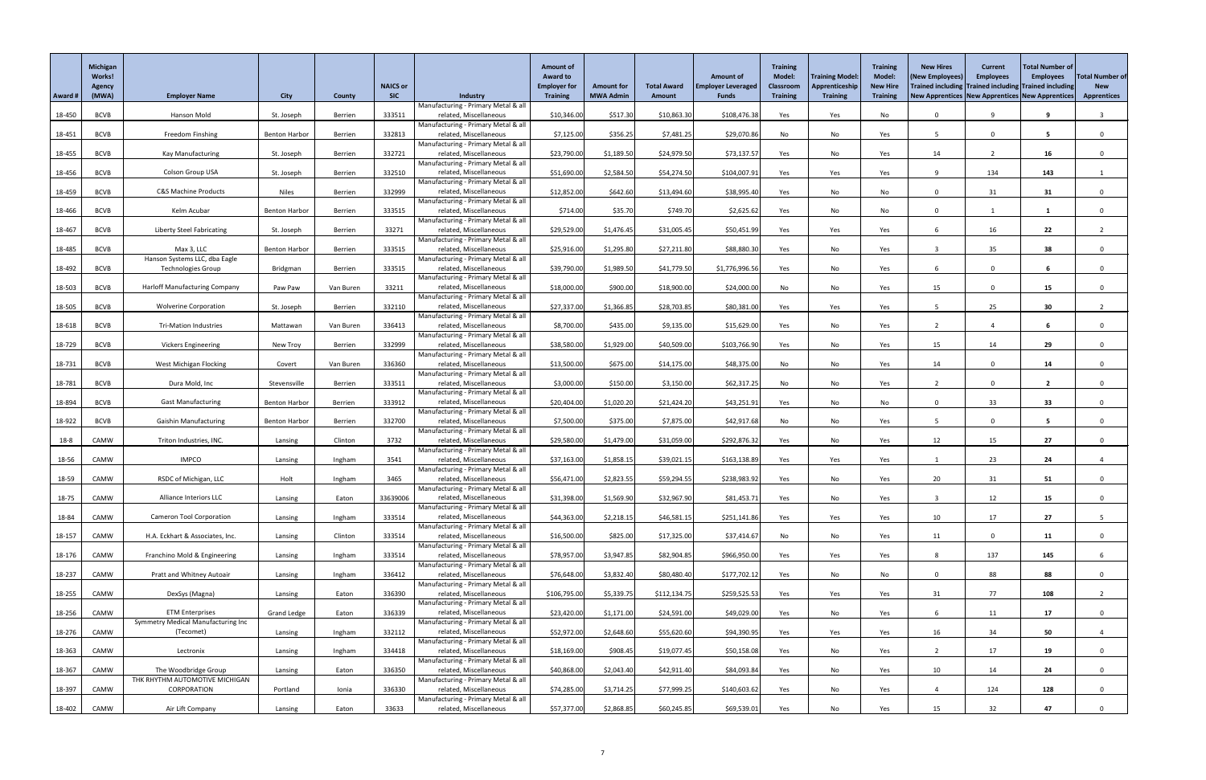| Award # | Michigan Works! Agency (MWA) | Employer Name | City | County | NAICS or SIC | Industry | Amount of Award to Employer for Training | Amount for MWA Admin | Total Award Amount | Amount of Employer Leveraged Funds | Training Model: Classroom Training | Training Model: Apprenticeship Training | Training Model: New Hire Training | New Hires (New Employees) Trained including New Apprentices | Current Employees Trained including New Apprentices | Total Number of Employees Trained including New Apprentices | Total Number of New Apprentices |
|---|---|---|---|---|---|---|---|---|---|---|---|---|---|---|---|---|---|
| 18-450 | BCVB | Hanson Mold | St. Joseph | Berrien | 333511 | Manufacturing - Primary Metal & all related, Miscellaneous | $10,346.00 | $517.30 | $10,863.30 | $108,476.38 | Yes | Yes | No | 0 | 9 | 9 | 3 |
| 18-451 | BCVB | Freedom Finshing | Benton Harbor | Berrien | 332813 | Manufacturing - Primary Metal & all related, Miscellaneous | $7,125.00 | $356.25 | $7,481.25 | $29,070.86 | No | No | Yes | 5 | 0 | 5 | 0 |
| 18-455 | BCVB | Kay Manufacturing | St. Joseph | Berrien | 332721 | Manufacturing - Primary Metal & all related, Miscellaneous | $23,790.00 | $1,189.50 | $24,979.50 | $73,137.57 | Yes | No | Yes | 14 | 2 | 16 | 0 |
| 18-456 | BCVB | Colson Group USA | St. Joseph | Berrien | 332510 | Manufacturing - Primary Metal & all related, Miscellaneous | $51,690.00 | $2,584.50 | $54,274.50 | $104,007.91 | Yes | Yes | Yes | 9 | 134 | 143 | 1 |
| 18-459 | BCVB | C&S Machine Products | Niles | Berrien | 332999 | Manufacturing - Primary Metal & all related, Miscellaneous | $12,852.00 | $642.60 | $13,494.60 | $38,995.40 | Yes | No | No | 0 | 31 | 31 | 0 |
| 18-466 | BCVB | Kelm Acubar | Benton Harbor | Berrien | 333515 | Manufacturing - Primary Metal & all related, Miscellaneous | $714.00 | $35.70 | $749.70 | $2,625.62 | Yes | No | No | 0 | 1 | 1 | 0 |
| 18-467 | BCVB | Liberty Steel Fabricating | St. Joseph | Berrien | 33271 | Manufacturing - Primary Metal & all related, Miscellaneous | $29,529.00 | $1,476.45 | $31,005.45 | $50,451.99 | Yes | Yes | Yes | 6 | 16 | 22 | 2 |
| 18-485 | BCVB | Max 3, LLC | Benton Harbor | Berrien | 333515 | Manufacturing - Primary Metal & all related, Miscellaneous | $25,916.00 | $1,295.80 | $27,211.80 | $88,880.30 | Yes | No | Yes | 3 | 35 | 38 | 0 |
| 18-492 | BCVB | Hanson Systems LLC, dba Eagle Technologies Group | Bridgman | Berrien | 333515 | Manufacturing - Primary Metal & all related, Miscellaneous | $39,790.00 | $1,989.50 | $41,779.50 | $1,776,996.56 | Yes | No | Yes | 6 | 0 | 6 | 0 |
| 18-503 | BCVB | Harloff Manufacturing Company | Paw Paw | Van Buren | 33211 | Manufacturing - Primary Metal & all related, Miscellaneous | $18,000.00 | $900.00 | $18,900.00 | $24,000.00 | No | No | Yes | 15 | 0 | 15 | 0 |
| 18-505 | BCVB | Wolverine Corporation | St. Joseph | Berrien | 332110 | Manufacturing - Primary Metal & all related, Miscellaneous | $27,337.00 | $1,366.85 | $28,703.85 | $80,381.00 | Yes | Yes | Yes | 5 | 25 | 30 | 2 |
| 18-618 | BCVB | Tri-Mation Industries | Mattawan | Van Buren | 336413 | Manufacturing - Primary Metal & all related, Miscellaneous | $8,700.00 | $435.00 | $9,135.00 | $15,629.00 | Yes | No | Yes | 2 | 4 | 6 | 0 |
| 18-729 | BCVB | Vickers Engineering | New Troy | Berrien | 332999 | Manufacturing - Primary Metal & all related, Miscellaneous | $38,580.00 | $1,929.00 | $40,509.00 | $103,766.90 | Yes | No | Yes | 15 | 14 | 29 | 0 |
| 18-731 | BCVB | West Michigan Flocking | Covert | Van Buren | 336360 | Manufacturing - Primary Metal & all related, Miscellaneous | $13,500.00 | $675.00 | $14,175.00 | $48,375.00 | No | No | Yes | 14 | 0 | 14 | 0 |
| 18-781 | BCVB | Dura Mold, Inc | Stevensville | Berrien | 333511 | Manufacturing - Primary Metal & all related, Miscellaneous | $3,000.00 | $150.00 | $3,150.00 | $62,317.25 | No | No | Yes | 2 | 0 | 2 | 0 |
| 18-894 | BCVB | Gast Manufacturing | Benton Harbor | Berrien | 333912 | Manufacturing - Primary Metal & all related, Miscellaneous | $20,404.00 | $1,020.20 | $21,424.20 | $43,251.91 | Yes | No | No | 0 | 33 | 33 | 0 |
| 18-922 | BCVB | Gaishin Manufacturing | Benton Harbor | Berrien | 332700 | Manufacturing - Primary Metal & all related, Miscellaneous | $7,500.00 | $375.00 | $7,875.00 | $42,917.68 | No | No | Yes | 5 | 0 | 5 | 0 |
| 18-8 | CAMW | Triton Industries, INC. | Lansing | Clinton | 3732 | Manufacturing - Primary Metal & all related, Miscellaneous | $29,580.00 | $1,479.00 | $31,059.00 | $292,876.32 | Yes | No | Yes | 12 | 15 | 27 | 0 |
| 18-56 | CAMW | IMPCO | Lansing | Ingham | 3541 | Manufacturing - Primary Metal & all related, Miscellaneous | $37,163.00 | $1,858.15 | $39,021.15 | $163,138.89 | Yes | Yes | Yes | 1 | 23 | 24 | 4 |
| 18-59 | CAMW | RSDC of Michigan, LLC | Holt | Ingham | 3465 | Manufacturing - Primary Metal & all related, Miscellaneous | $56,471.00 | $2,823.55 | $59,294.55 | $238,983.92 | Yes | No | Yes | 20 | 31 | 51 | 0 |
| 18-75 | CAMW | Alliance Interiors LLC | Lansing | Eaton | 33639006 | Manufacturing - Primary Metal & all related, Miscellaneous | $31,398.00 | $1,569.90 | $32,967.90 | $81,453.71 | Yes | No | Yes | 3 | 12 | 15 | 0 |
| 18-84 | CAMW | Cameron Tool Corporation | Lansing | Ingham | 333514 | Manufacturing - Primary Metal & all related, Miscellaneous | $44,363.00 | $2,218.15 | $46,581.15 | $251,141.86 | Yes | Yes | Yes | 10 | 17 | 27 | 5 |
| 18-157 | CAMW | H.A. Eckhart & Associates, Inc. | Lansing | Clinton | 333514 | Manufacturing - Primary Metal & all related, Miscellaneous | $16,500.00 | $825.00 | $17,325.00 | $37,414.67 | No | No | Yes | 11 | 0 | 11 | 0 |
| 18-176 | CAMW | Franchino Mold & Engineering | Lansing | Ingham | 333514 | Manufacturing - Primary Metal & all related, Miscellaneous | $78,957.00 | $3,947.85 | $82,904.85 | $966,950.00 | Yes | Yes | Yes | 8 | 137 | 145 | 6 |
| 18-237 | CAMW | Pratt and Whitney Autoair | Lansing | Ingham | 336412 | Manufacturing - Primary Metal & all related, Miscellaneous | $76,648.00 | $3,832.40 | $80,480.40 | $177,702.12 | Yes | No | No | 0 | 88 | 88 | 0 |
| 18-255 | CAMW | DexSys (Magna) | Lansing | Eaton | 336390 | Manufacturing - Primary Metal & all related, Miscellaneous | $106,795.00 | $5,339.75 | $112,134.75 | $259,525.53 | Yes | Yes | Yes | 31 | 77 | 108 | 2 |
| 18-256 | CAMW | ETM Enterprises | Grand Ledge | Eaton | 336339 | Manufacturing - Primary Metal & all related, Miscellaneous | $23,420.00 | $1,171.00 | $24,591.00 | $49,029.00 | Yes | No | Yes | 6 | 11 | 17 | 0 |
| 18-276 | CAMW | Symmetry Medical Manufacturing Inc (Tecomet) | Lansing | Ingham | 332112 | Manufacturing - Primary Metal & all related, Miscellaneous | $52,972.00 | $2,648.60 | $55,620.60 | $94,390.95 | Yes | Yes | Yes | 16 | 34 | 50 | 4 |
| 18-363 | CAMW | Lectronix | Lansing | Ingham | 334418 | Manufacturing - Primary Metal & all related, Miscellaneous | $18,169.00 | $908.45 | $19,077.45 | $50,158.08 | Yes | No | Yes | 2 | 17 | 19 | 0 |
| 18-367 | CAMW | The Woodbridge Group | Lansing | Eaton | 336350 | Manufacturing - Primary Metal & all related, Miscellaneous | $40,868.00 | $2,043.40 | $42,911.40 | $84,093.84 | Yes | No | Yes | 10 | 14 | 24 | 0 |
| 18-397 | CAMW | THK RHYTHM AUTOMOTIVE MICHIGAN CORPORATION | Portland | Ionia | 336330 | Manufacturing - Primary Metal & all related, Miscellaneous | $74,285.00 | $3,714.25 | $77,999.25 | $140,603.62 | Yes | No | Yes | 4 | 124 | 128 | 0 |
| 18-402 | CAMW | Air Lift Company | Lansing | Eaton | 33633 | Manufacturing - Primary Metal & all related, Miscellaneous | $57,377.00 | $2,868.85 | $60,245.85 | $69,539.01 | Yes | No | Yes | 15 | 32 | 47 | 0 |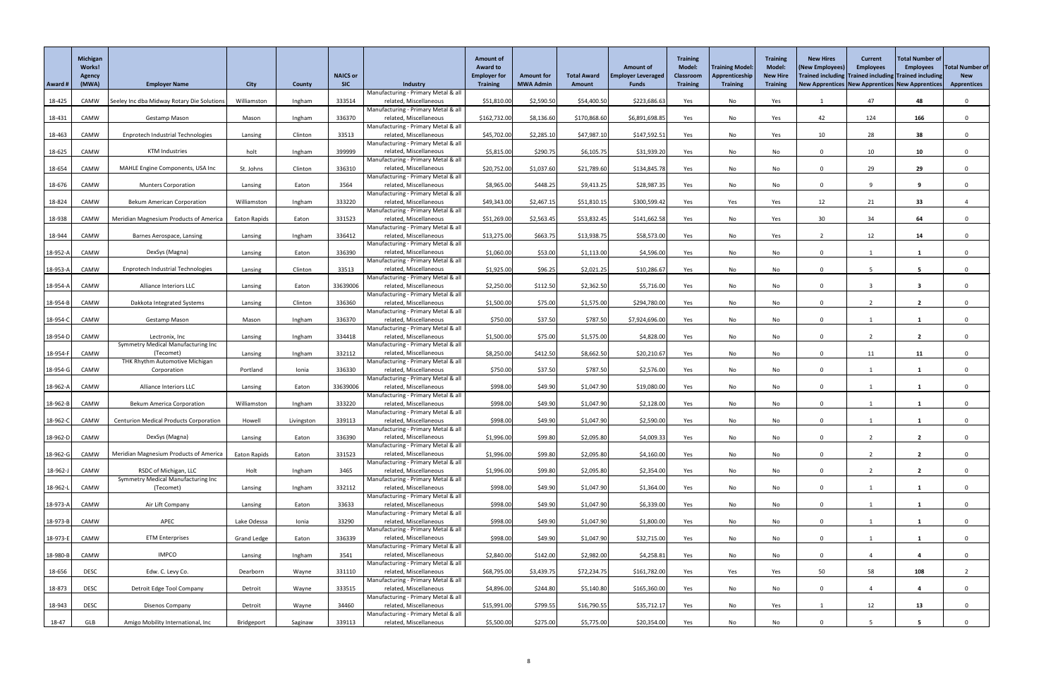| Award # | Michigan Works! Agency (MWA) | Employer Name | City | County | NAICS or SIC | Industry | Amount of Award to Employer for Training | Amount for MWA Admin | Total Award Amount | Amount of Employer Leveraged Funds | Training Model: Classroom Training | Training Model: Apprenticeship Training | Training Model: New Hire Training | New Hires (New Employees) Trained including New Apprentices | Current Employees Trained including New Apprentices | Total Number of Employees Trained including New Apprentices | Total Number of New Apprentices |
|---|---|---|---|---|---|---|---|---|---|---|---|---|---|---|---|---|---|
| 18-425 | CAMW | Seeley Inc dba Midway Rotary Die Solutions | Williamston | Ingham | 333514 | Manufacturing - Primary Metal & all related, Miscellaneous | $51,810.00 | $2,590.50 | $54,400.50 | $223,686.63 | Yes | No | Yes | 1 | 47 | **48** | 0 |
| 18-431 | CAMW | Gestamp Mason | Mason | Ingham | 336370 | Manufacturing - Primary Metal & all related, Miscellaneous | $162,732.00 | $8,136.60 | $170,868.60 | $6,891,698.85 | Yes | No | Yes | 42 | 124 | **166** | 0 |
| 18-463 | CAMW | Enprotech Industrial Technologies | Lansing | Clinton | 33513 | Manufacturing - Primary Metal & all related, Miscellaneous | $45,702.00 | $2,285.10 | $47,987.10 | $147,592.51 | Yes | No | Yes | 10 | 28 | **38** | 0 |
| 18-625 | CAMW | KTM Industries | holt | Ingham | 399999 | Manufacturing - Primary Metal & all related, Miscellaneous | $5,815.00 | $290.75 | $6,105.75 | $31,939.20 | Yes | No | No | 0 | 10 | **10** | 0 |
| 18-654 | CAMW | MAHLE Engine Components, USA Inc | St. Johns | Clinton | 336310 | Manufacturing - Primary Metal & all related, Miscellaneous | $20,752.00 | $1,037.60 | $21,789.60 | $134,845.78 | Yes | No | No | 0 | 29 | **29** | 0 |
| 18-676 | CAMW | Munters Corporation | Lansing | Eaton | 3564 | Manufacturing - Primary Metal & all related, Miscellaneous | $8,965.00 | $448.25 | $9,413.25 | $28,987.35 | Yes | No | No | 0 | 9 | **9** | 0 |
| 18-824 | CAMW | Bekum American Corporation | Williamston | Ingham | 333220 | Manufacturing - Primary Metal & all related, Miscellaneous | $49,343.00 | $2,467.15 | $51,810.15 | $300,599.42 | Yes | Yes | Yes | 12 | 21 | **33** | 4 |
| 18-938 | CAMW | Meridian Magnesium Products of America | Eaton Rapids | Eaton | 331523 | Manufacturing - Primary Metal & all related, Miscellaneous | $51,269.00 | $2,563.45 | $53,832.45 | $141,662.58 | Yes | No | Yes | 30 | 34 | **64** | 0 |
| 18-944 | CAMW | Barnes Aerospace, Lansing | Lansing | Ingham | 336412 | Manufacturing - Primary Metal & all related, Miscellaneous | $13,275.00 | $663.75 | $13,938.75 | $58,573.00 | Yes | No | Yes | 2 | 12 | **14** | 0 |
| 18-952-A | CAMW | DexSys (Magna) | Lansing | Eaton | 336390 | Manufacturing - Primary Metal & all related, Miscellaneous | $1,060.00 | $53.00 | $1,113.00 | $4,596.00 | Yes | No | No | 0 | 1 | **1** | 0 |
| 18-953-A | CAMW | Enprotech Industrial Technologies | Lansing | Clinton | 33513 | Manufacturing - Primary Metal & all related, Miscellaneous | $1,925.00 | $96.25 | $2,021.25 | $10,286.67 | Yes | No | No | 0 | 5 | **5** | 0 |
| 18-954-A | CAMW | Alliance Interiors LLC | Lansing | Eaton | 33639006 | Manufacturing - Primary Metal & all related, Miscellaneous | $2,250.00 | $112.50 | $2,362.50 | $5,716.00 | Yes | No | No | 0 | 3 | **3** | 0 |
| 18-954-B | CAMW | Dakkota Integrated Systems | Lansing | Clinton | 336360 | Manufacturing - Primary Metal & all related, Miscellaneous | $1,500.00 | $75.00 | $1,575.00 | $294,780.00 | Yes | No | No | 0 | 2 | **2** | 0 |
| 18-954-C | CAMW | Gestamp Mason | Mason | Ingham | 336370 | Manufacturing - Primary Metal & all related, Miscellaneous | $750.00 | $37.50 | $787.50 | $7,924,696.00 | Yes | No | No | 0 | 1 | **1** | 0 |
| 18-954-D | CAMW | Lectronix, Inc | Lansing | Ingham | 334418 | Manufacturing - Primary Metal & all related, Miscellaneous | $1,500.00 | $75.00 | $1,575.00 | $4,828.00 | Yes | No | No | 0 | 2 | **2** | 0 |
| 18-954-F | CAMW | Symmetry Medical Manufacturing Inc (Tecomet) | Lansing | Ingham | 332112 | Manufacturing - Primary Metal & all related, Miscellaneous | $8,250.00 | $412.50 | $8,662.50 | $20,210.67 | Yes | No | No | 0 | 11 | **11** | 0 |
| 18-954-G | CAMW | THK Rhythm Automotive Michigan Corporation | Portland | Ionia | 336330 | Manufacturing - Primary Metal & all related, Miscellaneous | $750.00 | $37.50 | $787.50 | $2,576.00 | Yes | No | No | 0 | 1 | **1** | 0 |
| 18-962-A | CAMW | Alliance Interiors LLC | Lansing | Eaton | 33639006 | Manufacturing - Primary Metal & all related, Miscellaneous | $998.00 | $49.90 | $1,047.90 | $19,080.00 | Yes | No | No | 0 | 1 | **1** | 0 |
| 18-962-B | CAMW | Bekum America Corporation | Williamston | Ingham | 333220 | Manufacturing - Primary Metal & all related, Miscellaneous | $998.00 | $49.90 | $1,047.90 | $2,128.00 | Yes | No | No | 0 | 1 | **1** | 0 |
| 18-962-C | CAMW | Centurion Medical Products Corporation | Howell | Livingston | 339113 | Manufacturing - Primary Metal & all related, Miscellaneous | $998.00 | $49.90 | $1,047.90 | $2,590.00 | Yes | No | No | 0 | 1 | **1** | 0 |
| 18-962-D | CAMW | DexSys (Magna) | Lansing | Eaton | 336390 | Manufacturing - Primary Metal & all related, Miscellaneous | $1,996.00 | $99.80 | $2,095.80 | $4,009.33 | Yes | No | No | 0 | 2 | **2** | 0 |
| 18-962-G | CAMW | Meridian Magnesium Products of America | Eaton Rapids | Eaton | 331523 | Manufacturing - Primary Metal & all related, Miscellaneous | $1,996.00 | $99.80 | $2,095.80 | $4,160.00 | Yes | No | No | 0 | 2 | **2** | 0 |
| 18-962-J | CAMW | RSDC of Michigan, LLC | Holt | Ingham | 3465 | Manufacturing - Primary Metal & all related, Miscellaneous | $1,996.00 | $99.80 | $2,095.80 | $2,354.00 | Yes | No | No | 0 | 2 | **2** | 0 |
| 18-962-L | CAMW | Symmetry Medical Manufacturing Inc (Tecomet) | Lansing | Ingham | 332112 | Manufacturing - Primary Metal & all related, Miscellaneous | $998.00 | $49.90 | $1,047.90 | $1,364.00 | Yes | No | No | 0 | 1 | **1** | 0 |
| 18-973-A | CAMW | Air Lift Company | Lansing | Eaton | 33633 | Manufacturing - Primary Metal & all related, Miscellaneous | $998.00 | $49.90 | $1,047.90 | $6,339.00 | Yes | No | No | 0 | 1 | **1** | 0 |
| 18-973-B | CAMW | APEC | Lake Odessa | Ionia | 33290 | Manufacturing - Primary Metal & all related, Miscellaneous | $998.00 | $49.90 | $1,047.90 | $1,800.00 | Yes | No | No | 0 | 1 | **1** | 0 |
| 18-973-E | CAMW | ETM Enterprises | Grand Ledge | Eaton | 336339 | Manufacturing - Primary Metal & all related, Miscellaneous | $998.00 | $49.90 | $1,047.90 | $32,715.00 | Yes | No | No | 0 | 1 | **1** | 0 |
| 18-980-B | CAMW | IMPCO | Lansing | Ingham | 3541 | Manufacturing - Primary Metal & all related, Miscellaneous | $2,840.00 | $142.00 | $2,982.00 | $4,258.81 | Yes | No | No | 0 | 4 | **4** | 0 |
| 18-656 | DESC | Edw. C. Levy Co. | Dearborn | Wayne | 331110 | Manufacturing - Primary Metal & all related, Miscellaneous | $68,795.00 | $3,439.75 | $72,234.75 | $161,782.00 | Yes | Yes | Yes | 50 | 58 | **108** | 2 |
| 18-873 | DESC | Detroit Edge Tool Company | Detroit | Wayne | 333515 | Manufacturing - Primary Metal & all related, Miscellaneous | $4,896.00 | $244.80 | $5,140.80 | $165,360.00 | Yes | No | No | 0 | 4 | **4** | 0 |
| 18-943 | DESC | Disenos Company | Detroit | Wayne | 34460 | Manufacturing - Primary Metal & all related, Miscellaneous | $15,991.00 | $799.55 | $16,790.55 | $35,712.17 | Yes | No | Yes | 1 | 12 | **13** | 0 |
| 18-47 | GLB | Amigo Mobility International, Inc | Bridgeport | Saginaw | 339113 | Manufacturing - Primary Metal & all related, Miscellaneous | $5,500.00 | $275.00 | $5,775.00 | $20,354.00 | Yes | No | No | 0 | 5 | **5** | 0 |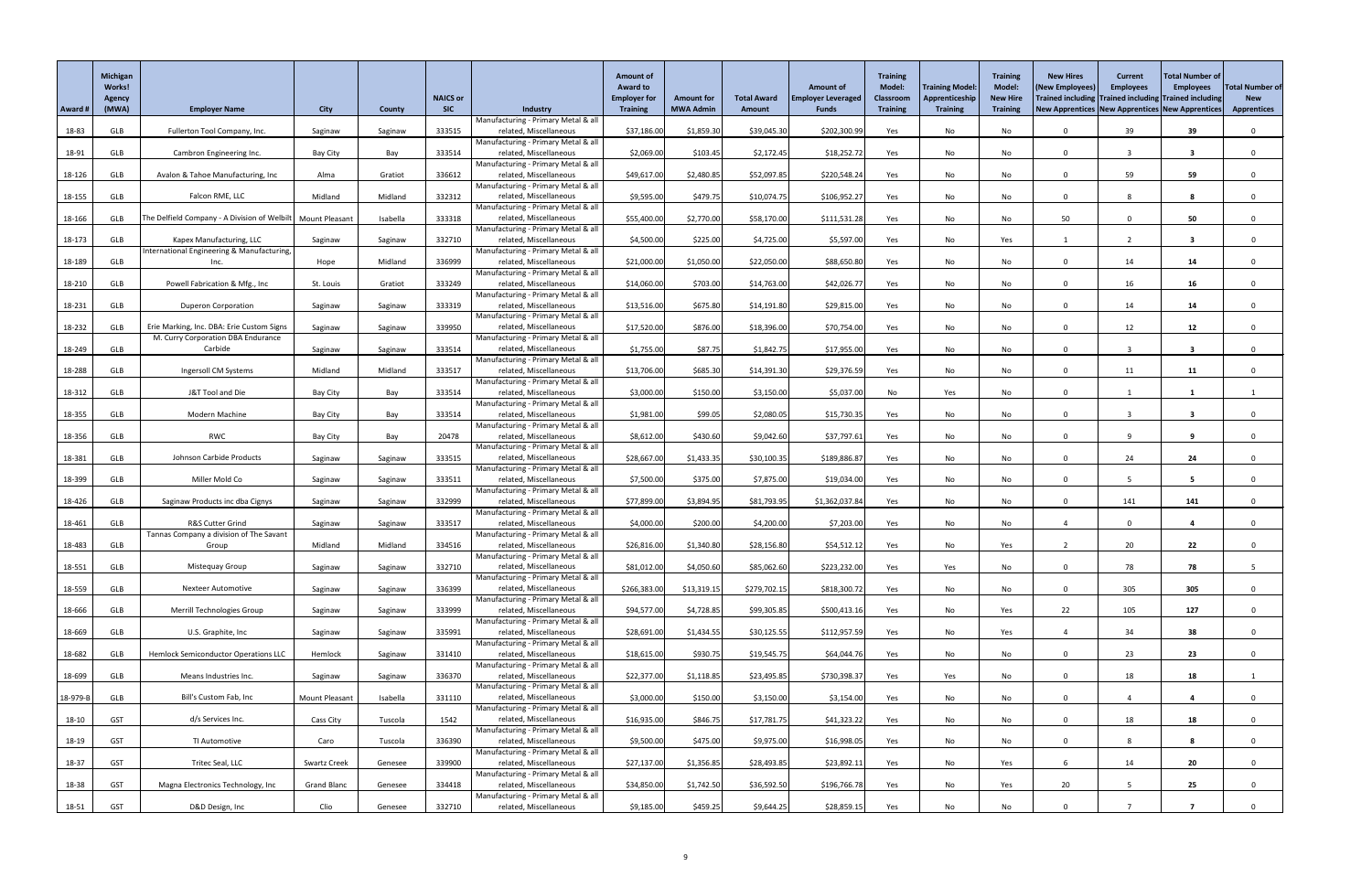| Award # | Michigan Works! Agency (MWA) | Employer Name | City | County | NAICS or SIC | Industry | Amount of Award to Employer for Training | Amount for MWA Admin | Total Award Amount | Amount of Employer Leveraged Funds | Training Model: Classroom Training | Training Model: Apprenticeship Training | Training Model: New Hire Training | New Hires (New Employees) Trained including New Apprentices | Current Employees Trained including New Apprentices | Total Number of Employees Trained including New Apprentices | Total Number of New Apprentices |
|---|---|---|---|---|---|---|---|---|---|---|---|---|---|---|---|---|---|
| 18-83 | GLB | Fullerton Tool Company, Inc. | Saginaw | Saginaw | 333515 | Manufacturing - Primary Metal & all related, Miscellaneous | $37,186.00 | $1,859.30 | $39,045.30 | $202,300.99 | Yes | No | No | 0 | 39 | 39 | 0 |
| 18-91 | GLB | Cambron Engineering Inc. | Bay City | Bay | 333514 | Manufacturing - Primary Metal & all related, Miscellaneous | $2,069.00 | $103.45 | $2,172.45 | $18,252.72 | Yes | No | No | 0 | 3 | 3 | 0 |
| 18-126 | GLB | Avalon & Tahoe Manufacturing, Inc | Alma | Gratiot | 336612 | Manufacturing - Primary Metal & all related, Miscellaneous | $49,617.00 | $2,480.85 | $52,097.85 | $220,548.24 | Yes | No | No | 0 | 59 | 59 | 0 |
| 18-155 | GLB | Falcon RME, LLC | Midland | Midland | 332312 | Manufacturing - Primary Metal & all related, Miscellaneous | $9,595.00 | $479.75 | $10,074.75 | $106,952.27 | Yes | No | No | 0 | 8 | 8 | 0 |
| 18-166 | GLB | The Delfield Company - A Division of Welbilt | Mount Pleasant | Isabella | 333318 | Manufacturing - Primary Metal & all related, Miscellaneous | $55,400.00 | $2,770.00 | $58,170.00 | $111,531.28 | Yes | No | No | 50 | 0 | 50 | 0 |
| 18-173 | GLB | Kapex Manufacturing, LLC | Saginaw | Saginaw | 332710 | Manufacturing - Primary Metal & all related, Miscellaneous | $4,500.00 | $225.00 | $4,725.00 | $5,597.00 | Yes | No | Yes | 1 | 2 | 3 | 0 |
| 18-189 | GLB | International Engineering & Manufacturing, Inc. | Hope | Midland | 336999 | Manufacturing - Primary Metal & all related, Miscellaneous | $21,000.00 | $1,050.00 | $22,050.00 | $88,650.80 | Yes | No | No | 0 | 14 | 14 | 0 |
| 18-210 | GLB | Powell Fabrication & Mfg., Inc | St. Louis | Gratiot | 333249 | Manufacturing - Primary Metal & all related, Miscellaneous | $14,060.00 | $703.00 | $14,763.00 | $42,026.77 | Yes | No | No | 0 | 16 | 16 | 0 |
| 18-231 | GLB | Duperon Corporation | Saginaw | Saginaw | 333319 | Manufacturing - Primary Metal & all related, Miscellaneous | $13,516.00 | $675.80 | $14,191.80 | $29,815.00 | Yes | No | No | 0 | 14 | 14 | 0 |
| 18-232 | GLB | Erie Marking, Inc. DBA: Erie Custom Signs | Saginaw | Saginaw | 339950 | Manufacturing - Primary Metal & all related, Miscellaneous | $17,520.00 | $876.00 | $18,396.00 | $70,754.00 | Yes | No | No | 0 | 12 | 12 | 0 |
| 18-249 | GLB | M. Curry Corporation DBA Endurance Carbide | Saginaw | Saginaw | 333514 | Manufacturing - Primary Metal & all related, Miscellaneous | $1,755.00 | $87.75 | $1,842.75 | $17,955.00 | Yes | No | No | 0 | 3 | 3 | 0 |
| 18-288 | GLB | Ingersoll CM Systems | Midland | Midland | 333517 | Manufacturing - Primary Metal & all related, Miscellaneous | $13,706.00 | $685.30 | $14,391.30 | $29,376.59 | Yes | No | No | 0 | 11 | 11 | 0 |
| 18-312 | GLB | J&T Tool and Die | Bay City | Bay | 333514 | Manufacturing - Primary Metal & all related, Miscellaneous | $3,000.00 | $150.00 | $3,150.00 | $5,037.00 | No | Yes | No | 0 | 1 | 1 | 1 |
| 18-355 | GLB | Modern Machine | Bay City | Bay | 333514 | Manufacturing - Primary Metal & all related, Miscellaneous | $1,981.00 | $99.05 | $2,080.05 | $15,730.35 | Yes | No | No | 0 | 3 | 3 | 0 |
| 18-356 | GLB | RWC | Bay City | Bay | 20478 | Manufacturing - Primary Metal & all related, Miscellaneous | $8,612.00 | $430.60 | $9,042.60 | $37,797.61 | Yes | No | No | 0 | 9 | 9 | 0 |
| 18-381 | GLB | Johnson Carbide Products | Saginaw | Saginaw | 333515 | Manufacturing - Primary Metal & all related, Miscellaneous | $28,667.00 | $1,433.35 | $30,100.35 | $189,886.87 | Yes | No | No | 0 | 24 | 24 | 0 |
| 18-399 | GLB | Miller Mold Co | Saginaw | Saginaw | 333511 | Manufacturing - Primary Metal & all related, Miscellaneous | $7,500.00 | $375.00 | $7,875.00 | $19,034.00 | Yes | No | No | 0 | 5 | 5 | 0 |
| 18-426 | GLB | Saginaw Products inc dba Cignys | Saginaw | Saginaw | 332999 | Manufacturing - Primary Metal & all related, Miscellaneous | $77,899.00 | $3,894.95 | $81,793.95 | $1,362,037.84 | Yes | No | No | 0 | 141 | 141 | 0 |
| 18-461 | GLB | R&S Cutter Grind | Saginaw | Saginaw | 333517 | Manufacturing - Primary Metal & all related, Miscellaneous | $4,000.00 | $200.00 | $4,200.00 | $7,203.00 | Yes | No | No | 4 | 0 | 4 | 0 |
| 18-483 | GLB | Tannas Company a division of The Savant Group | Midland | Midland | 334516 | Manufacturing - Primary Metal & all related, Miscellaneous | $26,816.00 | $1,340.80 | $28,156.80 | $54,512.12 | Yes | No | Yes | 2 | 20 | 22 | 0 |
| 18-551 | GLB | Mistequay Group | Saginaw | Saginaw | 332710 | Manufacturing - Primary Metal & all related, Miscellaneous | $81,012.00 | $4,050.60 | $85,062.60 | $223,232.00 | Yes | Yes | No | 0 | 78 | 78 | 5 |
| 18-559 | GLB | Nexteer Automotive | Saginaw | Saginaw | 336399 | Manufacturing - Primary Metal & all related, Miscellaneous | $266,383.00 | $13,319.15 | $279,702.15 | $818,300.72 | Yes | No | No | 0 | 305 | 305 | 0 |
| 18-666 | GLB | Merrill Technologies Group | Saginaw | Saginaw | 333999 | Manufacturing - Primary Metal & all related, Miscellaneous | $94,577.00 | $4,728.85 | $99,305.85 | $500,413.16 | Yes | No | Yes | 22 | 105 | 127 | 0 |
| 18-669 | GLB | U.S. Graphite, Inc | Saginaw | Saginaw | 335991 | Manufacturing - Primary Metal & all related, Miscellaneous | $28,691.00 | $1,434.55 | $30,125.55 | $112,957.59 | Yes | No | Yes | 4 | 34 | 38 | 0 |
| 18-682 | GLB | Hemlock Semiconductor Operations LLC | Hemlock | Saginaw | 331410 | Manufacturing - Primary Metal & all related, Miscellaneous | $18,615.00 | $930.75 | $19,545.75 | $64,044.76 | Yes | No | No | 0 | 23 | 23 | 0 |
| 18-699 | GLB | Means Industries Inc. | Saginaw | Saginaw | 336370 | Manufacturing - Primary Metal & all related, Miscellaneous | $22,377.00 | $1,118.85 | $23,495.85 | $730,398.37 | Yes | Yes | No | 0 | 18 | 18 | 1 |
| 18-979-B | GLB | Bill's Custom Fab, Inc | Mount Pleasant | Isabella | 331110 | Manufacturing - Primary Metal & all related, Miscellaneous | $3,000.00 | $150.00 | $3,150.00 | $3,154.00 | Yes | No | No | 0 | 4 | 4 | 0 |
| 18-10 | GST | d/s Services Inc. | Cass City | Tuscola | 1542 | Manufacturing - Primary Metal & all related, Miscellaneous | $16,935.00 | $846.75 | $17,781.75 | $41,323.22 | Yes | No | No | 0 | 18 | 18 | 0 |
| 18-19 | GST | TI Automotive | Caro | Tuscola | 336390 | Manufacturing - Primary Metal & all related, Miscellaneous | $9,500.00 | $475.00 | $9,975.00 | $16,998.05 | Yes | No | No | 0 | 8 | 8 | 0 |
| 18-37 | GST | Tritec Seal, LLC | Swartz Creek | Genesee | 339900 | Manufacturing - Primary Metal & all related, Miscellaneous | $27,137.00 | $1,356.85 | $28,493.85 | $23,892.11 | Yes | No | Yes | 6 | 14 | 20 | 0 |
| 18-38 | GST | Magna Electronics Technology, Inc | Grand Blanc | Genesee | 334418 | Manufacturing - Primary Metal & all related, Miscellaneous | $34,850.00 | $1,742.50 | $36,592.50 | $196,766.78 | Yes | No | Yes | 20 | 5 | 25 | 0 |
| 18-51 | GST | D&D Design, Inc | Clio | Genesee | 332710 | Manufacturing - Primary Metal & all related, Miscellaneous | $9,185.00 | $459.25 | $9,644.25 | $28,859.15 | Yes | No | No | 0 | 7 | 7 | 0 |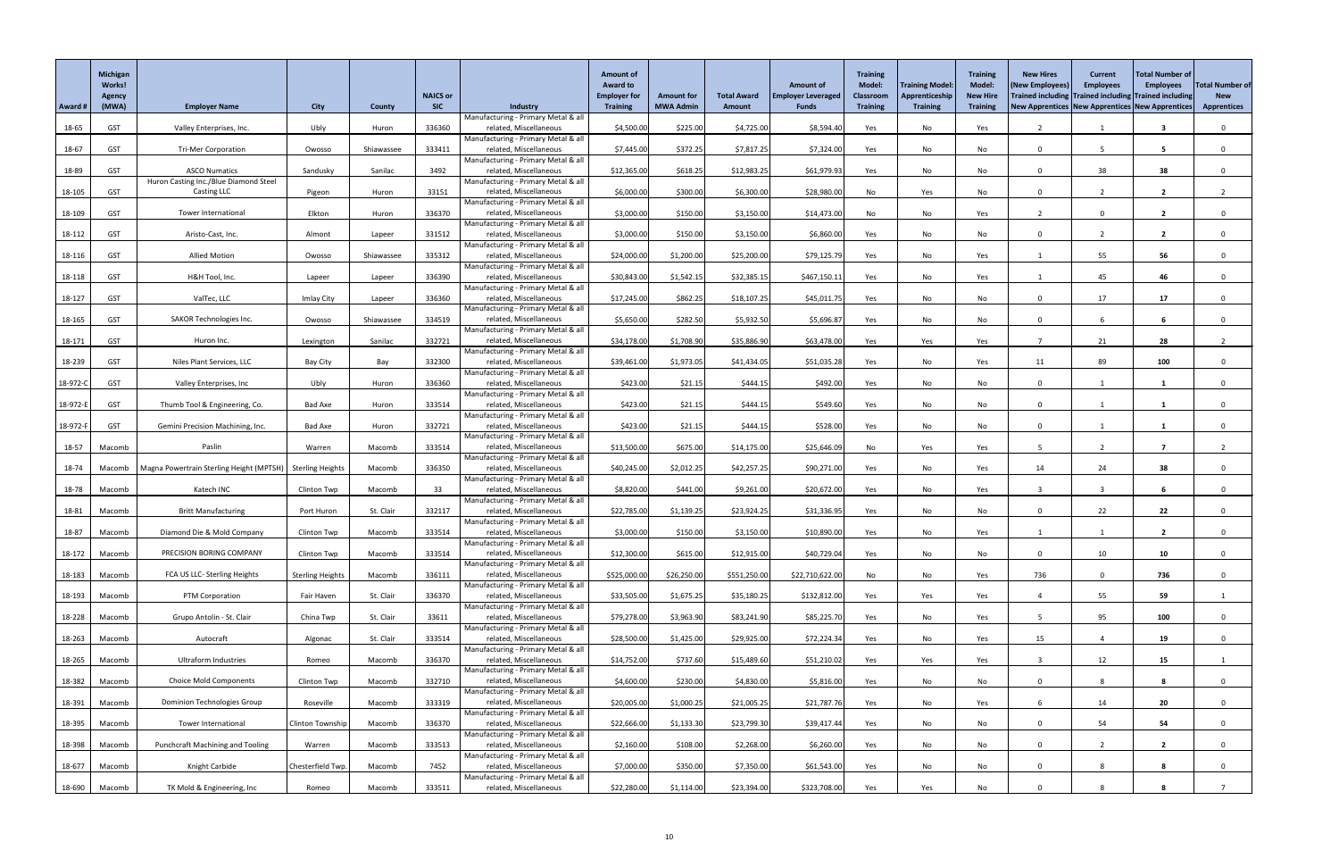| Award # | Michigan Works! Agency (MWA) | Employer Name | City | County | NAICS or SIC | Industry | Amount of Award to Employer for Training | Amount for MWA Admin | Total Award Amount | Amount of Employer Leveraged Funds | Training Model: Classroom Training | Training Model: Apprenticeship Training | Training Model: New Hire Training | New Hires (New Employees) Trained including New Apprentices | Current Employees Trained including New Apprentices | Total Number of Employees Trained including New Apprentices | Total Number of New Apprentices |
|---|---|---|---|---|---|---|---|---|---|---|---|---|---|---|---|---|---|
| 18-65 | GST | Valley Enterprises, Inc. | Ubly | Huron | 336360 | Manufacturing - Primary Metal & all related, Miscellaneous | $4,500.00 | $225.00 | $4,725.00 | $8,594.40 | Yes | No | Yes | 2 | 1 | 3 | 0 |
| 18-67 | GST | Tri-Mer Corporation | Owosso | Shiawassee | 333411 | Manufacturing - Primary Metal & all related, Miscellaneous | $7,445.00 | $372.25 | $7,817.25 | $7,324.00 | Yes | No | No | 0 | 5 | 5 | 0 |
| 18-89 | GST | ASCO Numatics | Sandusky | Sanilac | 3492 | Manufacturing - Primary Metal & all related, Miscellaneous | $12,365.00 | $618.25 | $12,983.25 | $61,979.93 | Yes | No | No | 0 | 38 | 38 | 0 |
| 18-105 | GST | Huron Casting Inc./Blue Diamond Steel Casting LLC | Pigeon | Huron | 33151 | Manufacturing - Primary Metal & all related, Miscellaneous | $6,000.00 | $300.00 | $6,300.00 | $28,980.00 | No | Yes | No | 0 | 2 | 2 | 2 |
| 18-109 | GST | Tower International | Elkton | Huron | 336370 | Manufacturing - Primary Metal & all related, Miscellaneous | $3,000.00 | $150.00 | $3,150.00 | $14,473.00 | No | No | Yes | 2 | 0 | 2 | 0 |
| 18-112 | GST | Aristo-Cast, Inc. | Almont | Lapeer | 331512 | Manufacturing - Primary Metal & all related, Miscellaneous | $3,000.00 | $150.00 | $3,150.00 | $6,860.00 | Yes | No | No | 0 | 2 | 2 | 0 |
| 18-116 | GST | Allied Motion | Owosso | Shiawassee | 335312 | Manufacturing - Primary Metal & all related, Miscellaneous | $24,000.00 | $1,200.00 | $25,200.00 | $79,125.79 | Yes | No | Yes | 1 | 55 | 56 | 0 |
| 18-118 | GST | H&H Tool, Inc. | Lapeer | Lapeer | 336390 | Manufacturing - Primary Metal & all related, Miscellaneous | $30,843.00 | $1,542.15 | $32,385.15 | $467,150.11 | Yes | No | Yes | 1 | 45 | 46 | 0 |
| 18-127 | GST | ValTec, LLC | Imlay City | Lapeer | 336360 | Manufacturing - Primary Metal & all related, Miscellaneous | $17,245.00 | $862.25 | $18,107.25 | $45,011.75 | Yes | No | No | 0 | 17 | 17 | 0 |
| 18-165 | GST | SAKOR Technologies Inc. | Owosso | Shiawassee | 334519 | Manufacturing - Primary Metal & all related, Miscellaneous | $5,650.00 | $282.50 | $5,932.50 | $5,696.87 | Yes | No | No | 0 | 6 | 6 | 0 |
| 18-171 | GST | Huron Inc. | Lexington | Sanilac | 332721 | Manufacturing - Primary Metal & all related, Miscellaneous | $34,178.00 | $1,708.90 | $35,886.90 | $63,478.00 | Yes | Yes | Yes | 7 | 21 | 28 | 2 |
| 18-239 | GST | Niles Plant Services, LLC | Bay City | Bay | 332300 | Manufacturing - Primary Metal & all related, Miscellaneous | $39,461.00 | $1,973.05 | $41,434.05 | $51,035.28 | Yes | No | Yes | 11 | 89 | 100 | 0 |
| 18-972-C | GST | Valley Enterprises, Inc | Ubly | Huron | 336360 | Manufacturing - Primary Metal & all related, Miscellaneous | $423.00 | $21.15 | $444.15 | $492.00 | Yes | No | No | 0 | 1 | 1 | 0 |
| 18-972-E | GST | Thumb Tool & Engineering, Co. | Bad Axe | Huron | 333514 | Manufacturing - Primary Metal & all related, Miscellaneous | $423.00 | $21.15 | $444.15 | $549.60 | Yes | No | No | 0 | 1 | 1 | 0 |
| 18-972-F | GST | Gemini Precision Machining, Inc. | Bad Axe | Huron | 332721 | Manufacturing - Primary Metal & all related, Miscellaneous | $423.00 | $21.15 | $444.15 | $528.00 | Yes | No | No | 0 | 1 | 1 | 0 |
| 18-57 | Macomb | Paslin | Warren | Macomb | 333514 | Manufacturing - Primary Metal & all related, Miscellaneous | $13,500.00 | $675.00 | $14,175.00 | $25,646.09 | No | Yes | Yes | 5 | 2 | 7 | 2 |
| 18-74 | Macomb | Magna Powertrain Sterling Height (MPTSH) | Sterling Heights | Macomb | 336350 | Manufacturing - Primary Metal & all related, Miscellaneous | $40,245.00 | $2,012.25 | $42,257.25 | $90,271.00 | Yes | No | Yes | 14 | 24 | 38 | 0 |
| 18-78 | Macomb | Katech INC | Clinton Twp | Macomb | 33 | Manufacturing - Primary Metal & all related, Miscellaneous | $8,820.00 | $441.00 | $9,261.00 | $20,672.00 | Yes | No | Yes | 3 | 3 | 6 | 0 |
| 18-81 | Macomb | Britt Manufacturing | Port Huron | St. Clair | 332117 | Manufacturing - Primary Metal & all related, Miscellaneous | $22,785.00 | $1,139.25 | $23,924.25 | $31,336.95 | Yes | No | No | 0 | 22 | 22 | 0 |
| 18-87 | Macomb | Diamond Die & Mold Company | Clinton Twp | Macomb | 333514 | Manufacturing - Primary Metal & all related, Miscellaneous | $3,000.00 | $150.00 | $3,150.00 | $10,890.00 | Yes | No | Yes | 1 | 1 | 2 | 0 |
| 18-172 | Macomb | PRECISION BORING COMPANY | Clinton Twp | Macomb | 333514 | Manufacturing - Primary Metal & all related, Miscellaneous | $12,300.00 | $615.00 | $12,915.00 | $40,729.04 | Yes | No | No | 0 | 10 | 10 | 0 |
| 18-183 | Macomb | FCA US LLC- Sterling Heights | Sterling Heights | Macomb | 336111 | Manufacturing - Primary Metal & all related, Miscellaneous | $525,000.00 | $26,250.00 | $551,250.00 | $22,710,622.00 | No | No | Yes | 736 | 0 | 736 | 0 |
| 18-193 | Macomb | PTM Corporation | Fair Haven | St. Clair | 336370 | Manufacturing - Primary Metal & all related, Miscellaneous | $33,505.00 | $1,675.25 | $35,180.25 | $132,812.00 | Yes | Yes | Yes | 4 | 55 | 59 | 1 |
| 18-228 | Macomb | Grupo Antolin - St. Clair | China Twp | St. Clair | 33611 | Manufacturing - Primary Metal & all related, Miscellaneous | $79,278.00 | $3,963.90 | $83,241.90 | $85,225.70 | Yes | No | Yes | 5 | 95 | 100 | 0 |
| 18-263 | Macomb | Autocraft | Algonac | St. Clair | 333514 | Manufacturing - Primary Metal & all related, Miscellaneous | $28,500.00 | $1,425.00 | $29,925.00 | $72,224.34 | Yes | No | Yes | 15 | 4 | 19 | 0 |
| 18-265 | Macomb | Ultraform Industries | Romeo | Macomb | 336370 | Manufacturing - Primary Metal & all related, Miscellaneous | $14,752.00 | $737.60 | $15,489.60 | $51,210.02 | Yes | Yes | Yes | 3 | 12 | 15 | 1 |
| 18-382 | Macomb | Choice Mold Components | Clinton Twp | Macomb | 332710 | Manufacturing - Primary Metal & all related, Miscellaneous | $4,600.00 | $230.00 | $4,830.00 | $5,816.00 | Yes | No | No | 0 | 8 | 8 | 0 |
| 18-391 | Macomb | Dominion Technologies Group | Roseville | Macomb | 333319 | Manufacturing - Primary Metal & all related, Miscellaneous | $20,005.00 | $1,000.25 | $21,005.25 | $21,787.76 | Yes | No | Yes | 6 | 14 | 20 | 0 |
| 18-395 | Macomb | Tower International | Clinton Township | Macomb | 336370 | Manufacturing - Primary Metal & all related, Miscellaneous | $22,666.00 | $1,133.30 | $23,799.30 | $39,417.44 | Yes | No | No | 0 | 54 | 54 | 0 |
| 18-398 | Macomb | Punchcraft Machining and Tooling | Warren | Macomb | 333513 | Manufacturing - Primary Metal & all related, Miscellaneous | $2,160.00 | $108.00 | $2,268.00 | $6,260.00 | Yes | No | No | 0 | 2 | 2 | 0 |
| 18-677 | Macomb | Knight Carbide | Chesterfield Twp. | Macomb | 7452 | Manufacturing - Primary Metal & all related, Miscellaneous | $7,000.00 | $350.00 | $7,350.00 | $61,543.00 | Yes | No | No | 0 | 8 | 8 | 0 |
| 18-690 | Macomb | TK Mold & Engineering, Inc | Romeo | Macomb | 333511 | Manufacturing - Primary Metal & all related, Miscellaneous | $22,280.00 | $1,114.00 | $23,394.00 | $323,708.00 | Yes | Yes | No | 0 | 8 | 8 | 7 |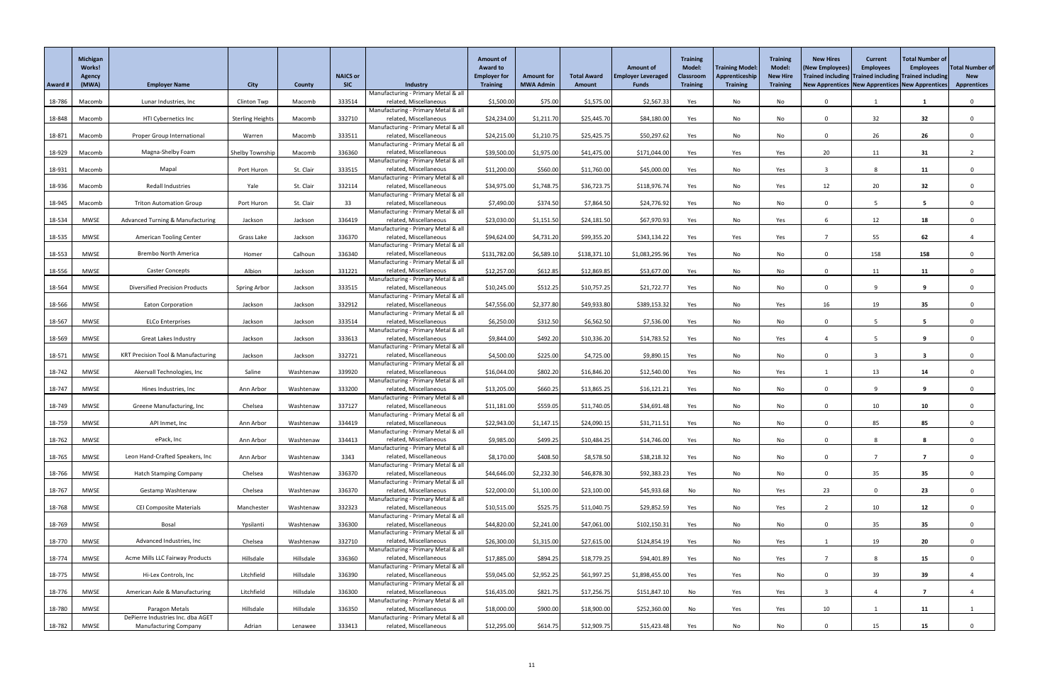| Award # | Michigan Works! Agency (MWA) | Employer Name | City | County | NAICS or SIC | Industry | Amount of Award to Employer for Training | Amount for MWA Admin | Total Award Amount | Amount of Employer Leveraged Funds | Training Model: Classroom Training | Training Model: Apprenticeship Training | Training Model: New Hire Training | New Hires (New Employees) Trained including New Apprentices | Current Employees Trained including New Apprentices | Total Number of Employees Trained including New Apprentices | Total Number of New Apprentices |
|---|---|---|---|---|---|---|---|---|---|---|---|---|---|---|---|---|---|
| 18-786 | Macomb | Lunar Industries, Inc | Clinton Twp | Macomb | 333514 | Manufacturing - Primary Metal & all related, Miscellaneous | $1,500.00 | $75.00 | $1,575.00 | $2,567.33 | Yes | No | No | 0 | 1 | **1** | 0 |
| 18-848 | Macomb | HTI Cybernetics Inc | Sterling Heights | Macomb | 332710 | Manufacturing - Primary Metal & all related, Miscellaneous | $24,234.00 | $1,211.70 | $25,445.70 | $84,180.00 | Yes | No | No | 0 | 32 | **32** | 0 |
| 18-871 | Macomb | Proper Group International | Warren | Macomb | 333511 | Manufacturing - Primary Metal & all related, Miscellaneous | $24,215.00 | $1,210.75 | $25,425.75 | $50,297.62 | Yes | No | No | 0 | 26 | **26** | 0 |
| 18-929 | Macomb | Magna-Shelby Foam | Shelby Township | Macomb | 336360 | Manufacturing - Primary Metal & all related, Miscellaneous | $39,500.00 | $1,975.00 | $41,475.00 | $171,044.00 | Yes | Yes | Yes | 20 | 11 | **31** | 2 |
| 18-931 | Macomb | Mapal | Port Huron | St. Clair | 333515 | Manufacturing - Primary Metal & all related, Miscellaneous | $11,200.00 | $560.00 | $11,760.00 | $45,000.00 | Yes | No | Yes | 3 | 8 | **11** | 0 |
| 18-936 | Macomb | Redall Industries | Yale | St. Clair | 332114 | Manufacturing - Primary Metal & all related, Miscellaneous | $34,975.00 | $1,748.75 | $36,723.75 | $118,976.74 | Yes | No | Yes | 12 | 20 | **32** | 0 |
| 18-945 | Macomb | Triton Automation Group | Port Huron | St. Clair | 33 | Manufacturing - Primary Metal & all related, Miscellaneous | $7,490.00 | $374.50 | $7,864.50 | $24,776.92 | Yes | No | No | 0 | 5 | **5** | 0 |
| 18-534 | MWSE | Advanced Turning & Manufacturing | Jackson | Jackson | 336419 | Manufacturing - Primary Metal & all related, Miscellaneous | $23,030.00 | $1,151.50 | $24,181.50 | $67,970.93 | Yes | No | Yes | 6 | 12 | **18** | 0 |
| 18-535 | MWSE | American Tooling Center | Grass Lake | Jackson | 336370 | Manufacturing - Primary Metal & all related, Miscellaneous | $94,624.00 | $4,731.20 | $99,355.20 | $343,134.22 | Yes | Yes | Yes | 7 | 55 | **62** | 4 |
| 18-553 | MWSE | Brembo North America | Homer | Calhoun | 336340 | Manufacturing - Primary Metal & all related, Miscellaneous | $131,782.00 | $6,589.10 | $138,371.10 | $1,083,295.96 | Yes | No | No | 0 | 158 | **158** | 0 |
| 18-556 | MWSE | Caster Concepts | Albion | Jackson | 331221 | Manufacturing - Primary Metal & all related, Miscellaneous | $12,257.00 | $612.85 | $12,869.85 | $53,677.00 | Yes | No | No | 0 | 11 | **11** | 0 |
| 18-564 | MWSE | Diversified Precision Products | Spring Arbor | Jackson | 333515 | Manufacturing - Primary Metal & all related, Miscellaneous | $10,245.00 | $512.25 | $10,757.25 | $21,722.77 | Yes | No | No | 0 | 9 | **9** | 0 |
| 18-566 | MWSE | Eaton Corporation | Jackson | Jackson | 332912 | Manufacturing - Primary Metal & all related, Miscellaneous | $47,556.00 | $2,377.80 | $49,933.80 | $389,153.32 | Yes | No | Yes | 16 | 19 | **35** | 0 |
| 18-567 | MWSE | ELCo Enterprises | Jackson | Jackson | 333514 | Manufacturing - Primary Metal & all related, Miscellaneous | $6,250.00 | $312.50 | $6,562.50 | $7,536.00 | Yes | No | No | 0 | 5 | **5** | 0 |
| 18-569 | MWSE | Great Lakes Industry | Jackson | Jackson | 333613 | Manufacturing - Primary Metal & all related, Miscellaneous | $9,844.00 | $492.20 | $10,336.20 | $14,783.52 | Yes | No | Yes | 4 | 5 | **9** | 0 |
| 18-571 | MWSE | KRT Precision Tool & Manufacturing | Jackson | Jackson | 332721 | Manufacturing - Primary Metal & all related, Miscellaneous | $4,500.00 | $225.00 | $4,725.00 | $9,890.15 | Yes | No | No | 0 | 3 | **3** | 0 |
| 18-742 | MWSE | Akervall Technologies, Inc | Saline | Washtenaw | 339920 | Manufacturing - Primary Metal & all related, Miscellaneous | $16,044.00 | $802.20 | $16,846.20 | $12,540.00 | Yes | No | Yes | 1 | 13 | **14** | 0 |
| 18-747 | MWSE | Hines Industries, Inc | Ann Arbor | Washtenaw | 333200 | Manufacturing - Primary Metal & all related, Miscellaneous | $13,205.00 | $660.25 | $13,865.25 | $16,121.21 | Yes | No | No | 0 | 9 | **9** | 0 |
| 18-749 | MWSE | Greene Manufacturing, Inc | Chelsea | Washtenaw | 337127 | Manufacturing - Primary Metal & all related, Miscellaneous | $11,181.00 | $559.05 | $11,740.05 | $34,691.48 | Yes | No | No | 0 | 10 | **10** | 0 |
| 18-759 | MWSE | API Inmet, Inc | Ann Arbor | Washtenaw | 334419 | Manufacturing - Primary Metal & all related, Miscellaneous | $22,943.00 | $1,147.15 | $24,090.15 | $31,711.51 | Yes | No | No | 0 | 85 | **85** | 0 |
| 18-762 | MWSE | ePack, Inc | Ann Arbor | Washtenaw | 334413 | Manufacturing - Primary Metal & all related, Miscellaneous | $9,985.00 | $499.25 | $10,484.25 | $14,746.00 | Yes | No | No | 0 | 8 | **8** | 0 |
| 18-765 | MWSE | Leon Hand-Crafted Speakers, Inc | Ann Arbor | Washtenaw | 3343 | Manufacturing - Primary Metal & all related, Miscellaneous | $8,170.00 | $408.50 | $8,578.50 | $38,218.32 | Yes | No | No | 0 | 7 | **7** | 0 |
| 18-766 | MWSE | Hatch Stamping Company | Chelsea | Washtenaw | 336370 | Manufacturing - Primary Metal & all related, Miscellaneous | $44,646.00 | $2,232.30 | $46,878.30 | $92,383.23 | Yes | No | No | 0 | 35 | **35** | 0 |
| 18-767 | MWSE | Gestamp Washtenaw | Chelsea | Washtenaw | 336370 | Manufacturing - Primary Metal & all related, Miscellaneous | $22,000.00 | $1,100.00 | $23,100.00 | $45,933.68 | No | No | Yes | 23 | 0 | **23** | 0 |
| 18-768 | MWSE | CEI Composite Materials | Manchester | Washtenaw | 332323 | Manufacturing - Primary Metal & all related, Miscellaneous | $10,515.00 | $525.75 | $11,040.75 | $29,852.59 | Yes | No | Yes | 2 | 10 | **12** | 0 |
| 18-769 | MWSE | Bosal | Ypsilanti | Washtenaw | 336300 | Manufacturing - Primary Metal & all related, Miscellaneous | $44,820.00 | $2,241.00 | $47,061.00 | $102,150.31 | Yes | No | No | 0 | 35 | **35** | 0 |
| 18-770 | MWSE | Advanced Industries, Inc | Chelsea | Washtenaw | 332710 | Manufacturing - Primary Metal & all related, Miscellaneous | $26,300.00 | $1,315.00 | $27,615.00 | $124,854.19 | Yes | No | Yes | 1 | 19 | **20** | 0 |
| 18-774 | MWSE | Acme Mills LLC Fairway Products | Hillsdale | Hillsdale | 336360 | Manufacturing - Primary Metal & all related, Miscellaneous | $17,885.00 | $894.25 | $18,779.25 | $94,401.89 | Yes | No | Yes | 7 | 8 | **15** | 0 |
| 18-775 | MWSE | Hi-Lex Controls, Inc | Litchfield | Hillsdale | 336390 | Manufacturing - Primary Metal & all related, Miscellaneous | $59,045.00 | $2,952.25 | $61,997.25 | $1,898,455.00 | Yes | Yes | No | 0 | 39 | **39** | 4 |
| 18-776 | MWSE | American Axle & Manufacturing | Litchfield | Hillsdale | 336300 | Manufacturing - Primary Metal & all related, Miscellaneous | $16,435.00 | $821.75 | $17,256.75 | $151,847.10 | No | Yes | Yes | 3 | 4 | **7** | 4 |
| 18-780 | MWSE | Paragon Metals | Hillsdale | Hillsdale | 336350 | Manufacturing - Primary Metal & all related, Miscellaneous | $18,000.00 | $900.00 | $18,900.00 | $252,360.00 | No | Yes | Yes | 10 | 1 | **11** | 1 |
| 18-782 | MWSE | DePierre Industries Inc. dba AGET Manufacturing Company | Adrian | Lenawee | 333413 | Manufacturing - Primary Metal & all related, Miscellaneous | $12,295.00 | $614.75 | $12,909.75 | $15,423.48 | Yes | No | No | 0 | 15 | **15** | 0 |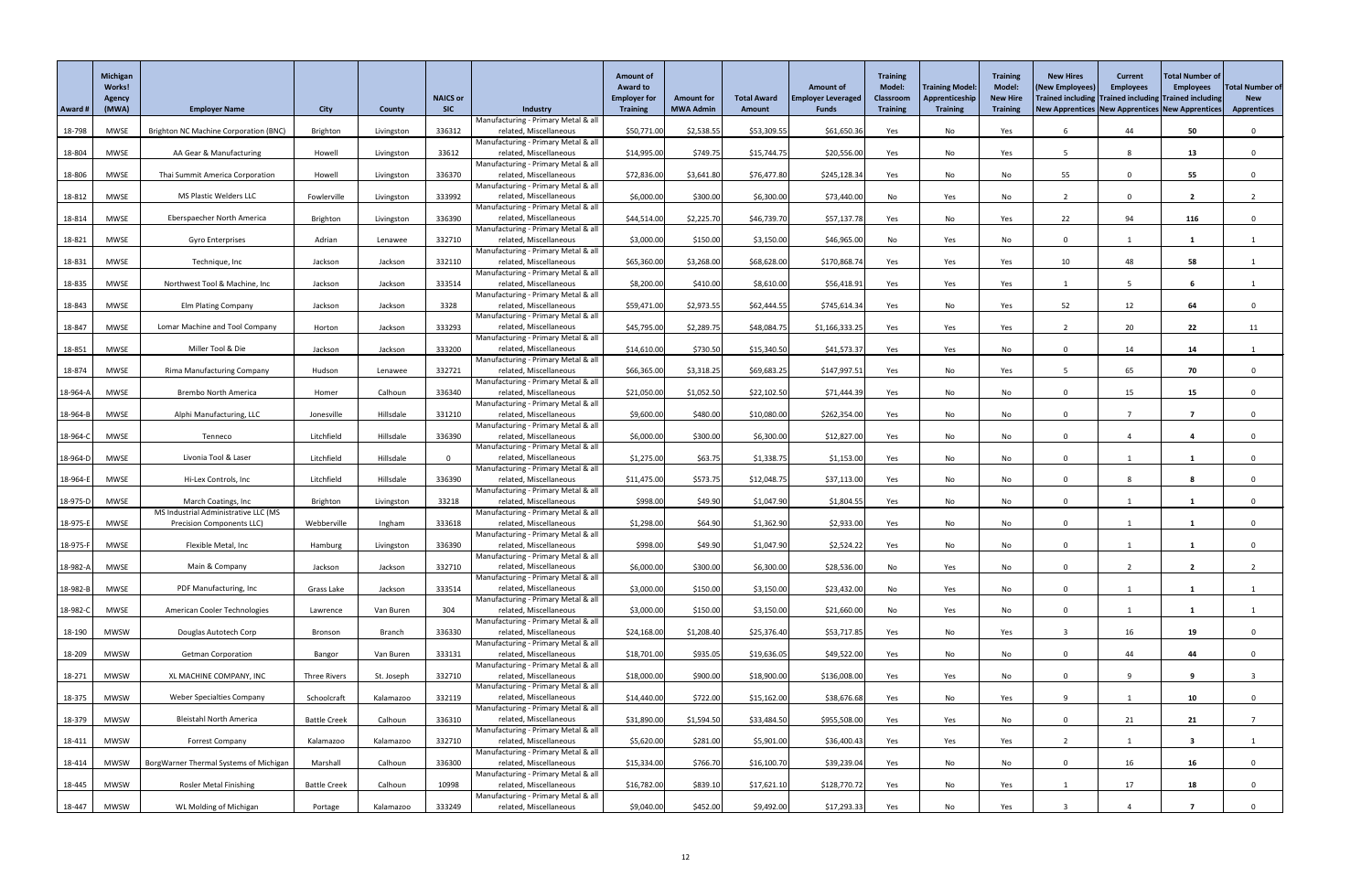| Award # | Michigan Works! Agency (MWA) | Employer Name | City | County | NAICS or SIC | Industry | Amount of Award to Employer for Training | Amount for MWA Admin | Total Award Amount | Amount of Employer Leveraged Funds | Training Model: Classroom Training | Training Model: Apprenticeship Training | Training Model: New Hire Training | New Hires (New Employees) Trained including New Apprentices | Current Employees Trained including New Apprentices | Total Number of Employees Trained including New Apprentices | Total Number of New Apprentices |
|---|---|---|---|---|---|---|---|---|---|---|---|---|---|---|---|---|---|
| 18-798 | MWSE | Brighton NC Machine Corporation (BNC) | Brighton | Livingston | 336312 | Manufacturing - Primary Metal & all related, Miscellaneous | $50,771.00 | $2,538.55 | $53,309.55 | $61,650.36 | Yes | No | Yes | 6 | 44 | 50 | 0 |
| 18-804 | MWSE | AA Gear & Manufacturing | Howell | Livingston | 33612 | Manufacturing - Primary Metal & all related, Miscellaneous | $14,995.00 | $749.75 | $15,744.75 | $20,556.00 | Yes | No | Yes | 5 | 8 | 13 | 0 |
| 18-806 | MWSE | Thai Summit America Corporation | Howell | Livingston | 336370 | Manufacturing - Primary Metal & all related, Miscellaneous | $72,836.00 | $3,641.80 | $76,477.80 | $245,128.34 | Yes | No | No | 55 | 0 | 55 | 0 |
| 18-812 | MWSE | MS Plastic Welders LLC | Fowlerville | Livingston | 333992 | Manufacturing - Primary Metal & all related, Miscellaneous | $6,000.00 | $300.00 | $6,300.00 | $73,440.00 | No | Yes | No | 2 | 0 | 2 | 2 |
| 18-814 | MWSE | Eberspaecher North America | Brighton | Livingston | 336390 | Manufacturing - Primary Metal & all related, Miscellaneous | $44,514.00 | $2,225.70 | $46,739.70 | $57,137.78 | Yes | No | Yes | 22 | 94 | 116 | 0 |
| 18-821 | MWSE | Gyro Enterprises | Adrian | Lenawee | 332710 | Manufacturing - Primary Metal & all related, Miscellaneous | $3,000.00 | $150.00 | $3,150.00 | $46,965.00 | No | Yes | No | 0 | 1 | 1 | 1 |
| 18-831 | MWSE | Technique, Inc | Jackson | Jackson | 332110 | Manufacturing - Primary Metal & all related, Miscellaneous | $65,360.00 | $3,268.00 | $68,628.00 | $170,868.74 | Yes | Yes | Yes | 10 | 48 | 58 | 1 |
| 18-835 | MWSE | Northwest Tool & Machine, Inc | Jackson | Jackson | 333514 | Manufacturing - Primary Metal & all related, Miscellaneous | $8,200.00 | $410.00 | $8,610.00 | $56,418.91 | Yes | Yes | Yes | 1 | 5 | 6 | 1 |
| 18-843 | MWSE | Elm Plating Company | Jackson | Jackson | 3328 | Manufacturing - Primary Metal & all related, Miscellaneous | $59,471.00 | $2,973.55 | $62,444.55 | $745,614.34 | Yes | No | Yes | 52 | 12 | 64 | 0 |
| 18-847 | MWSE | Lomar Machine and Tool Company | Horton | Jackson | 333293 | Manufacturing - Primary Metal & all related, Miscellaneous | $45,795.00 | $2,289.75 | $48,084.75 | $1,166,333.25 | Yes | Yes | Yes | 2 | 20 | 22 | 11 |
| 18-851 | MWSE | Miller Tool & Die | Jackson | Jackson | 333200 | Manufacturing - Primary Metal & all related, Miscellaneous | $14,610.00 | $730.50 | $15,340.50 | $41,573.37 | Yes | Yes | No | 0 | 14 | 14 | 1 |
| 18-874 | MWSE | Rima Manufacturing Company | Hudson | Lenawee | 332721 | Manufacturing - Primary Metal & all related, Miscellaneous | $66,365.00 | $3,318.25 | $69,683.25 | $147,997.51 | Yes | No | Yes | 5 | 65 | 70 | 0 |
| 18-964-A | MWSE | Brembo North America | Homer | Calhoun | 336340 | Manufacturing - Primary Metal & all related, Miscellaneous | $21,050.00 | $1,052.50 | $22,102.50 | $71,444.39 | Yes | No | No | 0 | 15 | 15 | 0 |
| 18-964-B | MWSE | Alphi Manufacturing, LLC | Jonesville | Hillsdale | 331210 | Manufacturing - Primary Metal & all related, Miscellaneous | $9,600.00 | $480.00 | $10,080.00 | $262,354.00 | Yes | No | No | 0 | 7 | 7 | 0 |
| 18-964-C | MWSE | Tenneco | Litchfield | Hillsdale | 336390 | Manufacturing - Primary Metal & all related, Miscellaneous | $6,000.00 | $300.00 | $6,300.00 | $12,827.00 | Yes | No | No | 0 | 4 | 4 | 0 |
| 18-964-D | MWSE | Livonia Tool & Laser | Litchfield | Hillsdale | 0 | Manufacturing - Primary Metal & all related, Miscellaneous | $1,275.00 | $63.75 | $1,338.75 | $1,153.00 | Yes | No | No | 0 | 1 | 1 | 0 |
| 18-964-E | MWSE | Hi-Lex Controls, Inc | Litchfield | Hillsdale | 336390 | Manufacturing - Primary Metal & all related, Miscellaneous | $11,475.00 | $573.75 | $12,048.75 | $37,113.00 | Yes | No | No | 0 | 8 | 8 | 0 |
| 18-975-D | MWSE | March Coatings, Inc | Brighton | Livingston | 33218 | Manufacturing - Primary Metal & all related, Miscellaneous | $998.00 | $49.90 | $1,047.90 | $1,804.55 | Yes | No | No | 0 | 1 | 1 | 0 |
| 18-975-E | MWSE | MS Industrial Administrative LLC (MS Precision Components LLC) | Webberville | Ingham | 333618 | Manufacturing - Primary Metal & all related, Miscellaneous | $1,298.00 | $64.90 | $1,362.90 | $2,933.00 | Yes | No | No | 0 | 1 | 1 | 0 |
| 18-975-F | MWSE | Flexible Metal, Inc | Hamburg | Livingston | 336390 | Manufacturing - Primary Metal & all related, Miscellaneous | $998.00 | $49.90 | $1,047.90 | $2,524.22 | Yes | No | No | 0 | 1 | 1 | 0 |
| 18-982-A | MWSE | Main & Company | Jackson | Jackson | 332710 | Manufacturing - Primary Metal & all related, Miscellaneous | $6,000.00 | $300.00 | $6,300.00 | $28,536.00 | No | Yes | No | 0 | 2 | 2 | 2 |
| 18-982-B | MWSE | PDF Manufacturing, Inc | Grass Lake | Jackson | 333514 | Manufacturing - Primary Metal & all related, Miscellaneous | $3,000.00 | $150.00 | $3,150.00 | $23,432.00 | No | Yes | No | 0 | 1 | 1 | 1 |
| 18-982-C | MWSE | American Cooler Technologies | Lawrence | Van Buren | 304 | Manufacturing - Primary Metal & all related, Miscellaneous | $3,000.00 | $150.00 | $3,150.00 | $21,660.00 | No | Yes | No | 0 | 1 | 1 | 1 |
| 18-190 | MWSW | Douglas Autotech Corp | Bronson | Branch | 336330 | Manufacturing - Primary Metal & all related, Miscellaneous | $24,168.00 | $1,208.40 | $25,376.40 | $53,717.85 | Yes | No | Yes | 3 | 16 | 19 | 0 |
| 18-209 | MWSW | Getman Corporation | Bangor | Van Buren | 333131 | Manufacturing - Primary Metal & all related, Miscellaneous | $18,701.00 | $935.05 | $19,636.05 | $49,522.00 | Yes | No | No | 0 | 44 | 44 | 0 |
| 18-271 | MWSW | XL MACHINE COMPANY, INC | Three Rivers | St. Joseph | 332710 | Manufacturing - Primary Metal & all related, Miscellaneous | $18,000.00 | $900.00 | $18,900.00 | $136,008.00 | Yes | Yes | No | 0 | 9 | 9 | 3 |
| 18-375 | MWSW | Weber Specialties Company | Schoolcraft | Kalamazoo | 332119 | Manufacturing - Primary Metal & all related, Miscellaneous | $14,440.00 | $722.00 | $15,162.00 | $38,676.68 | Yes | No | Yes | 9 | 1 | 10 | 0 |
| 18-379 | MWSW | Bleistahl North America | Battle Creek | Calhoun | 336310 | Manufacturing - Primary Metal & all related, Miscellaneous | $31,890.00 | $1,594.50 | $33,484.50 | $955,508.00 | Yes | Yes | No | 0 | 21 | 21 | 7 |
| 18-411 | MWSW | Forrest Company | Kalamazoo | Kalamazoo | 332710 | Manufacturing - Primary Metal & all related, Miscellaneous | $5,620.00 | $281.00 | $5,901.00 | $36,400.43 | Yes | Yes | Yes | 2 | 1 | 3 | 1 |
| 18-414 | MWSW | BorgWarner Thermal Systems of Michigan | Marshall | Calhoun | 336300 | Manufacturing - Primary Metal & all related, Miscellaneous | $15,334.00 | $766.70 | $16,100.70 | $39,239.04 | Yes | No | No | 0 | 16 | 16 | 0 |
| 18-445 | MWSW | Rosler Metal Finishing | Battle Creek | Calhoun | 10998 | Manufacturing - Primary Metal & all related, Miscellaneous | $16,782.00 | $839.10 | $17,621.10 | $128,770.72 | Yes | No | Yes | 1 | 17 | 18 | 0 |
| 18-447 | MWSW | WL Molding of Michigan | Portage | Kalamazoo | 333249 | Manufacturing - Primary Metal & all related, Miscellaneous | $9,040.00 | $452.00 | $9,492.00 | $17,293.33 | Yes | No | Yes | 3 | 4 | 7 | 0 |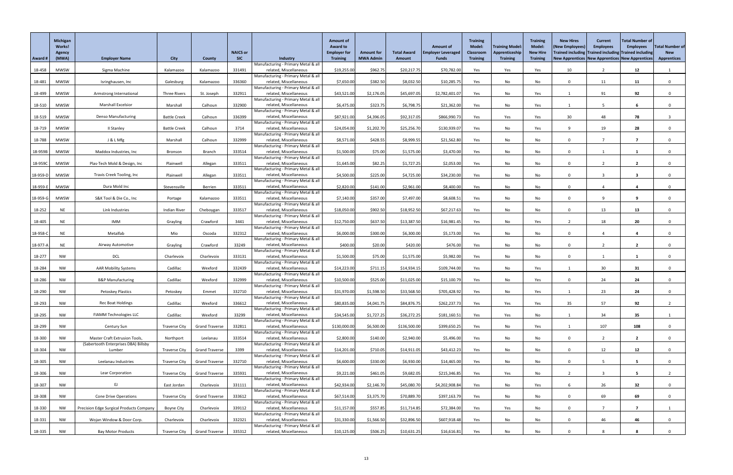| Award # | Michigan Works! Agency (MWA) | Employer Name | City | County | NAICS or SIC | Industry | Amount of Award to Employer for Training | Amount for MWA Admin | Total Award Amount | Amount of Employer Leveraged Funds | Training Model: Classroom Training | Training Model: Apprenticeship Training | Training Model: New Hire Training | New Hires (New Employees) Trained including New Apprentices | Current Employees Trained including New Apprentices | Total Number of Employees Trained including New Apprentices | Total Number of New Apprentices |
|---|---|---|---|---|---|---|---|---|---|---|---|---|---|---|---|---|---|
| 18-458 | MWSW | Sigma Machine | Kalamazoo | Kalamazoo | 331491 | Manufacturing - Primary Metal & all related, Miscellaneous | $19,255.00 | $962.75 | $20,217.75 | $70,782.00 | Yes | Yes | Yes | 10 | 2 | **12** | 1 |
| 18-481 | MWSW | Isringhausen, Inc | Galesburg | Kalamazoo | 336360 | Manufacturing - Primary Metal & all related, Miscellaneous | $7,650.00 | $382.50 | $8,032.50 | $10,285.75 | Yes | No | No | 0 | 11 | **11** | 0 |
| 18-499 | MWSW | Armstrong International | Three Rivers | St. Joseph | 332911 | Manufacturing - Primary Metal & all related, Miscellaneous | $43,521.00 | $2,176.05 | $45,697.05 | $2,782,401.07 | Yes | No | Yes | 1 | 91 | **92** | 0 |
| 18-510 | MWSW | Marshall Excelsior | Marshall | Calhoun | 332900 | Manufacturing - Primary Metal & all related, Miscellaneous | $6,475.00 | $323.75 | $6,798.75 | $21,362.00 | Yes | No | Yes | 1 | 5 | **6** | 0 |
| 18-519 | MWSW | Denso Manufacturing | Battle Creek | Calhoun | 336399 | Manufacturing - Primary Metal & all related, Miscellaneous | $87,921.00 | $4,396.05 | $92,317.05 | $866,990.73 | Yes | Yes | Yes | 30 | 48 | **78** | 3 |
| 18-719 | MWSW | II Stanley | Battle Creek | Calhoun | 3714 | Manufacturing - Primary Metal & all related, Miscellaneous | $24,054.00 | $1,202.70 | $25,256.70 | $130,939.07 | Yes | No | Yes | 9 | 19 | **28** | 0 |
| 18-788 | MWSW | J & L Mfg | Marshall | Calhoun | 332999 | Manufacturing - Primary Metal & all related, Miscellaneous | $8,571.00 | $428.55 | $8,999.55 | $21,562.80 | Yes | No | No | 0 | 7 | **7** | 0 |
| 18-959B | MWSW | Maddox Industries, Inc | Bronson | Branch | 333514 | Manufacturing - Primary Metal & all related, Miscellaneous | $1,500.00 | $75.00 | $1,575.00 | $3,470.00 | Yes | No | No | 0 | 1 | **1** | 0 |
| 18-959C | MWSW | Plas-Tech Mold & Design, Inc | Plainwell | Allegan | 333511 | Manufacturing - Primary Metal & all related, Miscellaneous | $1,645.00 | $82.25 | $1,727.25 | $2,053.00 | Yes | No | No | 0 | 2 | **2** | 0 |
| 18-959-D | MWSW | Travis Creek Tooling, Inc | Plainwell | Allegan | 333511 | Manufacturing - Primary Metal & all related, Miscellaneous | $4,500.00 | $225.00 | $4,725.00 | $34,230.00 | Yes | No | No | 0 | 3 | **3** | 0 |
| 18-959-E | MWSW | Dura Mold Inc | Stevensville | Berrien | 333511 | Manufacturing - Primary Metal & all related, Miscellaneous | $2,820.00 | $141.00 | $2,961.00 | $8,400.00 | Yes | No | No | 0 | 4 | **4** | 0 |
| 18-959-G | MWSW | S&K Tool & Die Co., Inc | Portage | Kalamazoo | 333511 | Manufacturing - Primary Metal & all related, Miscellaneous | $7,140.00 | $357.00 | $7,497.00 | $8,608.51 | Yes | No | No | 0 | 9 | **9** | 0 |
| 18-252 | NE | Link Industries | Indian River | Cheboygan | 333517 | Manufacturing - Primary Metal & all related, Miscellaneous | $18,050.00 | $902.50 | $18,952.50 | $67,217.63 | Yes | No | No | 0 | 13 | **13** | 0 |
| 18-405 | NE | IMM | Grayling | Crawford | 3441 | Manufacturing - Primary Metal & all related, Miscellaneous | $12,750.00 | $637.50 | $13,387.50 | $16,981.45 | Yes | No | Yes | 2 | 18 | **20** | 0 |
| 18-958-C | NE | Metalfab | Mio | Oscoda | 332312 | Manufacturing - Primary Metal & all related, Miscellaneous | $6,000.00 | $300.00 | $6,300.00 | $5,173.00 | Yes | No | No | 0 | 4 | **4** | 0 |
| 18-977-A | NE | Airway Automotive | Grayling | Crawford | 33249 | Manufacturing - Primary Metal & all related, Miscellaneous | $400.00 | $20.00 | $420.00 | $476.00 | Yes | No | No | 0 | 2 | **2** | 0 |
| 18-277 | NW | DCL | Charlevoix | Charlevoix | 333131 | Manufacturing - Primary Metal & all related, Miscellaneous | $1,500.00 | $75.00 | $1,575.00 | $5,982.00 | Yes | No | No | 0 | 1 | **1** | 0 |
| 18-284 | NW | AAR Mobility Systems | Cadillac | Wexford | 332439 | Manufacturing - Primary Metal & all related, Miscellaneous | $14,223.00 | $711.15 | $14,934.15 | $109,744.00 | Yes | No | Yes | 1 | 30 | **31** | 0 |
| 18-286 | NW | B&P Manufacturing | Cadillac | Wexford | 332999 | Manufacturing - Primary Metal & all related, Miscellaneous | $10,500.00 | $525.00 | $11,025.00 | $15,100.79 | Yes | No | Yes | 0 | 24 | **24** | 0 |
| 18-290 | NW | Petoskey Plastics | Petoskey | Emmet | 332710 | Manufacturing - Primary Metal & all related, Miscellaneous | $31,970.00 | $1,598.50 | $33,568.50 | $705,428.92 | Yes | No | Yes | 1 | 23 | **24** | 0 |
| 18-293 | NW | Rec Boat Holdings | Cadillac | Wexford | 336612 | Manufacturing - Primary Metal & all related, Miscellaneous | $80,835.00 | $4,041.75 | $84,876.75 | $262,237.73 | Yes | Yes | Yes | 35 | 57 | **92** | 2 |
| 18-295 | NW | FIAMM Technologies LLC | Cadillac | Wexford | 33299 | Manufacturing - Primary Metal & all related, Miscellaneous | $34,545.00 | $1,727.25 | $36,272.25 | $181,160.51 | Yes | Yes | No | 1 | 34 | **35** | 1 |
| 18-299 | NW | Century Sun | Traverse City | Grand Traverse | 332811 | Manufacturing - Primary Metal & all related, Miscellaneous | $130,000.00 | $6,500.00 | $136,500.00 | $399,650.25 | Yes | No | Yes | 1 | 107 | **108** | 0 |
| 18-300 | NW | Master Craft Extrusion Tools, | Northport | Leelanau | 333514 | Manufacturing - Primary Metal & all related, Miscellaneous | $2,800.00 | $140.00 | $2,940.00 | $5,496.00 | Yes | No | No | 0 | 2 | **2** | 0 |
| 18-304 | NW | (Sabertooth Enterprises DBA) Billsby Lumber | Traverse City | Grand Traverse | 3399 | Manufacturing - Primary Metal & all related, Miscellaneous | $14,201.00 | $710.05 | $14,911.05 | $43,412.23 | Yes | No | No | 0 | 12 | **12** | 0 |
| 18-305 | NW | Leelanau Industries | Traverse City | Grand Traverse | 332710 | Manufacturing - Primary Metal & all related, Miscellaneous | $6,600.00 | $330.00 | $6,930.00 | $14,465.00 | Yes | No | No | 0 | 5 | **5** | 0 |
| 18-306 | NW | Lear Corporation | Traverse City | Grand Traverse | 335931 | Manufacturing - Primary Metal & all related, Miscellaneous | $9,221.00 | $461.05 | $9,682.05 | $215,346.85 | Yes | Yes | No | 2 | 3 | **5** | 2 |
| 18-307 | NW | EJ | East Jordan | Charlevoix | 331111 | Manufacturing - Primary Metal & all related, Miscellaneous | $42,934.00 | $2,146.70 | $45,080.70 | $4,202,908.84 | Yes | No | Yes | 6 | 26 | **32** | 0 |
| 18-308 | NW | Cone Drive Operations | Traverse City | Grand Traverse | 333612 | Manufacturing - Primary Metal & all related, Miscellaneous | $67,514.00 | $3,375.70 | $70,889.70 | $397,163.79 | Yes | No | No | 0 | 69 | **69** | 0 |
| 18-330 | NW | Precision Edge Surgical Products Company | Boyne City | Charlevoix | 339112 | Manufacturing - Primary Metal & all related, Miscellaneous | $11,157.00 | $557.85 | $11,714.85 | $72,384.00 | Yes | Yes | No | 0 | 7 | **7** | 1 |
| 18-331 | NW | Wojan Window & Door Corp. | Charlevoix | Charlevoix | 332321 | Manufacturing - Primary Metal & all related, Miscellaneous | $31,330.00 | $1,566.50 | $32,896.50 | $607,918.48 | Yes | No | No | 0 | 46 | **46** | 0 |
| 18-335 | NW | Bay Motor Products | Traverse City | Grand Traverse | 335312 | Manufacturing - Primary Metal & all related, Miscellaneous | $10,125.00 | $506.25 | $10,631.25 | $16,616.81 | Yes | No | No | 0 | 8 | **8** | 0 |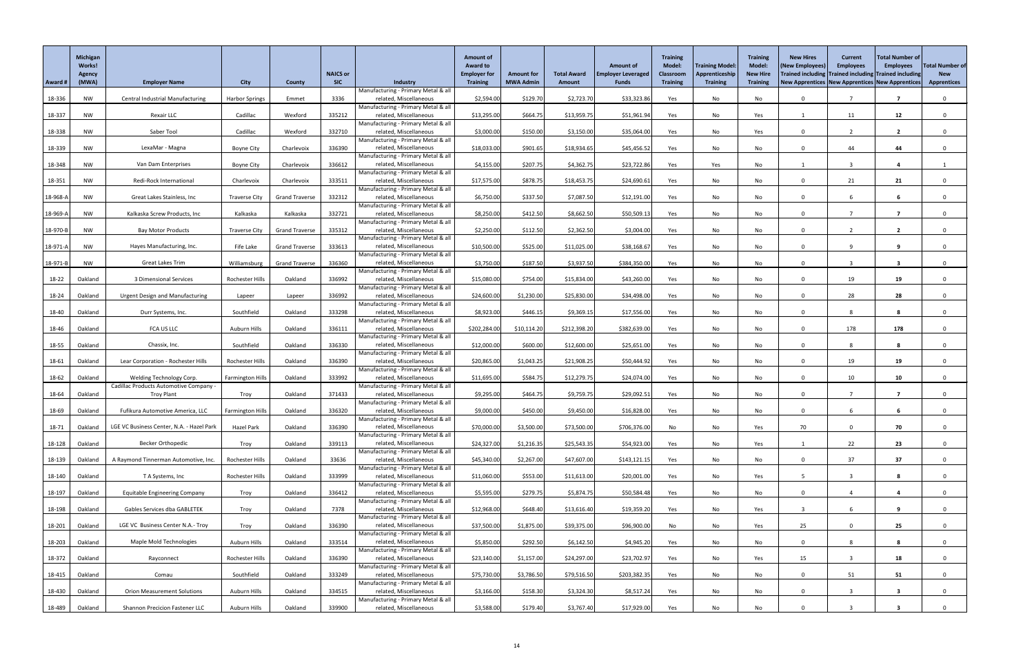| Award # | Michigan Works! Agency (MWA) | Employer Name | City | County | NAICS or SIC | Industry | Amount of Award to Employer for Training | Amount for MWA Admin | Total Award Amount | Amount of Employer Leveraged Funds | Training Model: Classroom Training | Training Model: Apprenticeship Training | Training Model: New Hire Training | New Hires (New Employees) Trained including New Apprentices | Current Employees Trained including New Apprentices | Total Number of Employees Trained including New Apprentices | Total Number of New Apprentices |
|---|---|---|---|---|---|---|---|---|---|---|---|---|---|---|---|---|---|
| 18-336 | NW | Central Industrial Manufacturing | Harbor Springs | Emmet | 3336 | Manufacturing - Primary Metal & all related, Miscellaneous | $2,594.00 | $129.70 | $2,723.70 | $33,323.86 | Yes | No | No | 0 | 7 | **7** | 0 |
| 18-337 | NW | Rexair LLC | Cadillac | Wexford | 335212 | Manufacturing - Primary Metal & all related, Miscellaneous | $13,295.00 | $664.75 | $13,959.75 | $51,961.94 | Yes | No | Yes | 1 | 11 | **12** | 0 |
| 18-338 | NW | Saber Tool | Cadillac | Wexford | 332710 | Manufacturing - Primary Metal & all related, Miscellaneous | $3,000.00 | $150.00 | $3,150.00 | $35,064.00 | Yes | No | Yes | 0 | 2 | **2** | 0 |
| 18-339 | NW | LexaMar - Magna | Boyne City | Charlevoix | 336390 | Manufacturing - Primary Metal & all related, Miscellaneous | $18,033.00 | $901.65 | $18,934.65 | $45,456.52 | Yes | No | No | 0 | 44 | **44** | 0 |
| 18-348 | NW | Van Dam Enterprises | Boyne City | Charlevoix | 336612 | Manufacturing - Primary Metal & all related, Miscellaneous | $4,155.00 | $207.75 | $4,362.75 | $23,722.86 | Yes | Yes | No | 1 | 3 | **4** | 1 |
| 18-351 | NW | Redi-Rock International | Charlevoix | Charlevoix | 333511 | Manufacturing - Primary Metal & all related, Miscellaneous | $17,575.00 | $878.75 | $18,453.75 | $24,690.61 | Yes | No | No | 0 | 21 | **21** | 0 |
| 18-968-A | NW | Great Lakes Stainless, Inc | Traverse City | Grand Traverse | 332312 | Manufacturing - Primary Metal & all related, Miscellaneous | $6,750.00 | $337.50 | $7,087.50 | $12,191.00 | Yes | No | No | 0 | 6 | **6** | 0 |
| 18-969-A | NW | Kalkaska Screw Products, Inc | Kalkaska | Kalkaska | 332721 | Manufacturing - Primary Metal & all related, Miscellaneous | $8,250.00 | $412.50 | $8,662.50 | $50,509.13 | Yes | No | No | 0 | 7 | **7** | 0 |
| 18-970-B | NW | Bay Motor Products | Traverse City | Grand Traverse | 335312 | Manufacturing - Primary Metal & all related, Miscellaneous | $2,250.00 | $112.50 | $2,362.50 | $3,004.00 | Yes | No | No | 0 | 2 | **2** | 0 |
| 18-971-A | NW | Hayes Manufacturing, Inc. | Fife Lake | Grand Traverse | 333613 | Manufacturing - Primary Metal & all related, Miscellaneous | $10,500.00 | $525.00 | $11,025.00 | $38,168.67 | Yes | No | No | 0 | 9 | **9** | 0 |
| 18-971-B | NW | Great Lakes Trim | Williamsburg | Grand Traverse | 336360 | Manufacturing - Primary Metal & all related, Miscellaneous | $3,750.00 | $187.50 | $3,937.50 | $384,350.00 | Yes | No | No | 0 | 3 | **3** | 0 |
| 18-22 | Oakland | 3 Dimensional Services | Rochester Hills | Oakland | 336992 | Manufacturing - Primary Metal & all related, Miscellaneous | $15,080.00 | $754.00 | $15,834.00 | $43,260.00 | Yes | No | No | 0 | 19 | **19** | 0 |
| 18-24 | Oakland | Urgent Design and Manufacturing | Lapeer | Lapeer | 336992 | Manufacturing - Primary Metal & all related, Miscellaneous | $24,600.00 | $1,230.00 | $25,830.00 | $34,498.00 | Yes | No | No | 0 | 28 | **28** | 0 |
| 18-40 | Oakland | Durr Systems, Inc. | Southfield | Oakland | 333298 | Manufacturing - Primary Metal & all related, Miscellaneous | $8,923.00 | $446.15 | $9,369.15 | $17,556.00 | Yes | No | No | 0 | 8 | **8** | 0 |
| 18-46 | Oakland | FCA US LLC | Auburn Hills | Oakland | 336111 | Manufacturing - Primary Metal & all related, Miscellaneous | $202,284.00 | $10,114.20 | $212,398.20 | $382,639.00 | Yes | No | No | 0 | 178 | **178** | 0 |
| 18-55 | Oakland | Chassix, Inc. | Southfield | Oakland | 336330 | Manufacturing - Primary Metal & all related, Miscellaneous | $12,000.00 | $600.00 | $12,600.00 | $25,651.00 | Yes | No | No | 0 | 8 | **8** | 0 |
| 18-61 | Oakland | Lear Corporation - Rochester Hills | Rochester Hills | Oakland | 336390 | Manufacturing - Primary Metal & all related, Miscellaneous | $20,865.00 | $1,043.25 | $21,908.25 | $50,444.92 | Yes | No | No | 0 | 19 | **19** | 0 |
| 18-62 | Oakland | Welding Technology Corp. | Farmington Hills | Oakland | 333992 | Manufacturing - Primary Metal & all related, Miscellaneous | $11,695.00 | $584.75 | $12,279.75 | $24,074.00 | Yes | No | No | 0 | 10 | **10** | 0 |
| 18-64 | Oakland | Cadillac Products Automotive Company - Troy Plant | Troy | Oakland | 371433 | Manufacturing - Primary Metal & all related, Miscellaneous | $9,295.00 | $464.75 | $9,759.75 | $29,092.51 | Yes | No | No | 0 | 7 | **7** | 0 |
| 18-69 | Oakland | Fufikura Automotive America, LLC | Farmington Hills | Oakland | 336320 | Manufacturing - Primary Metal & all related, Miscellaneous | $9,000.00 | $450.00 | $9,450.00 | $16,828.00 | Yes | No | No | 0 | 6 | **6** | 0 |
| 18-71 | Oakland | LGE VC Business Center, N.A. - Hazel Park | Hazel Park | Oakland | 336390 | Manufacturing - Primary Metal & all related, Miscellaneous | $70,000.00 | $3,500.00 | $73,500.00 | $706,376.00 | No | No | Yes | 70 | 0 | **70** | 0 |
| 18-128 | Oakland | Becker Orthopedic | Troy | Oakland | 339113 | Manufacturing - Primary Metal & all related, Miscellaneous | $24,327.00 | $1,216.35 | $25,543.35 | $54,923.00 | Yes | No | Yes | 1 | 22 | **23** | 0 |
| 18-139 | Oakland | A Raymond Tinnerman Automotive, Inc. | Rochester Hills | Oakland | 33636 | Manufacturing - Primary Metal & all related, Miscellaneous | $45,340.00 | $2,267.00 | $47,607.00 | $143,121.15 | Yes | No | No | 0 | 37 | **37** | 0 |
| 18-140 | Oakland | T A Systems, Inc | Rochester Hills | Oakland | 333999 | Manufacturing - Primary Metal & all related, Miscellaneous | $11,060.00 | $553.00 | $11,613.00 | $20,001.00 | Yes | No | Yes | 5 | 3 | **8** | 0 |
| 18-197 | Oakland | Equitable Engineering Company | Troy | Oakland | 336412 | Manufacturing - Primary Metal & all related, Miscellaneous | $5,595.00 | $279.75 | $5,874.75 | $50,584.48 | Yes | No | No | 0 | 4 | **4** | 0 |
| 18-198 | Oakland | Gables Services dba GABLETEK | Troy | Oakland | 7378 | Manufacturing - Primary Metal & all related, Miscellaneous | $12,968.00 | $648.40 | $13,616.40 | $19,359.20 | Yes | No | Yes | 3 | 6 | **9** | 0 |
| 18-201 | Oakland | LGE VC Business Center N.A.- Troy | Troy | Oakland | 336390 | Manufacturing - Primary Metal & all related, Miscellaneous | $37,500.00 | $1,875.00 | $39,375.00 | $96,900.00 | No | No | Yes | 25 | 0 | **25** | 0 |
| 18-203 | Oakland | Maple Mold Technologies | Auburn Hills | Oakland | 333514 | Manufacturing - Primary Metal & all related, Miscellaneous | $5,850.00 | $292.50 | $6,142.50 | $4,945.20 | Yes | No | No | 0 | 8 | **8** | 0 |
| 18-372 | Oakland | Rayconnect | Rochester Hills | Oakland | 336390 | Manufacturing - Primary Metal & all related, Miscellaneous | $23,140.00 | $1,157.00 | $24,297.00 | $23,702.97 | Yes | No | Yes | 15 | 3 | **18** | 0 |
| 18-415 | Oakland | Comau | Southfield | Oakland | 333249 | Manufacturing - Primary Metal & all related, Miscellaneous | $75,730.00 | $3,786.50 | $79,516.50 | $203,382.35 | Yes | No | No | 0 | 51 | **51** | 0 |
| 18-430 | Oakland | Orion Measurement Solutions | Auburn Hills | Oakland | 334515 | Manufacturing - Primary Metal & all related, Miscellaneous | $3,166.00 | $158.30 | $3,324.30 | $8,517.24 | Yes | No | No | 0 | 3 | **3** | 0 |
| 18-489 | Oakland | Shannon Precicion Fastener LLC | Auburn Hills | Oakland | 339900 | Manufacturing - Primary Metal & all related, Miscellaneous | $3,588.00 | $179.40 | $3,767.40 | $17,929.00 | Yes | No | No | 0 | 3 | **3** | 0 |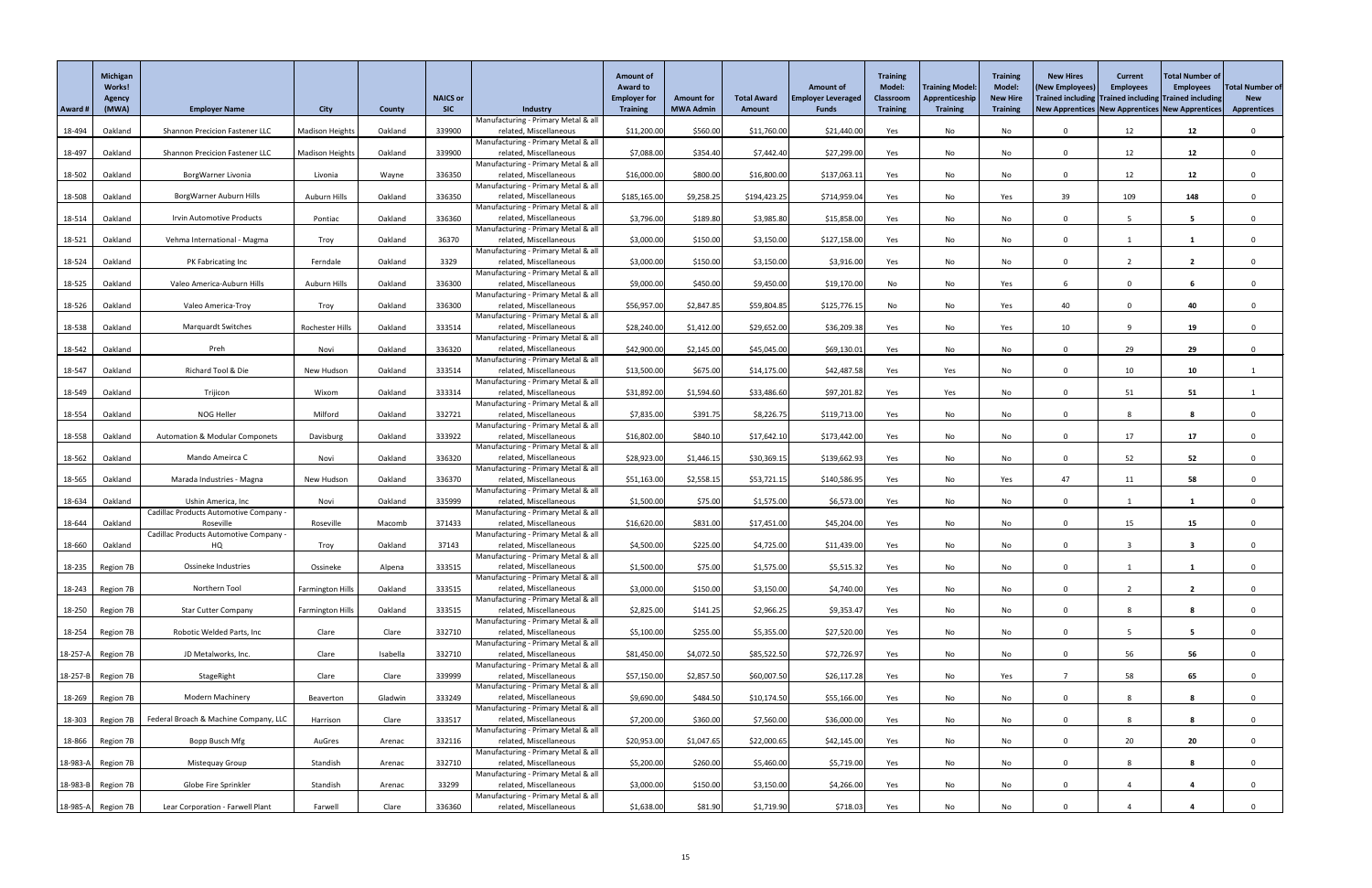| Award # | Michigan Works! Agency (MWA) | Employer Name | City | County | NAICS or SIC | Industry | Amount of Award to Employer for Training | Amount for MWA Admin | Total Award Amount | Amount of Employer Leveraged Funds | Training Model: Classroom Training | Training Model: Apprenticeship Training | Training Model: New Hire Training | New Hires (New Employees) Trained including New Apprentices | Current Employees Trained including New Apprentices | Total Number of Employees Trained including New Apprentices | Total Number of New Apprentices |
|---|---|---|---|---|---|---|---|---|---|---|---|---|---|---|---|---|---|
| 18-494 | Oakland | Shannon Precicion Fastener LLC | Madison Heights | Oakland | 339900 | Manufacturing - Primary Metal & all related, Miscellaneous | $11,200.00 | $560.00 | $11,760.00 | $21,440.00 | Yes | No | No | 0 | 12 | 12 | 0 |
| 18-497 | Oakland | Shannon Precicion Fastener LLC | Madison Heights | Oakland | 339900 | Manufacturing - Primary Metal & all related, Miscellaneous | $7,088.00 | $354.40 | $7,442.40 | $27,299.00 | Yes | No | No | 0 | 12 | 12 | 0 |
| 18-502 | Oakland | BorgWarner Livonia | Livonia | Wayne | 336350 | Manufacturing - Primary Metal & all related, Miscellaneous | $16,000.00 | $800.00 | $16,800.00 | $137,063.11 | Yes | No | No | 0 | 12 | 12 | 0 |
| 18-508 | Oakland | BorgWarner Auburn Hills | Auburn Hills | Oakland | 336350 | Manufacturing - Primary Metal & all related, Miscellaneous | $185,165.00 | $9,258.25 | $194,423.25 | $714,959.04 | Yes | No | Yes | 39 | 109 | 148 | 0 |
| 18-514 | Oakland | Irvin Automotive Products | Pontiac | Oakland | 336360 | Manufacturing - Primary Metal & all related, Miscellaneous | $3,796.00 | $189.80 | $3,985.80 | $15,858.00 | Yes | No | No | 0 | 5 | 5 | 0 |
| 18-521 | Oakland | Vehma International - Magma | Troy | Oakland | 36370 | Manufacturing - Primary Metal & all related, Miscellaneous | $3,000.00 | $150.00 | $3,150.00 | $127,158.00 | Yes | No | No | 0 | 1 | 1 | 0 |
| 18-524 | Oakland | PK Fabricating Inc | Ferndale | Oakland | 3329 | Manufacturing - Primary Metal & all related, Miscellaneous | $3,000.00 | $150.00 | $3,150.00 | $3,916.00 | Yes | No | No | 0 | 2 | 2 | 0 |
| 18-525 | Oakland | Valeo America-Auburn Hills | Auburn Hills | Oakland | 336300 | Manufacturing - Primary Metal & all related, Miscellaneous | $9,000.00 | $450.00 | $9,450.00 | $19,170.00 | No | No | Yes | 6 | 0 | 6 | 0 |
| 18-526 | Oakland | Valeo America-Troy | Troy | Oakland | 336300 | Manufacturing - Primary Metal & all related, Miscellaneous | $56,957.00 | $2,847.85 | $59,804.85 | $125,776.15 | No | No | Yes | 40 | 0 | 40 | 0 |
| 18-538 | Oakland | Marquardt Switches | Rochester Hills | Oakland | 333514 | Manufacturing - Primary Metal & all related, Miscellaneous | $28,240.00 | $1,412.00 | $29,652.00 | $36,209.38 | Yes | No | Yes | 10 | 9 | 19 | 0 |
| 18-542 | Oakland | Preh | Novi | Oakland | 336320 | Manufacturing - Primary Metal & all related, Miscellaneous | $42,900.00 | $2,145.00 | $45,045.00 | $69,130.01 | Yes | No | No | 0 | 29 | 29 | 0 |
| 18-547 | Oakland | Richard Tool & Die | New Hudson | Oakland | 333514 | Manufacturing - Primary Metal & all related, Miscellaneous | $13,500.00 | $675.00 | $14,175.00 | $42,487.58 | Yes | Yes | No | 0 | 10 | 10 | 1 |
| 18-549 | Oakland | Trijicon | Wixom | Oakland | 333314 | Manufacturing - Primary Metal & all related, Miscellaneous | $31,892.00 | $1,594.60 | $33,486.60 | $97,201.82 | Yes | Yes | No | 0 | 51 | 51 | 1 |
| 18-554 | Oakland | NOG Heller | Milford | Oakland | 332721 | Manufacturing - Primary Metal & all related, Miscellaneous | $7,835.00 | $391.75 | $8,226.75 | $119,713.00 | Yes | No | No | 0 | 8 | 8 | 0 |
| 18-558 | Oakland | Automation & Modular Componets | Davisburg | Oakland | 333922 | Manufacturing - Primary Metal & all related, Miscellaneous | $16,802.00 | $840.10 | $17,642.10 | $173,442.00 | Yes | No | No | 0 | 17 | 17 | 0 |
| 18-562 | Oakland | Mando Ameirca C | Novi | Oakland | 336320 | Manufacturing - Primary Metal & all related, Miscellaneous | $28,923.00 | $1,446.15 | $30,369.15 | $139,662.93 | Yes | No | No | 0 | 52 | 52 | 0 |
| 18-565 | Oakland | Marada Industries - Magna | New Hudson | Oakland | 336370 | Manufacturing - Primary Metal & all related, Miscellaneous | $51,163.00 | $2,558.15 | $53,721.15 | $140,586.95 | Yes | No | Yes | 47 | 11 | 58 | 0 |
| 18-634 | Oakland | Ushin America, Inc | Novi | Oakland | 335999 | Manufacturing - Primary Metal & all related, Miscellaneous | $1,500.00 | $75.00 | $1,575.00 | $6,573.00 | Yes | No | No | 0 | 1 | 1 | 0 |
| 18-644 | Oakland | Cadillac Products Automotive Company - Roseville | Roseville | Macomb | 371433 | Manufacturing - Primary Metal & all related, Miscellaneous | $16,620.00 | $831.00 | $17,451.00 | $45,204.00 | Yes | No | No | 0 | 15 | 15 | 0 |
| 18-660 | Oakland | Cadillac Products Automotive Company - HQ | Troy | Oakland | 37143 | Manufacturing - Primary Metal & all related, Miscellaneous | $4,500.00 | $225.00 | $4,725.00 | $11,439.00 | Yes | No | No | 0 | 3 | 3 | 0 |
| 18-235 | Region 7B | Ossineke Industries | Ossineke | Alpena | 333515 | Manufacturing - Primary Metal & all related, Miscellaneous | $1,500.00 | $75.00 | $1,575.00 | $5,515.32 | Yes | No | No | 0 | 1 | 1 | 0 |
| 18-243 | Region 7B | Northern Tool | Farmington Hills | Oakland | 333515 | Manufacturing - Primary Metal & all related, Miscellaneous | $3,000.00 | $150.00 | $3,150.00 | $4,740.00 | Yes | No | No | 0 | 2 | 2 | 0 |
| 18-250 | Region 7B | Star Cutter Company | Farmington Hills | Oakland | 333515 | Manufacturing - Primary Metal & all related, Miscellaneous | $2,825.00 | $141.25 | $2,966.25 | $9,353.47 | Yes | No | No | 0 | 8 | 8 | 0 |
| 18-254 | Region 7B | Robotic Welded Parts, Inc | Clare | Clare | 332710 | Manufacturing - Primary Metal & all related, Miscellaneous | $5,100.00 | $255.00 | $5,355.00 | $27,520.00 | Yes | No | No | 0 | 5 | 5 | 0 |
| 18-257-A | Region 7B | JD Metalworks, Inc. | Clare | Isabella | 332710 | Manufacturing - Primary Metal & all related, Miscellaneous | $81,450.00 | $4,072.50 | $85,522.50 | $72,726.97 | Yes | No | No | 0 | 56 | 56 | 0 |
| 18-257-B | Region 7B | StageRight | Clare | Clare | 339999 | Manufacturing - Primary Metal & all related, Miscellaneous | $57,150.00 | $2,857.50 | $60,007.50 | $26,117.28 | Yes | No | Yes | 7 | 58 | 65 | 0 |
| 18-269 | Region 7B | Modern Machinery | Beaverton | Gladwin | 333249 | Manufacturing - Primary Metal & all related, Miscellaneous | $9,690.00 | $484.50 | $10,174.50 | $55,166.00 | Yes | No | No | 0 | 8 | 8 | 0 |
| 18-303 | Region 7B | Federal Broach & Machine Company, LLC | Harrison | Clare | 333517 | Manufacturing - Primary Metal & all related, Miscellaneous | $7,200.00 | $360.00 | $7,560.00 | $36,000.00 | Yes | No | No | 0 | 8 | 8 | 0 |
| 18-866 | Region 7B | Bopp Busch Mfg | AuGres | Arenac | 332116 | Manufacturing - Primary Metal & all related, Miscellaneous | $20,953.00 | $1,047.65 | $22,000.65 | $42,145.00 | Yes | No | No | 0 | 20 | 20 | 0 |
| 18-983-A | Region 7B | Mistequay Group | Standish | Arenac | 332710 | Manufacturing - Primary Metal & all related, Miscellaneous | $5,200.00 | $260.00 | $5,460.00 | $5,719.00 | Yes | No | No | 0 | 8 | 8 | 0 |
| 18-983-B | Region 7B | Globe Fire Sprinkler | Standish | Arenac | 33299 | Manufacturing - Primary Metal & all related, Miscellaneous | $3,000.00 | $150.00 | $3,150.00 | $4,266.00 | Yes | No | No | 0 | 4 | 4 | 0 |
| 18-985-A | Region 7B | Lear Corporation - Farwell Plant | Farwell | Clare | 336360 | Manufacturing - Primary Metal & all related, Miscellaneous | $1,638.00 | $81.90 | $1,719.90 | $718.03 | Yes | No | No | 0 | 4 | 4 | 0 |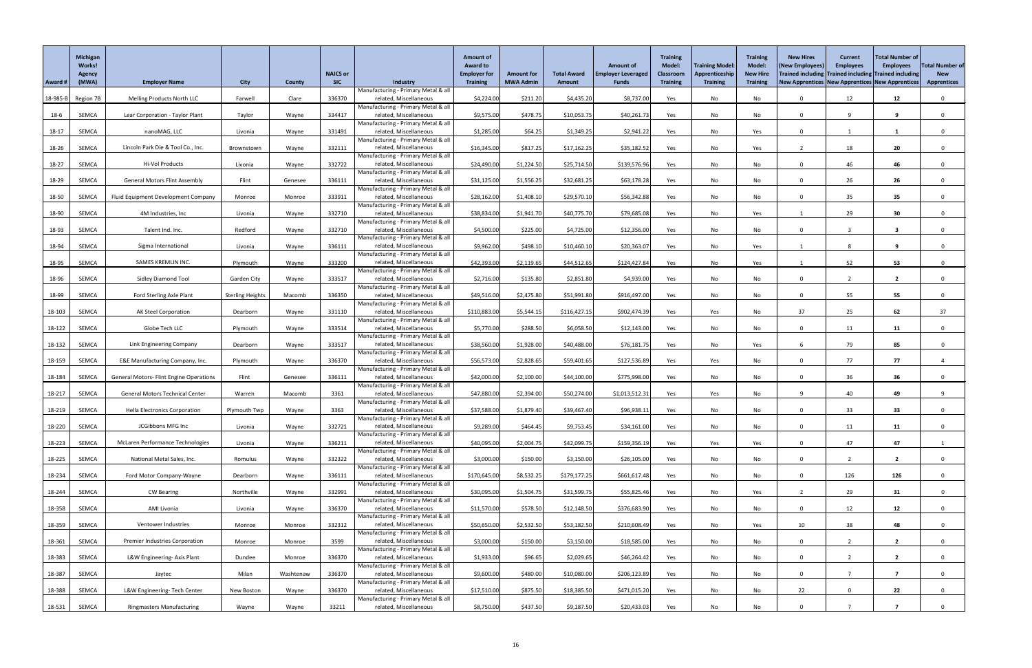| Award # | Michigan Works! Agency (MWA) | Employer Name | City | County | NAICS or SIC | Industry | Amount of Award to Employer for Training | Amount for MWA Admin | Total Award Amount | Amount of Employer Leveraged Funds | Training Model: Classroom Training | Training Model: Apprenticeship Training | Training Model: New Hire Training | New Hires (New Employees) Trained including New Apprentices | Current Employees Trained including New Apprentices | Total Number of Employees Trained including New Apprentices | Total Number of New Apprentices |
|---|---|---|---|---|---|---|---|---|---|---|---|---|---|---|---|---|---|
| 18-985-B | Region 7B | Melling Products North LLC | Farwell | Clare | 336370 | Manufacturing - Primary Metal & all related, Miscellaneous | $4,224.00 | $211.20 | $4,435.20 | $8,737.00 | Yes | No | No | 0 | 12 | 12 | 0 |
| 18-6 | SEMCA | Lear Corporation - Taylor Plant | Taylor | Wayne | 334417 | Manufacturing - Primary Metal & all related, Miscellaneous | $9,575.00 | $478.75 | $10,053.75 | $40,261.73 | Yes | No | No | 0 | 9 | 9 | 0 |
| 18-17 | SEMCA | nanoMAG, LLC | Livonia | Wayne | 331491 | Manufacturing - Primary Metal & all related, Miscellaneous | $1,285.00 | $64.25 | $1,349.25 | $2,941.22 | Yes | No | Yes | 0 | 1 | 1 | 0 |
| 18-26 | SEMCA | Lincoln Park Die & Tool Co., Inc. | Brownstown | Wayne | 332111 | Manufacturing - Primary Metal & all related, Miscellaneous | $16,345.00 | $817.25 | $17,162.25 | $35,182.52 | Yes | No | Yes | 2 | 18 | 20 | 0 |
| 18-27 | SEMCA | Hi-Vol Products | Livonia | Wayne | 332722 | Manufacturing - Primary Metal & all related, Miscellaneous | $24,490.00 | $1,224.50 | $25,714.50 | $139,576.96 | Yes | No | No | 0 | 46 | 46 | 0 |
| 18-29 | SEMCA | General Motors Flint Assembly | Flint | Genesee | 336111 | Manufacturing - Primary Metal & all related, Miscellaneous | $31,125.00 | $1,556.25 | $32,681.25 | $63,178.28 | Yes | No | No | 0 | 26 | 26 | 0 |
| 18-50 | SEMCA | Fluid Equipment Development Company | Monroe | Monroe | 333911 | Manufacturing - Primary Metal & all related, Miscellaneous | $28,162.00 | $1,408.10 | $29,570.10 | $56,342.88 | Yes | No | No | 0 | 35 | 35 | 0 |
| 18-90 | SEMCA | 4M Industries, Inc | Livonia | Wayne | 332710 | Manufacturing - Primary Metal & all related, Miscellaneous | $38,834.00 | $1,941.70 | $40,775.70 | $79,685.08 | Yes | No | Yes | 1 | 29 | 30 | 0 |
| 18-93 | SEMCA | Talent Ind. Inc. | Redford | Wayne | 332710 | Manufacturing - Primary Metal & all related, Miscellaneous | $4,500.00 | $225.00 | $4,725.00 | $12,356.00 | Yes | No | No | 0 | 3 | 3 | 0 |
| 18-94 | SEMCA | Sigma International | Livonia | Wayne | 336111 | Manufacturing - Primary Metal & all related, Miscellaneous | $9,962.00 | $498.10 | $10,460.10 | $20,363.07 | Yes | No | Yes | 1 | 8 | 9 | 0 |
| 18-95 | SEMCA | SAMES KREMLIN INC. | Plymouth | Wayne | 333200 | Manufacturing - Primary Metal & all related, Miscellaneous | $42,393.00 | $2,119.65 | $44,512.65 | $124,427.84 | Yes | No | Yes | 1 | 52 | 53 | 0 |
| 18-96 | SEMCA | Sidley Diamond Tool | Garden City | Wayne | 333517 | Manufacturing - Primary Metal & all related, Miscellaneous | $2,716.00 | $135.80 | $2,851.80 | $4,939.00 | Yes | No | No | 0 | 2 | 2 | 0 |
| 18-99 | SEMCA | Ford Sterling Axle Plant | Sterling Heights | Macomb | 336350 | Manufacturing - Primary Metal & all related, Miscellaneous | $49,516.00 | $2,475.80 | $51,991.80 | $916,497.00 | Yes | No | No | 0 | 55 | 55 | 0 |
| 18-103 | SEMCA | AK Steel Corporation | Dearborn | Wayne | 331110 | Manufacturing - Primary Metal & all related, Miscellaneous | $110,883.00 | $5,544.15 | $116,427.15 | $902,474.39 | Yes | Yes | No | 37 | 25 | 62 | 37 |
| 18-122 | SEMCA | Globe Tech LLC | Plymouth | Wayne | 333514 | Manufacturing - Primary Metal & all related, Miscellaneous | $5,770.00 | $288.50 | $6,058.50 | $12,143.00 | Yes | No | No | 0 | 11 | 11 | 0 |
| 18-132 | SEMCA | Link Engineering Company | Dearborn | Wayne | 333517 | Manufacturing - Primary Metal & all related, Miscellaneous | $38,560.00 | $1,928.00 | $40,488.00 | $76,181.75 | Yes | No | Yes | 6 | 79 | 85 | 0 |
| 18-159 | SEMCA | E&E Manufacturing Company, Inc. | Plymouth | Wayne | 336370 | Manufacturing - Primary Metal & all related, Miscellaneous | $56,573.00 | $2,828.65 | $59,401.65 | $127,536.89 | Yes | Yes | No | 0 | 77 | 77 | 4 |
| 18-184 | SEMCA | General Motors- Flint Engine Operations | Flint | Genesee | 336111 | Manufacturing - Primary Metal & all related, Miscellaneous | $42,000.00 | $2,100.00 | $44,100.00 | $775,998.00 | Yes | No | No | 0 | 36 | 36 | 0 |
| 18-217 | SEMCA | General Motors Technical Center | Warren | Macomb | 3361 | Manufacturing - Primary Metal & all related, Miscellaneous | $47,880.00 | $2,394.00 | $50,274.00 | $1,013,512.31 | Yes | Yes | No | 9 | 40 | 49 | 9 |
| 18-219 | SEMCA | Hella Electronics Corporation | Plymouth Twp | Wayne | 3363 | Manufacturing - Primary Metal & all related, Miscellaneous | $37,588.00 | $1,879.40 | $39,467.40 | $96,938.11 | Yes | No | No | 0 | 33 | 33 | 0 |
| 18-220 | SEMCA | JCGibbons MFG Inc | Livonia | Wayne | 332721 | Manufacturing - Primary Metal & all related, Miscellaneous | $9,289.00 | $464.45 | $9,753.45 | $34,161.00 | Yes | No | No | 0 | 11 | 11 | 0 |
| 18-223 | SEMCA | McLaren Performance Technologies | Livonia | Wayne | 336211 | Manufacturing - Primary Metal & all related, Miscellaneous | $40,095.00 | $2,004.75 | $42,099.75 | $159,356.19 | Yes | Yes | Yes | 0 | 47 | 47 | 1 |
| 18-225 | SEMCA | National Metal Sales, Inc. | Romulus | Wayne | 332322 | Manufacturing - Primary Metal & all related, Miscellaneous | $3,000.00 | $150.00 | $3,150.00 | $26,105.00 | Yes | No | No | 0 | 2 | 2 | 0 |
| 18-234 | SEMCA | Ford Motor Company-Wayne | Dearborn | Wayne | 336111 | Manufacturing - Primary Metal & all related, Miscellaneous | $170,645.00 | $8,532.25 | $179,177.25 | $661,617.48 | Yes | No | No | 0 | 126 | 126 | 0 |
| 18-244 | SEMCA | CW Bearing | Northville | Wayne | 332991 | Manufacturing - Primary Metal & all related, Miscellaneous | $30,095.00 | $1,504.75 | $31,599.75 | $55,825.46 | Yes | No | Yes | 2 | 29 | 31 | 0 |
| 18-358 | SEMCA | AMI Livonia | Livonia | Wayne | 336370 | Manufacturing - Primary Metal & all related, Miscellaneous | $11,570.00 | $578.50 | $12,148.50 | $376,683.90 | Yes | No | No | 0 | 12 | 12 | 0 |
| 18-359 | SEMCA | Ventower Industries | Monroe | Monroe | 332312 | Manufacturing - Primary Metal & all related, Miscellaneous | $50,650.00 | $2,532.50 | $53,182.50 | $210,608.49 | Yes | No | Yes | 10 | 38 | 48 | 0 |
| 18-361 | SEMCA | Premier Industries Corporation | Monroe | Monroe | 3599 | Manufacturing - Primary Metal & all related, Miscellaneous | $3,000.00 | $150.00 | $3,150.00 | $18,585.00 | Yes | No | No | 0 | 2 | 2 | 0 |
| 18-383 | SEMCA | L&W Engineering- Axis Plant | Dundee | Monroe | 336370 | Manufacturing - Primary Metal & all related, Miscellaneous | $1,933.00 | $96.65 | $2,029.65 | $46,264.42 | Yes | No | No | 0 | 2 | 2 | 0 |
| 18-387 | SEMCA | Jaytec | Milan | Washtenaw | 336370 | Manufacturing - Primary Metal & all related, Miscellaneous | $9,600.00 | $480.00 | $10,080.00 | $206,123.89 | Yes | No | No | 0 | 7 | 7 | 0 |
| 18-388 | SEMCA | L&W Engineering- Tech Center | New Boston | Wayne | 336370 | Manufacturing - Primary Metal & all related, Miscellaneous | $17,510.00 | $875.50 | $18,385.50 | $471,015.20 | Yes | No | No | 22 | 0 | 22 | 0 |
| 18-531 | SEMCA | Ringmasters Manufacturing | Wayne | Wayne | 33211 | Manufacturing - Primary Metal & all related, Miscellaneous | $8,750.00 | $437.50 | $9,187.50 | $20,433.03 | Yes | No | No | 0 | 7 | 7 | 0 |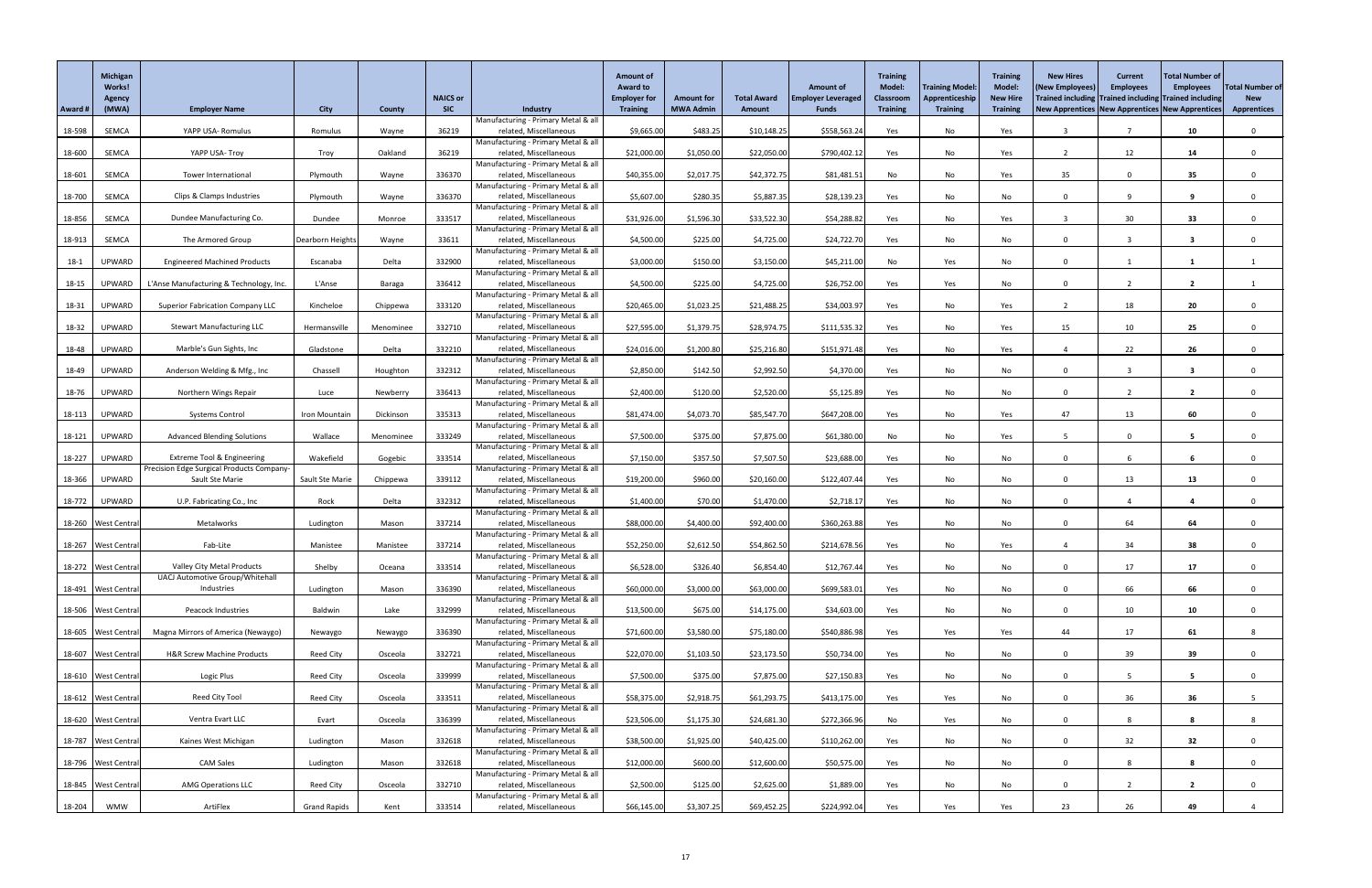| Award # | Michigan Works! Agency (MWA) | Employer Name | City | County | NAICS or SIC | Industry | Amount of Award to Employer for Training | Amount for MWA Admin | Total Award Amount | Amount of Employer Leveraged Funds | Training Model: Classroom Training | Training Model: Apprenticeship Training | Training Model: New Hire Training | New Hires (New Employees) Trained including New Apprentices | Current Employees Trained including New Apprentices | Total Number of Employees Trained including New Apprentices | Total Number of New Apprentices |
|---|---|---|---|---|---|---|---|---|---|---|---|---|---|---|---|---|---|
| 18-598 | SEMCA | YAPP USA- Romulus | Romulus | Wayne | 36219 | Manufacturing - Primary Metal & all related, Miscellaneous | $9,665.00 | $483.25 | $10,148.25 | $558,563.24 | Yes | No | Yes | 3 | 7 | 10 | 0 |
| 18-600 | SEMCA | YAPP USA- Troy | Troy | Oakland | 36219 | Manufacturing - Primary Metal & all related, Miscellaneous | $21,000.00 | $1,050.00 | $22,050.00 | $790,402.12 | Yes | No | Yes | 2 | 12 | 14 | 0 |
| 18-601 | SEMCA | Tower International | Plymouth | Wayne | 336370 | Manufacturing - Primary Metal & all related, Miscellaneous | $40,355.00 | $2,017.75 | $42,372.75 | $81,481.51 | No | No | Yes | 35 | 0 | 35 | 0 |
| 18-700 | SEMCA | Clips & Clamps Industries | Plymouth | Wayne | 336370 | Manufacturing - Primary Metal & all related, Miscellaneous | $5,607.00 | $280.35 | $5,887.35 | $28,139.23 | Yes | No | No | 0 | 9 | 9 | 0 |
| 18-856 | SEMCA | Dundee Manufacturing Co. | Dundee | Monroe | 333517 | Manufacturing - Primary Metal & all related, Miscellaneous | $31,926.00 | $1,596.30 | $33,522.30 | $54,288.82 | Yes | No | Yes | 3 | 30 | 33 | 0 |
| 18-913 | SEMCA | The Armored Group | Dearborn Heights | Wayne | 33611 | Manufacturing - Primary Metal & all related, Miscellaneous | $4,500.00 | $225.00 | $4,725.00 | $24,722.70 | Yes | No | No | 0 | 3 | 3 | 0 |
| 18-1 | UPWARD | Engineered Machined Products | Escanaba | Delta | 332900 | Manufacturing - Primary Metal & all related, Miscellaneous | $3,000.00 | $150.00 | $3,150.00 | $45,211.00 | No | Yes | No | 0 | 1 | 1 | 1 |
| 18-15 | UPWARD | L'Anse Manufacturing & Technology, Inc. | L'Anse | Baraga | 336412 | Manufacturing - Primary Metal & all related, Miscellaneous | $4,500.00 | $225.00 | $4,725.00 | $26,752.00 | Yes | Yes | No | 0 | 2 | 2 | 1 |
| 18-31 | UPWARD | Superior Fabrication Company LLC | Kincheloe | Chippewa | 333120 | Manufacturing - Primary Metal & all related, Miscellaneous | $20,465.00 | $1,023.25 | $21,488.25 | $34,003.97 | Yes | No | Yes | 2 | 18 | 20 | 0 |
| 18-32 | UPWARD | Stewart Manufacturing LLC | Hermansville | Menominee | 332710 | Manufacturing - Primary Metal & all related, Miscellaneous | $27,595.00 | $1,379.75 | $28,974.75 | $111,535.32 | Yes | No | Yes | 15 | 10 | 25 | 0 |
| 18-48 | UPWARD | Marble's Gun Sights, Inc | Gladstone | Delta | 332210 | Manufacturing - Primary Metal & all related, Miscellaneous | $24,016.00 | $1,200.80 | $25,216.80 | $151,971.48 | Yes | No | Yes | 4 | 22 | 26 | 0 |
| 18-49 | UPWARD | Anderson Welding & Mfg., Inc | Chassell | Houghton | 332312 | Manufacturing - Primary Metal & all related, Miscellaneous | $2,850.00 | $142.50 | $2,992.50 | $4,370.00 | Yes | No | No | 0 | 3 | 3 | 0 |
| 18-76 | UPWARD | Northern Wings Repair | Luce | Newberry | 336413 | Manufacturing - Primary Metal & all related, Miscellaneous | $2,400.00 | $120.00 | $2,520.00 | $5,125.89 | Yes | No | No | 0 | 2 | 2 | 0 |
| 18-113 | UPWARD | Systems Control | Iron Mountain | Dickinson | 335313 | Manufacturing - Primary Metal & all related, Miscellaneous | $81,474.00 | $4,073.70 | $85,547.70 | $647,208.00 | Yes | No | Yes | 47 | 13 | 60 | 0 |
| 18-121 | UPWARD | Advanced Blending Solutions | Wallace | Menominee | 333249 | Manufacturing - Primary Metal & all related, Miscellaneous | $7,500.00 | $375.00 | $7,875.00 | $61,380.00 | No | No | Yes | 5 | 0 | 5 | 0 |
| 18-227 | UPWARD | Extreme Tool & Engineering | Wakefield | Gogebic | 333514 | Manufacturing - Primary Metal & all related, Miscellaneous | $7,150.00 | $357.50 | $7,507.50 | $23,688.00 | Yes | No | No | 0 | 6 | 6 | 0 |
| 18-366 | UPWARD | Precision Edge Surgical Products Company-Sault Ste Marie | Sault Ste Marie | Chippewa | 339112 | Manufacturing - Primary Metal & all related, Miscellaneous | $19,200.00 | $960.00 | $20,160.00 | $122,407.44 | Yes | No | No | 0 | 13 | 13 | 0 |
| 18-772 | UPWARD | U.P. Fabricating Co., Inc | Rock | Delta | 332312 | Manufacturing - Primary Metal & all related, Miscellaneous | $1,400.00 | $70.00 | $1,470.00 | $2,718.17 | Yes | No | No | 0 | 4 | 4 | 0 |
| 18-260 | West Central | Metalworks | Ludington | Mason | 337214 | Manufacturing - Primary Metal & all related, Miscellaneous | $88,000.00 | $4,400.00 | $92,400.00 | $360,263.88 | Yes | No | No | 0 | 64 | 64 | 0 |
| 18-267 | West Central | Fab-Lite | Manistee | Manistee | 337214 | Manufacturing - Primary Metal & all related, Miscellaneous | $52,250.00 | $2,612.50 | $54,862.50 | $214,678.56 | Yes | No | Yes | 4 | 34 | 38 | 0 |
| 18-272 | West Central | Valley City Metal Products | Shelby | Oceana | 333514 | Manufacturing - Primary Metal & all related, Miscellaneous | $6,528.00 | $326.40 | $6,854.40 | $12,767.44 | Yes | No | No | 0 | 17 | 17 | 0 |
| 18-491 | West Central | UACJ Automotive Group/Whitehall Industries | Ludington | Mason | 336390 | Manufacturing - Primary Metal & all related, Miscellaneous | $60,000.00 | $3,000.00 | $63,000.00 | $699,583.01 | Yes | No | No | 0 | 66 | 66 | 0 |
| 18-506 | West Central | Peacock Industries | Baldwin | Lake | 332999 | Manufacturing - Primary Metal & all related, Miscellaneous | $13,500.00 | $675.00 | $14,175.00 | $34,603.00 | Yes | No | No | 0 | 10 | 10 | 0 |
| 18-605 | West Central | Magna Mirrors of America (Newaygo) | Newaygo | Newaygo | 336390 | Manufacturing - Primary Metal & all related, Miscellaneous | $71,600.00 | $3,580.00 | $75,180.00 | $540,886.98 | Yes | Yes | Yes | 44 | 17 | 61 | 8 |
| 18-607 | West Central | H&R Screw Machine Products | Reed City | Osceola | 332721 | Manufacturing - Primary Metal & all related, Miscellaneous | $22,070.00 | $1,103.50 | $23,173.50 | $50,734.00 | Yes | No | No | 0 | 39 | 39 | 0 |
| 18-610 | West Central | Logic Plus | Reed City | Osceola | 339999 | Manufacturing - Primary Metal & all related, Miscellaneous | $7,500.00 | $375.00 | $7,875.00 | $27,150.83 | Yes | No | No | 0 | 5 | 5 | 0 |
| 18-612 | West Central | Reed City Tool | Reed City | Osceola | 333511 | Manufacturing - Primary Metal & all related, Miscellaneous | $58,375.00 | $2,918.75 | $61,293.75 | $413,175.00 | Yes | Yes | No | 0 | 36 | 36 | 5 |
| 18-620 | West Central | Ventra Evart LLC | Evart | Osceola | 336399 | Manufacturing - Primary Metal & all related, Miscellaneous | $23,506.00 | $1,175.30 | $24,681.30 | $272,366.96 | No | Yes | No | 0 | 8 | 8 | 8 |
| 18-787 | West Central | Kaines West Michigan | Ludington | Mason | 332618 | Manufacturing - Primary Metal & all related, Miscellaneous | $38,500.00 | $1,925.00 | $40,425.00 | $110,262.00 | Yes | No | No | 0 | 32 | 32 | 0 |
| 18-796 | West Central | CAM Sales | Ludington | Mason | 332618 | Manufacturing - Primary Metal & all related, Miscellaneous | $12,000.00 | $600.00 | $12,600.00 | $50,575.00 | Yes | No | No | 0 | 8 | 8 | 0 |
| 18-845 | West Central | AMG Operations LLC | Reed City | Osceola | 332710 | Manufacturing - Primary Metal & all related, Miscellaneous | $2,500.00 | $125.00 | $2,625.00 | $1,889.00 | Yes | No | No | 0 | 2 | 2 | 0 |
| 18-204 | WMW | ArtiFlex | Grand Rapids | Kent | 333514 | Manufacturing - Primary Metal & all related, Miscellaneous | $66,145.00 | $3,307.25 | $69,452.25 | $224,992.04 | Yes | Yes | Yes | 23 | 26 | 49 | 4 |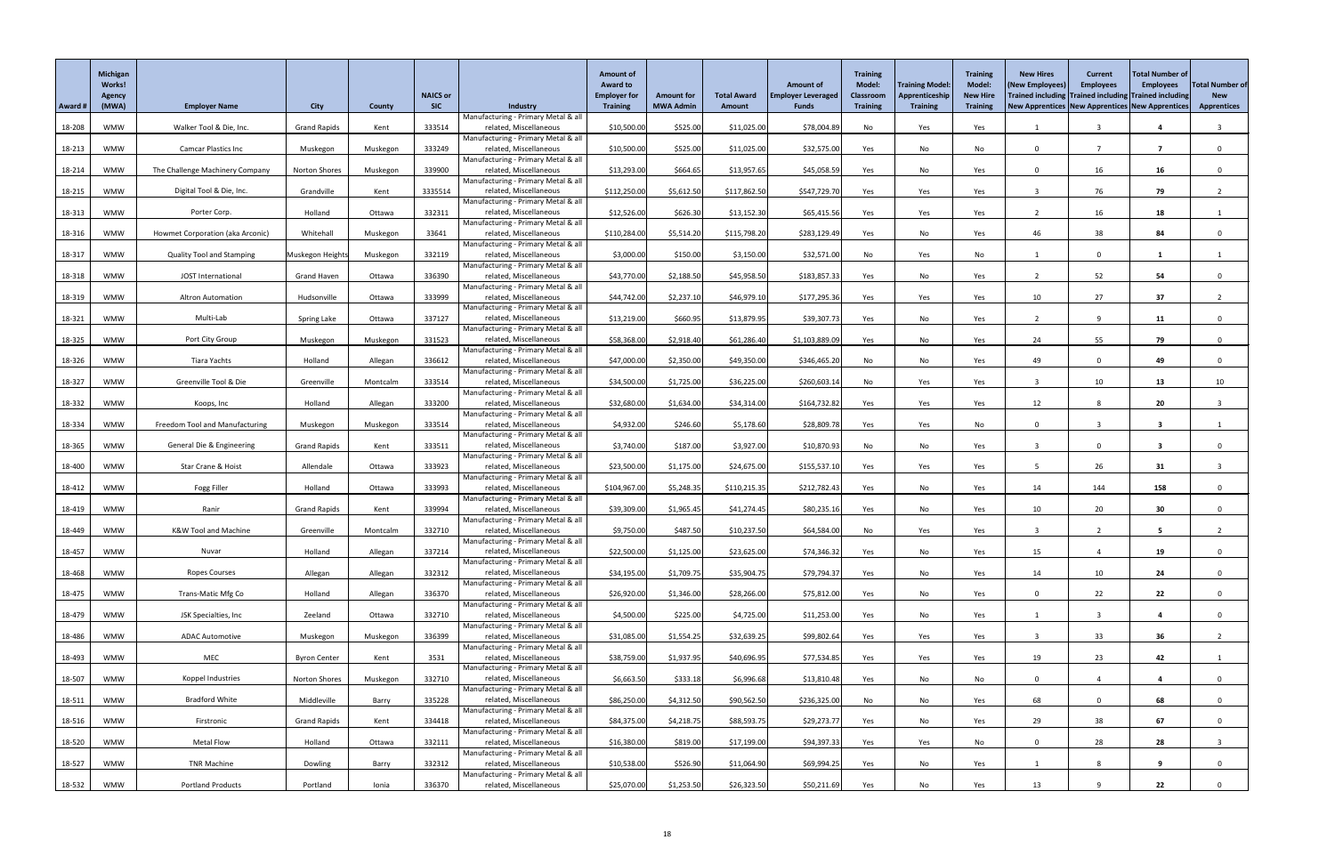| Award # | Michigan Works! Agency (MWA) | Employer Name | City | County | NAICS or SIC | Industry | Amount of Award to Employer for Training | Amount for MWA Admin | Total Award Amount | Amount of Employer Leveraged Funds | Training Model: Classroom Training | Training Model: Apprenticeship Training | Training Model: New Hire Training | New Hires (New Employees) Trained including New Apprentices | Current Employees Trained including New Apprentices | Total Number of Employees Trained including New Apprentices | Total Number of New Apprentices |
|---|---|---|---|---|---|---|---|---|---|---|---|---|---|---|---|---|---|
| 18-208 | WMW | Walker Tool & Die, Inc. | Grand Rapids | Kent | 333514 | Manufacturing - Primary Metal & all related, Miscellaneous | $10,500.00 | $525.00 | $11,025.00 | $78,004.89 | No | Yes | Yes | 1 | 3 | 4 | 3 |
| 18-213 | WMW | Camcar Plastics Inc | Muskegon | Muskegon | 333249 | Manufacturing - Primary Metal & all related, Miscellaneous | $10,500.00 | $525.00 | $11,025.00 | $32,575.00 | Yes | No | No | 0 | 7 | 7 | 0 |
| 18-214 | WMW | The Challenge Machinery Company | Norton Shores | Muskegon | 339900 | Manufacturing - Primary Metal & all related, Miscellaneous | $13,293.00 | $664.65 | $13,957.65 | $45,058.59 | Yes | No | Yes | 0 | 16 | 16 | 0 |
| 18-215 | WMW | Digital Tool & Die, Inc. | Grandville | Kent | 3335514 | Manufacturing - Primary Metal & all related, Miscellaneous | $112,250.00 | $5,612.50 | $117,862.50 | $547,729.70 | Yes | Yes | Yes | 3 | 76 | 79 | 2 |
| 18-313 | WMW | Porter Corp. | Holland | Ottawa | 332311 | Manufacturing - Primary Metal & all related, Miscellaneous | $12,526.00 | $626.30 | $13,152.30 | $65,415.56 | Yes | Yes | Yes | 2 | 16 | 18 | 1 |
| 18-316 | WMW | Howmet Corporation (aka Arconic) | Whitehall | Muskegon | 33641 | Manufacturing - Primary Metal & all related, Miscellaneous | $110,284.00 | $5,514.20 | $115,798.20 | $283,129.49 | Yes | No | Yes | 46 | 38 | 84 | 0 |
| 18-317 | WMW | Quality Tool and Stamping | Muskegon Heights | Muskegon | 332119 | Manufacturing - Primary Metal & all related, Miscellaneous | $3,000.00 | $150.00 | $3,150.00 | $32,571.00 | No | Yes | No | 1 | 0 | 1 | 1 |
| 18-318 | WMW | JOST International | Grand Haven | Ottawa | 336390 | Manufacturing - Primary Metal & all related, Miscellaneous | $43,770.00 | $2,188.50 | $45,958.50 | $183,857.33 | Yes | No | Yes | 2 | 52 | 54 | 0 |
| 18-319 | WMW | Altron Automation | Hudsonville | Ottawa | 333999 | Manufacturing - Primary Metal & all related, Miscellaneous | $44,742.00 | $2,237.10 | $46,979.10 | $177,295.36 | Yes | Yes | Yes | 10 | 27 | 37 | 2 |
| 18-321 | WMW | Multi-Lab | Spring Lake | Ottawa | 337127 | Manufacturing - Primary Metal & all related, Miscellaneous | $13,219.00 | $660.95 | $13,879.95 | $39,307.73 | Yes | No | Yes | 2 | 9 | 11 | 0 |
| 18-325 | WMW | Port City Group | Muskegon | Muskegon | 331523 | Manufacturing - Primary Metal & all related, Miscellaneous | $58,368.00 | $2,918.40 | $61,286.40 | $1,103,889.09 | Yes | No | Yes | 24 | 55 | 79 | 0 |
| 18-326 | WMW | Tiara Yachts | Holland | Allegan | 336612 | Manufacturing - Primary Metal & all related, Miscellaneous | $47,000.00 | $2,350.00 | $49,350.00 | $346,465.20 | No | No | Yes | 49 | 0 | 49 | 0 |
| 18-327 | WMW | Greenville Tool & Die | Greenville | Montcalm | 333514 | Manufacturing - Primary Metal & all related, Miscellaneous | $34,500.00 | $1,725.00 | $36,225.00 | $260,603.14 | No | Yes | Yes | 3 | 10 | 13 | 10 |
| 18-332 | WMW | Koops, Inc | Holland | Allegan | 333200 | Manufacturing - Primary Metal & all related, Miscellaneous | $32,680.00 | $1,634.00 | $34,314.00 | $164,732.82 | Yes | Yes | Yes | 12 | 8 | 20 | 3 |
| 18-334 | WMW | Freedom Tool and Manufacturing | Muskegon | Muskegon | 333514 | Manufacturing - Primary Metal & all related, Miscellaneous | $4,932.00 | $246.60 | $5,178.60 | $28,809.78 | Yes | Yes | No | 0 | 3 | 3 | 1 |
| 18-365 | WMW | General Die & Engineering | Grand Rapids | Kent | 333511 | Manufacturing - Primary Metal & all related, Miscellaneous | $3,740.00 | $187.00 | $3,927.00 | $10,870.93 | No | No | Yes | 3 | 0 | 3 | 0 |
| 18-400 | WMW | Star Crane & Hoist | Allendale | Ottawa | 333923 | Manufacturing - Primary Metal & all related, Miscellaneous | $23,500.00 | $1,175.00 | $24,675.00 | $155,537.10 | Yes | Yes | Yes | 5 | 26 | 31 | 3 |
| 18-412 | WMW | Fogg Filler | Holland | Ottawa | 333993 | Manufacturing - Primary Metal & all related, Miscellaneous | $104,967.00 | $5,248.35 | $110,215.35 | $212,782.43 | Yes | No | Yes | 14 | 144 | 158 | 0 |
| 18-419 | WMW | Ranir | Grand Rapids | Kent | 339994 | Manufacturing - Primary Metal & all related, Miscellaneous | $39,309.00 | $1,965.45 | $41,274.45 | $80,235.16 | Yes | No | Yes | 10 | 20 | 30 | 0 |
| 18-449 | WMW | K&W Tool and Machine | Greenville | Montcalm | 332710 | Manufacturing - Primary Metal & all related, Miscellaneous | $9,750.00 | $487.50 | $10,237.50 | $64,584.00 | No | Yes | Yes | 3 | 2 | 5 | 2 |
| 18-457 | WMW | Nuvar | Holland | Allegan | 337214 | Manufacturing - Primary Metal & all related, Miscellaneous | $22,500.00 | $1,125.00 | $23,625.00 | $74,346.32 | Yes | No | Yes | 15 | 4 | 19 | 0 |
| 18-468 | WMW | Ropes Courses | Allegan | Allegan | 332312 | Manufacturing - Primary Metal & all related, Miscellaneous | $34,195.00 | $1,709.75 | $35,904.75 | $79,794.37 | Yes | No | Yes | 14 | 10 | 24 | 0 |
| 18-475 | WMW | Trans-Matic Mfg Co | Holland | Allegan | 336370 | Manufacturing - Primary Metal & all related, Miscellaneous | $26,920.00 | $1,346.00 | $28,266.00 | $75,812.00 | Yes | No | Yes | 0 | 22 | 22 | 0 |
| 18-479 | WMW | JSK Specialties, Inc | Zeeland | Ottawa | 332710 | Manufacturing - Primary Metal & all related, Miscellaneous | $4,500.00 | $225.00 | $4,725.00 | $11,253.00 | Yes | No | Yes | 1 | 3 | 4 | 0 |
| 18-486 | WMW | ADAC Automotive | Muskegon | Muskegon | 336399 | Manufacturing - Primary Metal & all related, Miscellaneous | $31,085.00 | $1,554.25 | $32,639.25 | $99,802.64 | Yes | Yes | Yes | 3 | 33 | 36 | 2 |
| 18-493 | WMW | MEC | Byron Center | Kent | 3531 | Manufacturing - Primary Metal & all related, Miscellaneous | $38,759.00 | $1,937.95 | $40,696.95 | $77,534.85 | Yes | Yes | Yes | 19 | 23 | 42 | 1 |
| 18-507 | WMW | Koppel Industries | Norton Shores | Muskegon | 332710 | Manufacturing - Primary Metal & all related, Miscellaneous | $6,663.50 | $333.18 | $6,996.68 | $13,810.48 | Yes | No | No | 0 | 4 | 4 | 0 |
| 18-511 | WMW | Bradford White | Middleville | Barry | 335228 | Manufacturing - Primary Metal & all related, Miscellaneous | $86,250.00 | $4,312.50 | $90,562.50 | $236,325.00 | No | No | Yes | 68 | 0 | 68 | 0 |
| 18-516 | WMW | Firstronic | Grand Rapids | Kent | 334418 | Manufacturing - Primary Metal & all related, Miscellaneous | $84,375.00 | $4,218.75 | $88,593.75 | $29,273.77 | Yes | No | Yes | 29 | 38 | 67 | 0 |
| 18-520 | WMW | Metal Flow | Holland | Ottawa | 332111 | Manufacturing - Primary Metal & all related, Miscellaneous | $16,380.00 | $819.00 | $17,199.00 | $94,397.33 | Yes | Yes | No | 0 | 28 | 28 | 3 |
| 18-527 | WMW | TNR Machine | Dowling | Barry | 332312 | Manufacturing - Primary Metal & all related, Miscellaneous | $10,538.00 | $526.90 | $11,064.90 | $69,994.25 | Yes | No | Yes | 1 | 8 | 9 | 0 |
| 18-532 | WMW | Portland Products | Portland | Ionia | 336370 | Manufacturing - Primary Metal & all related, Miscellaneous | $25,070.00 | $1,253.50 | $26,323.50 | $50,211.69 | Yes | No | Yes | 13 | 9 | 22 | 0 |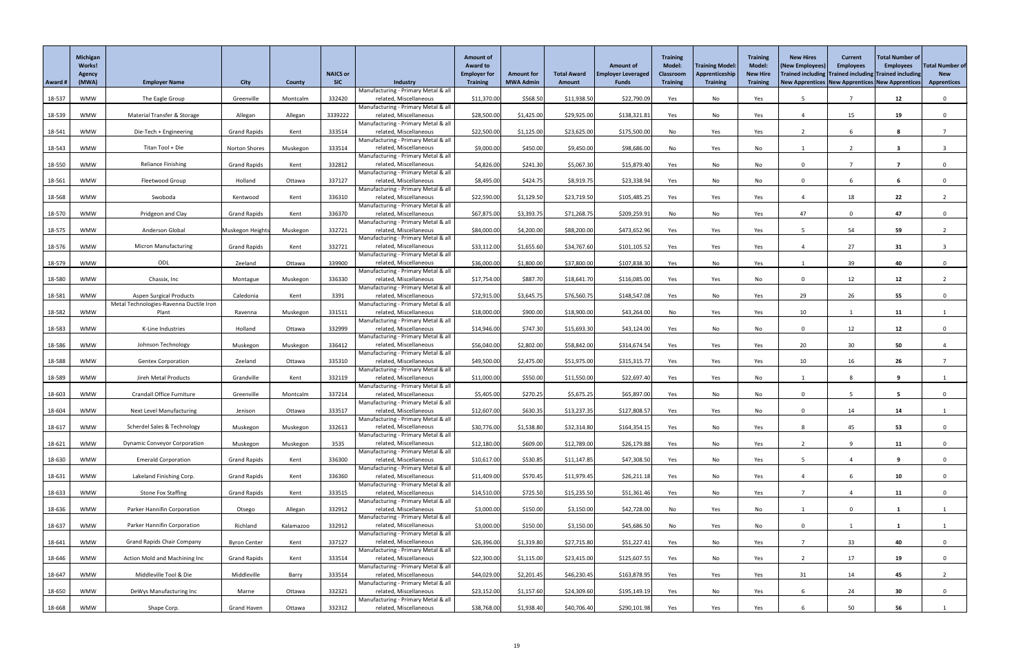| Award # | Michigan Works! Agency (MWA) | Employer Name | City | County | NAICS or SIC | Industry | Amount of Award to Employer for Training | Amount for MWA Admin | Total Award Amount | Amount of Employer Leveraged Funds | Training Model: Classroom Training | Training Model: Apprenticeship Training | Training Model: New Hire Training | New Hires (New Employees) Trained including New Apprentices | Current Employees Trained including New Apprentices | Total Number of Employees Trained including New Apprentices | Total Number of New Apprentices |
|---|---|---|---|---|---|---|---|---|---|---|---|---|---|---|---|---|---|
| 18-537 | WMW | The Eagle Group | Greenville | Montcalm | 332420 | Manufacturing - Primary Metal & all related, Miscellaneous | $11,370.00 | $568.50 | $11,938.50 | $22,790.09 | Yes | No | Yes | 5 | 7 | 12 | 0 |
| 18-539 | WMW | Material Transfer & Storage | Allegan | Allegan | 3339222 | Manufacturing - Primary Metal & all related, Miscellaneous | $28,500.00 | $1,425.00 | $29,925.00 | $138,321.81 | Yes | No | Yes | 4 | 15 | 19 | 0 |
| 18-541 | WMW | Die-Tech + Engineering | Grand Rapids | Kent | 333514 | Manufacturing - Primary Metal & all related, Miscellaneous | $22,500.00 | $1,125.00 | $23,625.00 | $175,500.00 | No | Yes | Yes | 2 | 6 | 8 | 7 |
| 18-543 | WMW | Titan Tool + Die | Norton Shores | Muskegon | 333514 | Manufacturing - Primary Metal & all related, Miscellaneous | $9,000.00 | $450.00 | $9,450.00 | $98,686.00 | No | Yes | No | 1 | 2 | 3 | 3 |
| 18-550 | WMW | Reliance Finishing | Grand Rapids | Kent | 332812 | Manufacturing - Primary Metal & all related, Miscellaneous | $4,826.00 | $241.30 | $5,067.30 | $15,879.40 | Yes | No | No | 0 | 7 | 7 | 0 |
| 18-561 | WMW | Fleetwood Group | Holland | Ottawa | 337127 | Manufacturing - Primary Metal & all related, Miscellaneous | $8,495.00 | $424.75 | $8,919.75 | $23,338.94 | Yes | No | No | 0 | 6 | 6 | 0 |
| 18-568 | WMW | Swoboda | Kentwood | Kent | 336310 | Manufacturing - Primary Metal & all related, Miscellaneous | $22,590.00 | $1,129.50 | $23,719.50 | $105,485.25 | Yes | Yes | Yes | 4 | 18 | 22 | 2 |
| 18-570 | WMW | Pridgeon and Clay | Grand Rapids | Kent | 336370 | Manufacturing - Primary Metal & all related, Miscellaneous | $67,875.00 | $3,393.75 | $71,268.75 | $209,259.91 | No | No | Yes | 47 | 0 | 47 | 0 |
| 18-575 | WMW | Anderson Global | Muskegon Heights | Muskegon | 332721 | Manufacturing - Primary Metal & all related, Miscellaneous | $84,000.00 | $4,200.00 | $88,200.00 | $473,652.96 | Yes | Yes | Yes | 5 | 54 | 59 | 2 |
| 18-576 | WMW | Micron Manufacturing | Grand Rapids | Kent | 332721 | Manufacturing - Primary Metal & all related, Miscellaneous | $33,112.00 | $1,655.60 | $34,767.60 | $101,105.52 | Yes | Yes | Yes | 4 | 27 | 31 | 3 |
| 18-579 | WMW | ODL | Zeeland | Ottawa | 339900 | Manufacturing - Primary Metal & all related, Miscellaneous | $36,000.00 | $1,800.00 | $37,800.00 | $107,838.30 | Yes | No | Yes | 1 | 39 | 40 | 0 |
| 18-580 | WMW | Chassix, Inc | Montague | Muskegon | 336330 | Manufacturing - Primary Metal & all related, Miscellaneous | $17,754.00 | $887.70 | $18,641.70 | $116,085.00 | Yes | Yes | No | 0 | 12 | 12 | 2 |
| 18-581 | WMW | Aspen Surgical Products | Caledonia | Kent | 3391 | Manufacturing - Primary Metal & all related, Miscellaneous | $72,915.00 | $3,645.75 | $76,560.75 | $148,547.08 | Yes | No | Yes | 29 | 26 | 55 | 0 |
| 18-582 | WMW | Metal Technologies-Ravenna Ductile Iron Plant | Ravenna | Muskegon | 331511 | Manufacturing - Primary Metal & all related, Miscellaneous | $18,000.00 | $900.00 | $18,900.00 | $43,264.00 | No | Yes | Yes | 10 | 1 | 11 | 1 |
| 18-583 | WMW | K-Line Industries | Holland | Ottawa | 332999 | Manufacturing - Primary Metal & all related, Miscellaneous | $14,946.00 | $747.30 | $15,693.30 | $43,124.00 | Yes | No | No | 0 | 12 | 12 | 0 |
| 18-586 | WMW | Johnson Technology | Muskegon | Muskegon | 336412 | Manufacturing - Primary Metal & all related, Miscellaneous | $56,040.00 | $2,802.00 | $58,842.00 | $314,674.54 | Yes | Yes | Yes | 20 | 30 | 50 | 4 |
| 18-588 | WMW | Gentex Corporation | Zeeland | Ottawa | 335310 | Manufacturing - Primary Metal & all related, Miscellaneous | $49,500.00 | $2,475.00 | $51,975.00 | $315,315.77 | Yes | Yes | Yes | 10 | 16 | 26 | 7 |
| 18-589 | WMW | Jireh Metal Products | Grandville | Kent | 332119 | Manufacturing - Primary Metal & all related, Miscellaneous | $11,000.00 | $550.00 | $11,550.00 | $22,697.40 | Yes | Yes | No | 1 | 8 | 9 | 1 |
| 18-603 | WMW | Crandall Office Furniture | Greenville | Montcalm | 337214 | Manufacturing - Primary Metal & all related, Miscellaneous | $5,405.00 | $270.25 | $5,675.25 | $65,897.00 | Yes | No | No | 0 | 5 | 5 | 0 |
| 18-604 | WMW | Next Level Manufacturing | Jenison | Ottawa | 333517 | Manufacturing - Primary Metal & all related, Miscellaneous | $12,607.00 | $630.35 | $13,237.35 | $127,808.57 | Yes | Yes | No | 0 | 14 | 14 | 1 |
| 18-617 | WMW | Scherdel Sales & Technology | Muskegon | Muskegon | 332613 | Manufacturing - Primary Metal & all related, Miscellaneous | $30,776.00 | $1,538.80 | $32,314.80 | $164,354.15 | Yes | No | Yes | 8 | 45 | 53 | 0 |
| 18-621 | WMW | Dynamic Conveyor Corporation | Muskegon | Muskegon | 3535 | Manufacturing - Primary Metal & all related, Miscellaneous | $12,180.00 | $609.00 | $12,789.00 | $26,179.88 | Yes | No | Yes | 2 | 9 | 11 | 0 |
| 18-630 | WMW | Emerald Corporation | Grand Rapids | Kent | 336300 | Manufacturing - Primary Metal & all related, Miscellaneous | $10,617.00 | $530.85 | $11,147.85 | $47,308.50 | Yes | No | Yes | 5 | 4 | 9 | 0 |
| 18-631 | WMW | Lakeland Finishing Corp. | Grand Rapids | Kent | 336360 | Manufacturing - Primary Metal & all related, Miscellaneous | $11,409.00 | $570.45 | $11,979.45 | $26,211.18 | Yes | No | Yes | 4 | 6 | 10 | 0 |
| 18-633 | WMW | Stone Fox Staffing | Grand Rapids | Kent | 333515 | Manufacturing - Primary Metal & all related, Miscellaneous | $14,510.00 | $725.50 | $15,235.50 | $51,361.46 | Yes | No | Yes | 7 | 4 | 11 | 0 |
| 18-636 | WMW | Parker Hannifin Corporation | Otsego | Allegan | 332912 | Manufacturing - Primary Metal & all related, Miscellaneous | $3,000.00 | $150.00 | $3,150.00 | $42,728.00 | No | Yes | No | 1 | 0 | 1 | 1 |
| 18-637 | WMW | Parker Hannifin Corporation | Richland | Kalamazoo | 332912 | Manufacturing - Primary Metal & all related, Miscellaneous | $3,000.00 | $150.00 | $3,150.00 | $45,686.50 | No | Yes | No | 0 | 1 | 1 | 1 |
| 18-641 | WMW | Grand Rapids Chair Company | Byron Center | Kent | 337127 | Manufacturing - Primary Metal & all related, Miscellaneous | $26,396.00 | $1,319.80 | $27,715.80 | $51,227.41 | Yes | No | Yes | 7 | 33 | 40 | 0 |
| 18-646 | WMW | Action Mold and Machining Inc | Grand Rapids | Kent | 333514 | Manufacturing - Primary Metal & all related, Miscellaneous | $22,300.00 | $1,115.00 | $23,415.00 | $125,607.55 | Yes | No | Yes | 2 | 17 | 19 | 0 |
| 18-647 | WMW | Middleville Tool & Die | Middleville | Barry | 333514 | Manufacturing - Primary Metal & all related, Miscellaneous | $44,029.00 | $2,201.45 | $46,230.45 | $163,878.95 | Yes | Yes | Yes | 31 | 14 | 45 | 2 |
| 18-650 | WMW | DeWys Manufacturing Inc | Marne | Ottawa | 332321 | Manufacturing - Primary Metal & all related, Miscellaneous | $23,152.00 | $1,157.60 | $24,309.60 | $195,149.19 | Yes | No | Yes | 6 | 24 | 30 | 0 |
| 18-668 | WMW | Shape Corp. | Grand Haven | Ottawa | 332312 | Manufacturing - Primary Metal & all related, Miscellaneous | $38,768.00 | $1,938.40 | $40,706.40 | $290,101.98 | Yes | Yes | Yes | 6 | 50 | 56 | 1 |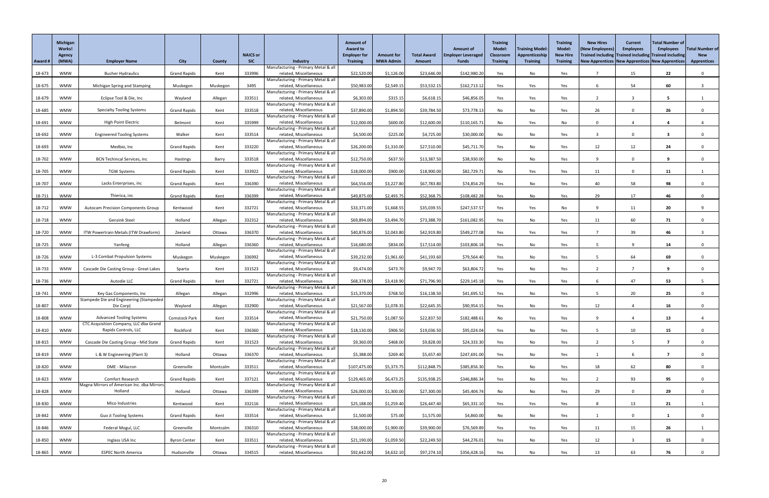| Award # | Michigan Works! Agency (MWA) | Employer Name | City | County | NAICS or SIC | Industry | Amount of Award to Employer for Training | Amount for MWA Admin | Total Award Amount | Amount of Employer Leveraged Funds | Training Model: Classroom Training | Training Model: Apprenticeship Training | Training Model: New Hire Training | New Hires (New Employees) Trained including New Apprentices | Current Employees Trained including New Apprentices | Total Number of Employees Trained including New Apprentices | Total Number of New Apprentices |
|---|---|---|---|---|---|---|---|---|---|---|---|---|---|---|---|---|---|
| 18-673 | WMW | Bucher Hydraulics | Grand Rapids | Kent | 333996 | Manufacturing - Primary Metal & all related, Miscellaneous | $22,520.00 | $1,126.00 | $23,646.00 | $142,980.20 | Yes | No | Yes | 7 | 15 | 22 | 0 |
| 18-675 | WMW | Michigan Spring and Stamping | Muskegon | Muskegon | 3495 | Manufacturing - Primary Metal & all related, Miscellaneous | $50,983.00 | $2,549.15 | $53,532.15 | $162,713.12 | Yes | Yes | Yes | 6 | 54 | 60 | 3 |
| 18-679 | WMW | Eclipse Tool & Die, Inc | Wayland | Allegan | 333511 | Manufacturing - Primary Metal & all related, Miscellaneous | $6,303.00 | $315.15 | $6,618.15 | $46,856.05 | Yes | Yes | Yes | 2 | 3 | 5 | 1 |
| 18-685 | WMW | Specialty Tooling Systems | Grand Rapids | Kent | 333518 | Manufacturing - Primary Metal & all related, Miscellaneous | $37,890.00 | $1,894.50 | $39,784.50 | $73,778.13 | No | No | Yes | 26 | 0 | 26 | 0 |
| 18-691 | WMW | High Point Electric | Belmont | Kent | 335999 | Manufacturing - Primary Metal & all related, Miscellaneous | $12,000.00 | $600.00 | $12,600.00 | $110,165.71 | No | Yes | No | 0 | 4 | 4 | 4 |
| 18-692 | WMW | Engineered Tooling Systems | Walker | Kent | 333514 | Manufacturing - Primary Metal & all related, Miscellaneous | $4,500.00 | $225.00 | $4,725.00 | $30,000.00 | No | No | Yes | 3 | 0 | 3 | 0 |
| 18-693 | WMW | Medbio, Inc | Grand Rapids | Kent | 333220 | Manufacturing - Primary Metal & all related, Miscellaneous | $26,200.00 | $1,310.00 | $27,510.00 | $45,711.70 | Yes | No | Yes | 12 | 12 | 24 | 0 |
| 18-702 | WMW | BCN Techincal Services, inc | Hastings | Barry | 333518 | Manufacturing - Primary Metal & all related, Miscellaneous | $12,750.00 | $637.50 | $13,387.50 | $38,930.00 | No | No | Yes | 9 | 0 | 9 | 0 |
| 18-705 | WMW | TGW Systems | Grand Rapids | Kent | 333922 | Manufacturing - Primary Metal & all related, Miscellaneous | $18,000.00 | $900.00 | $18,900.00 | $82,729.71 | No | Yes | Yes | 11 | 0 | 11 | 1 |
| 18-707 | WMW | Lacks Enterprises, inc | Grand Rapids | Kent | 336390 | Manufacturing - Primary Metal & all related, Miscellaneous | $64,556.00 | $3,227.80 | $67,783.80 | $74,854.29 | Yes | No | Yes | 40 | 58 | 98 | 0 |
| 18-711 | WMW | Thierica, inc | Grand Rapids | Kent | 336399 | Manufacturing - Primary Metal & all related, Miscellaneous | $49,875.00 | $2,493.75 | $52,368.75 | $108,482.28 | Yes | No | Yes | 29 | 17 | 46 | 0 |
| 18-712 | WMW | Autocam Precision Components Group | Kentwood | Kent | 332721 | Manufacturing - Primary Metal & all related, Miscellaneous | $33,371.00 | $1,668.55 | $35,039.55 | $247,537.57 | Yes | Yes | No | 9 | 11 | 20 | 9 |
| 18-718 | WMW | Genzink Steel | Holland | Allegan | 332312 | Manufacturing - Primary Metal & all related, Miscellaneous | $69,894.00 | $3,494.70 | $73,388.70 | $161,082.95 | Yes | No | Yes | 11 | 60 | 71 | 0 |
| 18-720 | WMW | ITW Powertrain Metals (ITW Drawform) | Zeeland | Ottawa | 336370 | Manufacturing - Primary Metal & all related, Miscellaneous | $40,876.00 | $2,043.80 | $42,919.80 | $549,277.08 | Yes | Yes | Yes | 7 | 39 | 46 | 3 |
| 18-725 | WMW | Yanfeng | Holland | Allegan | 336360 | Manufacturing - Primary Metal & all related, Miscellaneous | $16,680.00 | $834.00 | $17,514.00 | $103,806.18 | Yes | No | Yes | 5 | 9 | 14 | 0 |
| 18-726 | WMW | L-3 Combat Propulsion Systems | Muskegon | Muskegon | 336992 | Manufacturing - Primary Metal & all related, Miscellaneous | $39,232.00 | $1,961.60 | $41,193.60 | $79,564.40 | Yes | No | Yes | 5 | 64 | 69 | 0 |
| 18-733 | WMW | Cascade Die Casting Group - Great Lakes | Sparta | Kent | 331523 | Manufacturing - Primary Metal & all related, Miscellaneous | $9,474.00 | $473.70 | $9,947.70 | $63,804.72 | Yes | No | Yes | 2 | 7 | 9 | 0 |
| 18-736 | WMW | Autodie LLC | Grand Rapids | Kent | 332721 | Manufacturing - Primary Metal & all related, Miscellaneous | $68,378.00 | $3,418.90 | $71,796.90 | $229,145.18 | Yes | Yes | Yes | 6 | 47 | 53 | 5 |
| 18-741 | WMW | Key Gas Components, Inc | Allegan | Allegan | 332996 | Manufacturing - Primary Metal & all related, Miscellaneous | $15,370.00 | $768.50 | $16,138.50 | $41,695.52 | Yes | No | Yes | 5 | 20 | 25 | 0 |
| 18-807 | WMW | Stampede Die and Engineering (Stampeded Die Corp) | Wayland | Allegan | 332900 | Manufacturing - Primary Metal & all related, Miscellaneous | $21,567.00 | $1,078.35 | $22,645.35 | $90,954.15 | Yes | No | Yes | 12 | 4 | 16 | 0 |
| 18-808 | WMW | Advanced Tooling Systems | Comstock Park | Kent | 333514 | Manufacturing - Primary Metal & all related, Miscellaneous | $21,750.00 | $1,087.50 | $22,837.50 | $182,488.61 | No | Yes | Yes | 9 | 4 | 13 | 4 |
| 18-810 | WMW | CTC Acquisition Company, LLC dba Grand Rapids Controls, LLC | Rockford | Kent | 336360 | Manufacturing - Primary Metal & all related, Miscellaneous | $18,130.00 | $906.50 | $19,036.50 | $95,024.04 | Yes | No | Yes | 5 | 10 | 15 | 0 |
| 18-815 | WMW | Cascade Die Casting Group - Mid State | Grand Rapids | Kent | 331523 | Manufacturing - Primary Metal & all related, Miscellaneous | $9,360.00 | $468.00 | $9,828.00 | $24,333.30 | Yes | No | Yes | 2 | 5 | 7 | 0 |
| 18-819 | WMW | L & W Engineering (Plant 3) | Holland | Ottawa | 336370 | Manufacturing - Primary Metal & all related, Miscellaneous | $5,388.00 | $269.40 | $5,657.40 | $247,691.00 | Yes | No | Yes | 1 | 6 | 7 | 0 |
| 18-820 | WMW | DME - Milacron | Greenville | Montcalm | 333511 | Manufacturing - Primary Metal & all related, Miscellaneous | $107,475.00 | $5,373.75 | $112,848.75 | $385,856.30 | Yes | No | Yes | 18 | 62 | 80 | 0 |
| 18-823 | WMW | Comfort Research | Grand Rapids | Kent | 337121 | Manufacturing - Primary Metal & all related, Miscellaneous | $129,465.00 | $6,473.25 | $135,938.25 | $346,886.34 | Yes | No | Yes | 2 | 93 | 95 | 0 |
| 18-828 | WMW | Magna Mirrors of American Inc. dba Mirrors Holland | Holland | Ottawa | 336399 | Manufacturing - Primary Metal & all related, Miscellaneous | $26,000.00 | $1,300.00 | $27,300.00 | $45,404.74 | No | No | Yes | 29 | 0 | 29 | 0 |
| 18-830 | WMW | Mico Industries | Kentwood | Kent | 332116 | Manufacturing - Primary Metal & all related, Miscellaneous | $25,188.00 | $1,259.40 | $26,447.40 | $65,331.10 | Yes | Yes | Yes | 8 | 13 | 21 | 1 |
| 18-842 | WMW | Guo Ji Tooling Systems | Grand Rapids | Kent | 333514 | Manufacturing - Primary Metal & all related, Miscellaneous | $1,500.00 | $75.00 | $1,575.00 | $4,860.00 | No | No | Yes | 1 | 0 | 1 | 0 |
| 18-846 | WMW | Federal Mogul, LLC | Greenville | Montcalm | 336310 | Manufacturing - Primary Metal & all related, Miscellaneous | $38,000.00 | $1,900.00 | $39,900.00 | $76,569.89 | Yes | Yes | Yes | 11 | 15 | 26 | 1 |
| 18-850 | WMW | Inglass USA Inc | Byron Center | Kent | 333511 | Manufacturing - Primary Metal & all related, Miscellaneous | $21,190.00 | $1,059.50 | $22,249.50 | $44,276.01 | Yes | No | Yes | 12 | 3 | 15 | 0 |
| 18-865 | WMW | ESPEC North America | Hudsonville | Ottawa | 334515 | Manufacturing - Primary Metal & all related, Miscellaneous | $92,642.00 | $4,632.10 | $97,274.10 | $356,428.16 | Yes | No | Yes | 13 | 63 | 76 | 0 |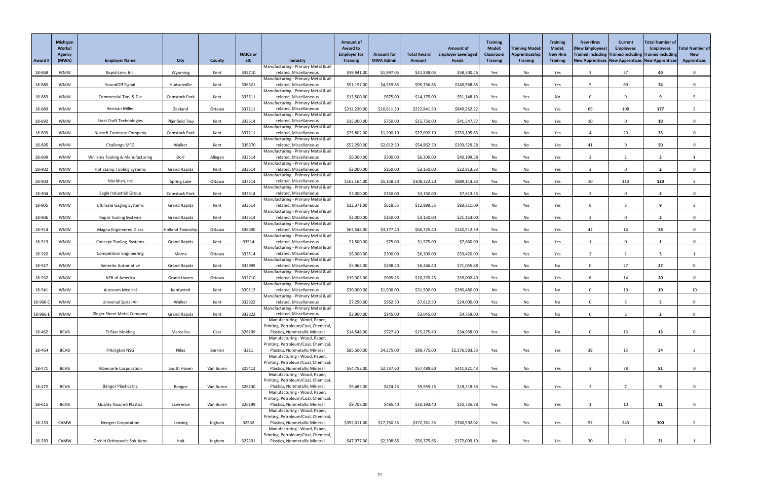| Award # | Michigan Works! Agency (MWA) | Employer Name | City | County | NAICS or SIC | Industry | Amount of Award to Employer for Training | Amount for MWA Admin | Total Award Amount | Amount of Employer Leveraged Funds | Training Model: Classroom Training | Training Model: Apprenticeship Training | Training Model: New Hire Training | New Hires (New Employees) Trained including New Apprentices | Current Employees Trained including New Apprentices | Total Number of Employees Trained including New Apprentices | Total Number of New Apprentices |
|---|---|---|---|---|---|---|---|---|---|---|---|---|---|---|---|---|---|
| 18-868 | WMW | Rapid-Line, Inc. | Wyoming | Kent | 332710 | Manufacturing - Primary Metal & all related, Miscellaneous | $39,941.00 | $1,997.05 | $41,938.05 | $58,500.46 | Yes | No | Yes | 3 | 37 | 40 | 0 |
| 18-880 | WMW | SoundOff Signal | Hudsonville | Kent | 336321 | Manufacturing - Primary Metal & all related, Miscellaneous | $91,197.00 | $4,559.85 | $95,756.85 | $249,968.85 | Yes | No | Yes | 5 | 69 | 74 | 0 |
| 18-883 | WMW | Commercial Tool & Die | Comstock Park | Kent | 333511 | Manufacturing - Primary Metal & all related, Miscellaneous | $13,500.00 | $675.00 | $14,175.00 | $51,148.13 | Yes | Yes | No | 0 | 9 | 9 | 5 |
| 18-889 | WMW | Herman Miller | Zeeland | Ottawa | 337211 | Manufacturing - Primary Metal & all related, Miscellaneous | $212,230.00 | $10,611.50 | $222,841.50 | $849,262.22 | Yes | Yes | Yes | 69 | 108 | 177 | 2 |
| 18-892 | WMW | Steel Craft Technologies | Plainfield Twp | Kent | 333514 | Manufacturing - Primary Metal & all related, Miscellaneous | $15,000.00 | $750.00 | $15,750.00 | $41,547.37 | No | No | Yes | 10 | 0 | 10 | 0 |
| 18-893 | WMW | Nucraft Furniture Company | Comstock Park | Kent | 337211 | Manufacturing - Primary Metal & all related, Miscellaneous | $25,802.00 | $1,290.10 | $27,092.10 | $253,105.63 | Yes | No | Yes | 4 | 29 | 33 | 0 |
| 18-895 | WMW | Challenge MFG | Walker | Kent | 336370 | Manufacturing - Primary Metal & all related, Miscellaneous | $52,250.00 | $2,612.50 | $54,862.50 | $193,529.28 | Yes | No | Yes | 41 | 9 | 50 | 0 |
| 18-899 | WMW | Williams Tooling & Manufacturing | Dorr | Allegan | 333514 | Manufacturing - Primary Metal & all related, Miscellaneous | $6,000.00 | $300.00 | $6,300.00 | $40,199.58 | No | Yes | Yes | 2 | 1 | 3 | 1 |
| 18-902 | WMW | Hot Stamp Tooling Systems | Grand Rapids | Kent | 333514 | Manufacturing - Primary Metal & all related, Miscellaneous | $3,000.00 | $150.00 | $3,150.00 | $22,813.33 | No | No | Yes | 2 | 0 | 2 | 0 |
| 18-903 | WMW | Meridian, Inc | Spring Lake | Ottawa | 337214 | Manufacturing - Primary Metal & all related, Miscellaneous | $103,164.00 | $5,158.20 | $108,322.20 | $889,114.83 | Yes | Yes | Yes | 10 | 110 | 120 | 2 |
| 18-904 | WMW | Eagle Industrial Group | Comstock Park | Kent | 333514 | Manufacturing - Primary Metal & all related, Miscellaneous | $3,000.00 | $150.00 | $3,150.00 | $7,613.33 | No | No | Yes | 2 | 0 | 2 | 0 |
| 18-905 | WMW | Ultimate Gaging Systems | Grand Rapids | Kent | 333514 | Manufacturing - Primary Metal & all related, Miscellaneous | $12,371.00 | $618.55 | $12,989.55 | $83,311.09 | No | Yes | Yes | 6 | 3 | 9 | 3 |
| 18-906 | WMW | Rapid Tooling Systems | Grand Rapids | Kent | 333514 | Manufacturing - Primary Metal & all related, Miscellaneous | $3,000.00 | $150.00 | $3,150.00 | $21,153.00 | No | No | Yes | 2 | 0 | 2 | 0 |
| 18-914 | WMW | Magna Engineered Glass | Holland Township | Ottawa | 336390 | Manufacturing - Primary Metal & all related, Miscellaneous | $63,548.00 | $3,177.40 | $66,725.40 | $142,512.59 | Yes | No | Yes | 42 | 16 | 58 | 0 |
| 18-919 | WMW | Concept Tooling Systems | Grand Rapids | Kent | 33514 | Manufacturing - Primary Metal & all related, Miscellaneous | $1,500.00 | $75.00 | $1,575.00 | $7,660.00 | No | No | Yes | 1 | 0 | 1 | 0 |
| 18-920 | WMW | Competition Engineering | Marne | Ottawa | 333514 | Manufacturing - Primary Metal & all related, Miscellaneous | $6,000.00 | $300.00 | $6,300.00 | $33,420.00 | No | Yes | Yes | 2 | 1 | 3 | 1 |
| 18-927 | WMW | Benteler Automotive | Grand Rapids | Kent | 332999 | Manufacturing - Primary Metal & all related, Miscellaneous | $5,968.00 | $298.40 | $6,266.40 | $71,055.88 | Yes | No | No | 0 | 27 | 27 | 0 |
| 18-932 | WMW | NPR of America | Grand Haven | Ottawa | 332710 | Manufacturing - Primary Metal & all related, Miscellaneous | $19,305.00 | $965.25 | $20,270.25 | $39,002.49 | Yes | No | Yes | 6 | 14 | 20 | 0 |
| 18-941 | WMW | Autocam Medical | Kentwood | Kent | 339112 | Manufacturing - Primary Metal & all related, Miscellaneous | $30,000.00 | $1,500.00 | $31,500.00 | $280,480.00 | No | Yes | No | 0 | 10 | 10 | 10 |
| 18-966-C | WMW | Universal Spiral Air | Walker | Kent | 332322 | Manufacturing - Primary Metal & all related, Miscellaneous | $7,250.00 | $362.50 | $7,612.50 | $24,000.00 | Yes | No | No | 0 | 5 | 5 | 0 |
| 18-966-E | WMW | Zinger Sheet Metal Company | Grand Rapids | Kent | 332322 | Manufacturing - Primary Metal & all related, Miscellaneous | $2,900.00 | $145.00 | $3,045.00 | $4,759.00 | Yes | No | No | 0 | 2 | 2 | 0 |
| 18-462 | BCVB | TriStar Molding | Marcellus | Cass | 326199 | Manufacturing - Wood, Paper, Printing, Petroleum/Coal, Chemical, Plastics, Nonmetallic Mineral | $14,548.00 | $727.40 | $15,275.40 | $34,958.00 | Yes | No | No | 0 | 13 | 13 | 0 |
| 18-464 | BCVB | Pilkington NSG | Niles | Berrien | 3211 | Manufacturing - Wood, Paper, Printing, Petroleum/Coal, Chemical, Plastics, Nonmetallic Mineral | $85,500.00 | $4,275.00 | $89,775.00 | $2,176,583.33 | Yes | Yes | Yes | 39 | 15 | 54 | 3 |
| 18-471 | BCVB | Albemarle Corporation | South Haven | Van Buren | 325412 | Manufacturing - Wood, Paper, Printing, Petroleum/Coal, Chemical, Plastics, Nonmetallic Mineral | $54,752.00 | $2,737.60 | $57,489.60 | $441,921.43 | Yes | No | Yes | 3 | 78 | 81 | 0 |
| 18-472 | BCVB | Bangor Plastics Inc | Bangor | Van Buren | 326130 | Manufacturing - Wood, Paper, Printing, Petroleum/Coal, Chemical, Plastics, Nonmetallic Mineral | $9,485.00 | $474.25 | $9,959.25 | $18,318.36 | Yes | No | Yes | 2 | 7 | 9 | 0 |
| 18-615 | BCVB | Quality Assured Plastics | Lawrence | Van Buren | 326199 | Manufacturing - Wood, Paper, Printing, Petroleum/Coal, Chemical, Plastics, Nonmetallic Mineral | $9,708.00 | $485.40 | $10,193.40 | $10,735.78 | Yes | No | Yes | 1 | 10 | 11 | 0 |
| 18-233 | CAMW | Neogen Corporation | Lansing | Ingham | 32532 | Manufacturing - Wood, Paper, Printing, Petroleum/Coal, Chemical, Plastics, Nonmetallic Mineral | $355,011.00 | $17,750.55 | $372,761.55 | $760,592.02 | Yes | Yes | Yes | 57 | 243 | 300 | 5 |
| 18-283 | CAMW | Orchid Orthopedic Solutions | Holt | Ingham | 322291 | Manufacturing - Wood, Paper, Printing, Petroleum/Coal, Chemical, Plastics, Nonmetallic Mineral | $47,977.00 | $2,398.85 | $50,375.85 | $172,009.19 | No | Yes | Yes | 30 | 1 | 31 | 1 |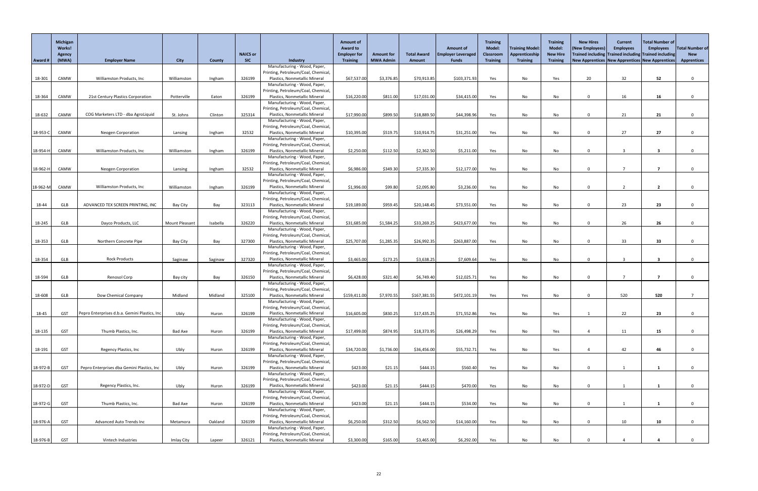| Award # | Michigan Works! Agency (MWA) | Employer Name | City | County | NAICS or SIC | Industry | Amount of Award to Employer for Training | Amount for MWA Admin | Total Award Amount | Amount of Employer Leveraged Funds | Training Model: Classroom Training | Training Model: Apprenticeship Training | Training Model: New Hire Training | New Hires (New Employees) Trained including New Apprentices | Current Employees Trained including New Apprentices | Total Number of Employees Trained including New Apprentices | Total Number of New Apprentices |
|---|---|---|---|---|---|---|---|---|---|---|---|---|---|---|---|---|---|
| 18-301 | CAMW | Williamston Products, Inc | Williamston | Ingham | 326199 | Manufacturing - Wood, Paper, Printing, Petroleum/Coal, Chemical, Plastics, Nonmetallic Mineral | $67,537.00 | $3,376.85 | $70,913.85 | $103,371.93 | Yes | No | Yes | 20 | 32 | 52 | 0 |
| 18-364 | CAMW | 21st Century Plastics Corporation | Potterville | Eaton | 326199 | Manufacturing - Wood, Paper, Printing, Petroleum/Coal, Chemical, Plastics, Nonmetallic Mineral | $16,220.00 | $811.00 | $17,031.00 | $34,415.00 | Yes | No | No | 0 | 16 | 16 | 0 |
| 18-632 | CAMW | COG Marketers LTD - dba AgroLiquid | St. Johns | Clinton | 325314 | Manufacturing - Wood, Paper, Printing, Petroleum/Coal, Chemical, Plastics, Nonmetallic Mineral | $17,990.00 | $899.50 | $18,889.50 | $44,398.96 | Yes | No | No | 0 | 21 | 21 | 0 |
| 18-953-C | CAMW | Neogen Corporation | Lansing | Ingham | 32532 | Manufacturing - Wood, Paper, Printing, Petroleum/Coal, Chemical, Plastics, Nonmetallic Mineral | $10,395.00 | $519.75 | $10,914.75 | $31,251.00 | Yes | No | No | 0 | 27 | 27 | 0 |
| 18-954-H | CAMW | Williamston Products, Inc | Williamston | Ingham | 326199 | Manufacturing - Wood, Paper, Printing, Petroleum/Coal, Chemical, Plastics, Nonmetallic Mineral | $2,250.00 | $112.50 | $2,362.50 | $5,211.00 | Yes | No | No | 0 | 3 | 3 | 0 |
| 18-962-H | CAMW | Neogen Corporation | Lansing | Ingham | 32532 | Manufacturing - Wood, Paper, Printing, Petroleum/Coal, Chemical, Plastics, Nonmetallic Mineral | $6,986.00 | $349.30 | $7,335.30 | $12,177.00 | Yes | No | No | 0 | 7 | 7 | 0 |
| 18-962-M | CAMW | Williamston Products, Inc | Williamston | Ingham | 326199 | Manufacturing - Wood, Paper, Printing, Petroleum/Coal, Chemical, Plastics, Nonmetallic Mineral | $1,996.00 | $99.80 | $2,095.80 | $3,236.00 | Yes | No | No | 0 | 2 | 2 | 0 |
| 18-44 | GLB | ADVANCED TEX SCREEN PRINTING, INC | Bay City | Bay | 323113 | Manufacturing - Wood, Paper, Printing, Petroleum/Coal, Chemical, Plastics, Nonmetallic Mineral | $19,189.00 | $959.45 | $20,148.45 | $73,551.00 | Yes | No | No | 0 | 23 | 23 | 0 |
| 18-245 | GLB | Dayco Products, LLC | Mount Pleasant | Isabella | 326220 | Manufacturing - Wood, Paper, Printing, Petroleum/Coal, Chemical, Plastics, Nonmetallic Mineral | $31,685.00 | $1,584.25 | $33,269.25 | $423,677.00 | Yes | No | No | 0 | 26 | 26 | 0 |
| 18-353 | GLB | Northern Concrete Pipe | Bay City | Bay | 327300 | Manufacturing - Wood, Paper, Printing, Petroleum/Coal, Chemical, Plastics, Nonmetallic Mineral | $25,707.00 | $1,285.35 | $26,992.35 | $263,887.00 | Yes | No | No | 0 | 33 | 33 | 0 |
| 18-354 | GLB | Rock Products | Saginaw | Saginaw | 327320 | Manufacturing - Wood, Paper, Printing, Petroleum/Coal, Chemical, Plastics, Nonmetallic Mineral | $3,465.00 | $173.25 | $3,638.25 | $7,609.64 | Yes | No | No | 0 | 3 | 3 | 0 |
| 18-594 | GLB | Renosol Corp | Bay city | Bay | 326150 | Manufacturing - Wood, Paper, Printing, Petroleum/Coal, Chemical, Plastics, Nonmetallic Mineral | $6,428.00 | $321.40 | $6,749.40 | $12,025.71 | Yes | No | No | 0 | 7 | 7 | 0 |
| 18-608 | GLB | Dow Chemical Company | Midland | Midland | 325100 | Manufacturing - Wood, Paper, Printing, Petroleum/Coal, Chemical, Plastics, Nonmetallic Mineral | $159,411.00 | $7,970.55 | $167,381.55 | $472,101.19 | Yes | Yes | No | 0 | 520 | 520 | 7 |
| 18-45 | GST | Pepro Enterprises d.b.a. Gemini Plastics, Inc | Ubly | Huron | 326199 | Manufacturing - Wood, Paper, Printing, Petroleum/Coal, Chemical, Plastics, Nonmetallic Mineral | $16,605.00 | $830.25 | $17,435.25 | $71,552.86 | Yes | No | Yes | 1 | 22 | 23 | 0 |
| 18-135 | GST | Thumb Plastics, Inc. | Bad Axe | Huron | 326199 | Manufacturing - Wood, Paper, Printing, Petroleum/Coal, Chemical, Plastics, Nonmetallic Mineral | $17,499.00 | $874.95 | $18,373.95 | $26,498.29 | Yes | No | Yes | 4 | 11 | 15 | 0 |
| 18-191 | GST | Regency Plastics, Inc | Ubly | Huron | 326199 | Manufacturing - Wood, Paper, Printing, Petroleum/Coal, Chemical, Plastics, Nonmetallic Mineral | $34,720.00 | $1,736.00 | $36,456.00 | $55,732.71 | Yes | No | Yes | 4 | 42 | 46 | 0 |
| 18-972-B | GST | Pepro Enterprises dba Gemini Plastics, Inc | Ubly | Huron | 326199 | Manufacturing - Wood, Paper, Printing, Petroleum/Coal, Chemical, Plastics, Nonmetallic Mineral | $423.00 | $21.15 | $444.15 | $560.40 | Yes | No | No | 0 | 1 | 1 | 0 |
| 18-972-D | GST | Regency Plastics, Inc. | Ubly | Huron | 326199 | Manufacturing - Wood, Paper, Printing, Petroleum/Coal, Chemical, Plastics, Nonmetallic Mineral | $423.00 | $21.15 | $444.15 | $470.00 | Yes | No | No | 0 | 1 | 1 | 0 |
| 18-972-G | GST | Thumb Plastics, Inc. | Bad Axe | Huron | 326199 | Manufacturing - Wood, Paper, Printing, Petroleum/Coal, Chemical, Plastics, Nonmetallic Mineral | $423.00 | $21.15 | $444.15 | $534.00 | Yes | No | No | 0 | 1 | 1 | 0 |
| 18-976-A | GST | Advanced Auto Trends Inc | Metamora | Oakland | 326199 | Manufacturing - Wood, Paper, Printing, Petroleum/Coal, Chemical, Plastics, Nonmetallic Mineral | $6,250.00 | $312.50 | $6,562.50 | $14,160.00 | Yes | No | No | 0 | 10 | 10 | 0 |
| 18-976-B | GST | Vintech Industries | Imlay City | Lapeer | 326121 | Manufacturing - Wood, Paper, Printing, Petroleum/Coal, Chemical, Plastics, Nonmetallic Mineral | $3,300.00 | $165.00 | $3,465.00 | $6,292.00 | Yes | No | No | 0 | 4 | 4 | 0 |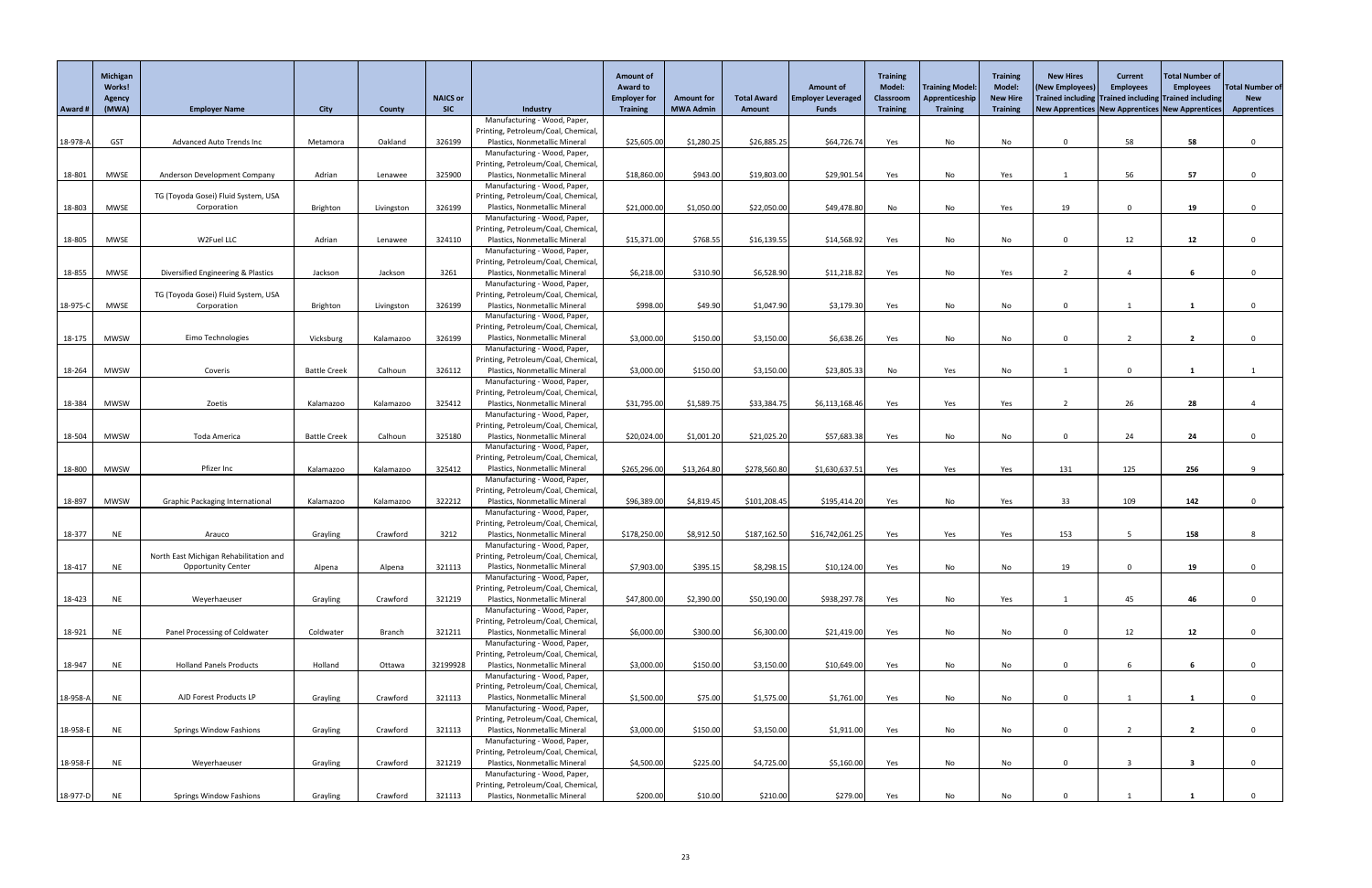| Award # | Michigan Works! Agency (MWA) | Employer Name | City | County | NAICS or SIC | Industry | Amount of Award to Employer for Training | Amount for MWA Admin | Total Award Amount | Amount of Employer Leveraged Funds | Training Model: Classroom Training | Training Model: Apprenticeship Training | Training Model: New Hire Training | New Hires (New Employees) Trained including New Apprentices | Current Employees Trained including New Apprentices | Total Number of Employees Trained including New Apprentices | Total Number of New Apprentices |
|---|---|---|---|---|---|---|---|---|---|---|---|---|---|---|---|---|---|
| 18-978-A | GST | Advanced Auto Trends Inc | Metamora | Oakland | 326199 | Manufacturing - Wood, Paper, Printing, Petroleum/Coal, Chemical, Plastics, Nonmetallic Mineral | $25,605.00 | $1,280.25 | $26,885.25 | $64,726.74 | Yes | No | No | 0 | 58 | 58 | 0 |
| 18-801 | MWSE | Anderson Development Company | Adrian | Lenawee | 325900 | Manufacturing - Wood, Paper, Printing, Petroleum/Coal, Chemical, Plastics, Nonmetallic Mineral | $18,860.00 | $943.00 | $19,803.00 | $29,901.54 | Yes | No | Yes | 1 | 56 | 57 | 0 |
| 18-803 | MWSE | TG (Toyoda Gosei) Fluid System, USA Corporation | Brighton | Livingston | 326199 | Manufacturing - Wood, Paper, Printing, Petroleum/Coal, Chemical, Plastics, Nonmetallic Mineral | $21,000.00 | $1,050.00 | $22,050.00 | $49,478.80 | No | No | Yes | 19 | 0 | 19 | 0 |
| 18-805 | MWSE | W2Fuel LLC | Adrian | Lenawee | 324110 | Manufacturing - Wood, Paper, Printing, Petroleum/Coal, Chemical, Plastics, Nonmetallic Mineral | $15,371.00 | $768.55 | $16,139.55 | $14,568.92 | Yes | No | No | 0 | 12 | 12 | 0 |
| 18-855 | MWSE | Diversified Engineering & Plastics | Jackson | Jackson | 3261 | Manufacturing - Wood, Paper, Printing, Petroleum/Coal, Chemical, Plastics, Nonmetallic Mineral | $6,218.00 | $310.90 | $6,528.90 | $11,218.82 | Yes | No | Yes | 2 | 4 | 6 | 0 |
| 18-975-C | MWSE | TG (Toyoda Gosei) Fluid System, USA Corporation | Brighton | Livingston | 326199 | Manufacturing - Wood, Paper, Printing, Petroleum/Coal, Chemical, Plastics, Nonmetallic Mineral | $998.00 | $49.90 | $1,047.90 | $3,179.30 | Yes | No | No | 0 | 1 | 1 | 0 |
| 18-175 | MWSW | Eimo Technologies | Vicksburg | Kalamazoo | 326199 | Manufacturing - Wood, Paper, Printing, Petroleum/Coal, Chemical, Plastics, Nonmetallic Mineral | $3,000.00 | $150.00 | $3,150.00 | $6,638.26 | Yes | No | No | 0 | 2 | 2 | 0 |
| 18-264 | MWSW | Coveris | Battle Creek | Calhoun | 326112 | Manufacturing - Wood, Paper, Printing, Petroleum/Coal, Chemical, Plastics, Nonmetallic Mineral | $3,000.00 | $150.00 | $3,150.00 | $23,805.33 | No | Yes | No | 1 | 0 | 1 | 1 |
| 18-384 | MWSW | Zoetis | Kalamazoo | Kalamazoo | 325412 | Manufacturing - Wood, Paper, Printing, Petroleum/Coal, Chemical, Plastics, Nonmetallic Mineral | $31,795.00 | $1,589.75 | $33,384.75 | $6,113,168.46 | Yes | Yes | Yes | 2 | 26 | 28 | 4 |
| 18-504 | MWSW | Toda America | Battle Creek | Calhoun | 325180 | Manufacturing - Wood, Paper, Printing, Petroleum/Coal, Chemical, Plastics, Nonmetallic Mineral | $20,024.00 | $1,001.20 | $21,025.20 | $57,683.38 | Yes | No | No | 0 | 24 | 24 | 0 |
| 18-800 | MWSW | Pfizer Inc | Kalamazoo | Kalamazoo | 325412 | Manufacturing - Wood, Paper, Printing, Petroleum/Coal, Chemical, Plastics, Nonmetallic Mineral | $265,296.00 | $13,264.80 | $278,560.80 | $1,630,637.51 | Yes | Yes | Yes | 131 | 125 | 256 | 9 |
| 18-897 | MWSW | Graphic Packaging International | Kalamazoo | Kalamazoo | 322212 | Manufacturing - Wood, Paper, Printing, Petroleum/Coal, Chemical, Plastics, Nonmetallic Mineral | $96,389.00 | $4,819.45 | $101,208.45 | $195,414.20 | Yes | No | Yes | 33 | 109 | 142 | 0 |
| 18-377 | NE | Arauco | Grayling | Crawford | 3212 | Manufacturing - Wood, Paper, Printing, Petroleum/Coal, Chemical, Plastics, Nonmetallic Mineral | $178,250.00 | $8,912.50 | $187,162.50 | $16,742,061.25 | Yes | Yes | Yes | 153 | 5 | 158 | 8 |
| 18-417 | NE | North East Michigan Rehabilitation and Opportunity Center | Alpena | Alpena | 321113 | Manufacturing - Wood, Paper, Printing, Petroleum/Coal, Chemical, Plastics, Nonmetallic Mineral | $7,903.00 | $395.15 | $8,298.15 | $10,124.00 | Yes | No | No | 19 | 0 | 19 | 0 |
| 18-423 | NE | Weyerhaeuser | Grayling | Crawford | 321219 | Manufacturing - Wood, Paper, Printing, Petroleum/Coal, Chemical, Plastics, Nonmetallic Mineral | $47,800.00 | $2,390.00 | $50,190.00 | $938,297.78 | Yes | No | Yes | 1 | 45 | 46 | 0 |
| 18-921 | NE | Panel Processing of Coldwater | Coldwater | Branch | 321211 | Manufacturing - Wood, Paper, Printing, Petroleum/Coal, Chemical, Plastics, Nonmetallic Mineral | $6,000.00 | $300.00 | $6,300.00 | $21,419.00 | Yes | No | No | 0 | 12 | 12 | 0 |
| 18-947 | NE | Holland Panels Products | Holland | Ottawa | 32199928 | Manufacturing - Wood, Paper, Printing, Petroleum/Coal, Chemical, Plastics, Nonmetallic Mineral | $3,000.00 | $150.00 | $3,150.00 | $10,649.00 | Yes | No | No | 0 | 6 | 6 | 0 |
| 18-958-A | NE | AJD Forest Products LP | Grayling | Crawford | 321113 | Manufacturing - Wood, Paper, Printing, Petroleum/Coal, Chemical, Plastics, Nonmetallic Mineral | $1,500.00 | $75.00 | $1,575.00 | $1,761.00 | Yes | No | No | 0 | 1 | 1 | 0 |
| 18-958-E | NE | Springs Window Fashions | Grayling | Crawford | 321113 | Manufacturing - Wood, Paper, Printing, Petroleum/Coal, Chemical, Plastics, Nonmetallic Mineral | $3,000.00 | $150.00 | $3,150.00 | $1,911.00 | Yes | No | No | 0 | 2 | 2 | 0 |
| 18-958-F | NE | Weyerhaeuser | Grayling | Crawford | 321219 | Manufacturing - Wood, Paper, Printing, Petroleum/Coal, Chemical, Plastics, Nonmetallic Mineral | $4,500.00 | $225.00 | $4,725.00 | $5,160.00 | Yes | No | No | 0 | 3 | 3 | 0 |
| 18-977-D | NE | Springs Window Fashions | Grayling | Crawford | 321113 | Manufacturing - Wood, Paper, Printing, Petroleum/Coal, Chemical, Plastics, Nonmetallic Mineral | $200.00 | $10.00 | $210.00 | $279.00 | Yes | No | No | 0 | 1 | 1 | 0 |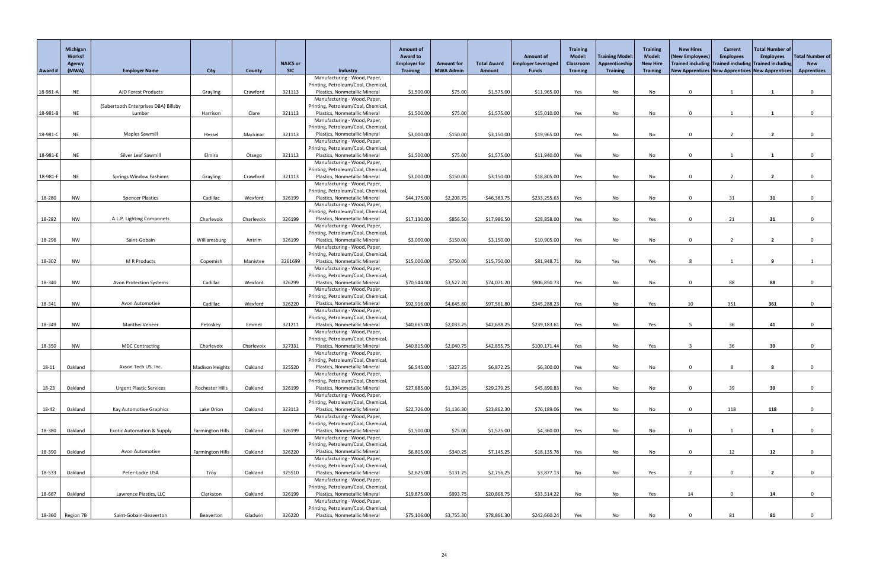| Award # | Michigan Works! Agency (MWA) | Employer Name | City | County | NAICS or SIC | Industry | Amount of Award to Employer for Training | Amount for MWA Admin | Total Award Amount | Amount of Employer Leveraged Funds | Training Model: Classroom Training | Training Model: Apprenticeship Training | Training Model: New Hire Training | New Hires (New Employees) Trained including New Apprentices | Current Employees Trained including New Apprentices | Total Number of Employees Trained including New Apprentices | Total Number of New Apprentices |
|---|---|---|---|---|---|---|---|---|---|---|---|---|---|---|---|---|---|
| 18-981-A | NE | AJD Forest Products | Grayling | Crawford | 321113 | Manufacturing - Wood, Paper, Printing, Petroleum/Coal, Chemical, Plastics, Nonmetallic Mineral | $1,500.00 | $75.00 | $1,575.00 | $11,965.00 | Yes | No | No | 0 | 1 | 1 | 0 |
| 18-981-B | NE | (Sabertooth Enterprises DBA) Billsby Lumber | Harrison | Clare | 321113 | Manufacturing - Wood, Paper, Printing, Petroleum/Coal, Chemical, Plastics, Nonmetallic Mineral | $1,500.00 | $75.00 | $1,575.00 | $15,010.00 | Yes | No | No | 0 | 1 | 1 | 0 |
| 18-981-C | NE | Maples Sawmill | Hessel | Mackinac | 321113 | Manufacturing - Wood, Paper, Printing, Petroleum/Coal, Chemical, Plastics, Nonmetallic Mineral | $3,000.00 | $150.00 | $3,150.00 | $19,965.00 | Yes | No | No | 0 | 2 | 2 | 0 |
| 18-981-E | NE | Silver Leaf Sawmill | Elmira | Otsego | 321113 | Manufacturing - Wood, Paper, Printing, Petroleum/Coal, Chemical, Plastics, Nonmetallic Mineral | $1,500.00 | $75.00 | $1,575.00 | $11,940.00 | Yes | No | No | 0 | 1 | 1 | 0 |
| 18-981-F | NE | Springs Window Fashions | Grayling | Crawford | 321113 | Manufacturing - Wood, Paper, Printing, Petroleum/Coal, Chemical, Plastics, Nonmetallic Mineral | $3,000.00 | $150.00 | $3,150.00 | $18,805.00 | Yes | No | No | 0 | 2 | 2 | 0 |
| 18-280 | NW | Spencer Plastics | Cadillac | Wexford | 326199 | Manufacturing - Wood, Paper, Printing, Petroleum/Coal, Chemical, Plastics, Nonmetallic Mineral | $44,175.00 | $2,208.75 | $46,383.75 | $233,255.63 | Yes | No | No | 0 | 31 | 31 | 0 |
| 18-282 | NW | A.L.P. Lighting Componets | Charlevoix | Charlevoix | 326199 | Manufacturing - Wood, Paper, Printing, Petroleum/Coal, Chemical, Plastics, Nonmetallic Mineral | $17,130.00 | $856.50 | $17,986.50 | $28,858.00 | Yes | No | Yes | 0 | 21 | 21 | 0 |
| 18-296 | NW | Saint-Gobain | Williamsburg | Antrim | 326199 | Manufacturing - Wood, Paper, Printing, Petroleum/Coal, Chemical, Plastics, Nonmetallic Mineral | $3,000.00 | $150.00 | $3,150.00 | $10,905.00 | Yes | No | No | 0 | 2 | 2 | 0 |
| 18-302 | NW | M R Products | Copemish | Manistee | 3261699 | Manufacturing - Wood, Paper, Printing, Petroleum/Coal, Chemical, Plastics, Nonmetallic Mineral | $15,000.00 | $750.00 | $15,750.00 | $81,948.71 | No | Yes | Yes | 8 | 1 | 9 | 1 |
| 18-340 | NW | Avon Protection Systems | Cadillac | Wexford | 326299 | Manufacturing - Wood, Paper, Printing, Petroleum/Coal, Chemical, Plastics, Nonmetallic Mineral | $70,544.00 | $3,527.20 | $74,071.20 | $906,850.73 | Yes | No | No | 0 | 88 | 88 | 0 |
| 18-341 | NW | Avon Automotive | Cadillac | Wexford | 326220 | Manufacturing - Wood, Paper, Printing, Petroleum/Coal, Chemical, Plastics, Nonmetallic Mineral | $92,916.00 | $4,645.80 | $97,561.80 | $345,288.23 | Yes | No | Yes | 10 | 351 | 361 | 0 |
| 18-349 | NW | Manthei Veneer | Petoskey | Emmet | 321211 | Manufacturing - Wood, Paper, Printing, Petroleum/Coal, Chemical, Plastics, Nonmetallic Mineral | $40,665.00 | $2,033.25 | $42,698.25 | $239,183.61 | Yes | No | Yes | 5 | 36 | 41 | 0 |
| 18-350 | NW | MDC Contracting | Charlevoix | Charlevoix | 327331 | Manufacturing - Wood, Paper, Printing, Petroleum/Coal, Chemical, Plastics, Nonmetallic Mineral | $40,815.00 | $2,040.75 | $42,855.75 | $100,171.44 | Yes | No | Yes | 3 | 36 | 39 | 0 |
| 18-11 | Oakland | Axson Tech US, Inc. | Madison Heights | Oakland | 325520 | Manufacturing - Wood, Paper, Printing, Petroleum/Coal, Chemical, Plastics, Nonmetallic Mineral | $6,545.00 | $327.25 | $6,872.25 | $6,300.00 | Yes | No | No | 0 | 8 | 8 | 0 |
| 18-23 | Oakland | Urgent Plastic Services | Rochester Hills | Oakland | 326199 | Manufacturing - Wood, Paper, Printing, Petroleum/Coal, Chemical, Plastics, Nonmetallic Mineral | $27,885.00 | $1,394.25 | $29,279.25 | $45,890.83 | Yes | No | No | 0 | 39 | 39 | 0 |
| 18-42 | Oakland | Kay Automotive Graphics | Lake Orion | Oakland | 323113 | Manufacturing - Wood, Paper, Printing, Petroleum/Coal, Chemical, Plastics, Nonmetallic Mineral | $22,726.00 | $1,136.30 | $23,862.30 | $76,189.06 | Yes | No | No | 0 | 118 | 118 | 0 |
| 18-380 | Oakland | Exotic Automation & Supply | Farmington Hills | Oakland | 326199 | Manufacturing - Wood, Paper, Printing, Petroleum/Coal, Chemical, Plastics, Nonmetallic Mineral | $1,500.00 | $75.00 | $1,575.00 | $4,360.00 | Yes | No | No | 0 | 1 | 1 | 0 |
| 18-390 | Oakland | Avon Automotive | Farmington Hills | Oakland | 326220 | Manufacturing - Wood, Paper, Printing, Petroleum/Coal, Chemical, Plastics, Nonmetallic Mineral | $6,805.00 | $340.25 | $7,145.25 | $18,135.76 | Yes | No | No | 0 | 12 | 12 | 0 |
| 18-533 | Oakland | Peter-Lacke USA | Troy | Oakland | 325510 | Manufacturing - Wood, Paper, Printing, Petroleum/Coal, Chemical, Plastics, Nonmetallic Mineral | $2,625.00 | $131.25 | $2,756.25 | $3,877.13 | No | No | Yes | 2 | 0 | 2 | 0 |
| 18-667 | Oakland | Lawrence Plastics, LLC | Clarkston | Oakland | 326199 | Manufacturing - Wood, Paper, Printing, Petroleum/Coal, Chemical, Plastics, Nonmetallic Mineral | $19,875.00 | $993.75 | $20,868.75 | $33,514.22 | No | No | Yes | 14 | 0 | 14 | 0 |
| 18-360 | Region 7B | Saint-Gobain-Beaverton | Beaverton | Gladwin | 326220 | Manufacturing - Wood, Paper, Printing, Petroleum/Coal, Chemical, Plastics, Nonmetallic Mineral | $75,106.00 | $3,755.30 | $78,861.30 | $242,660.24 | Yes | No | No | 0 | 81 | 81 | 0 |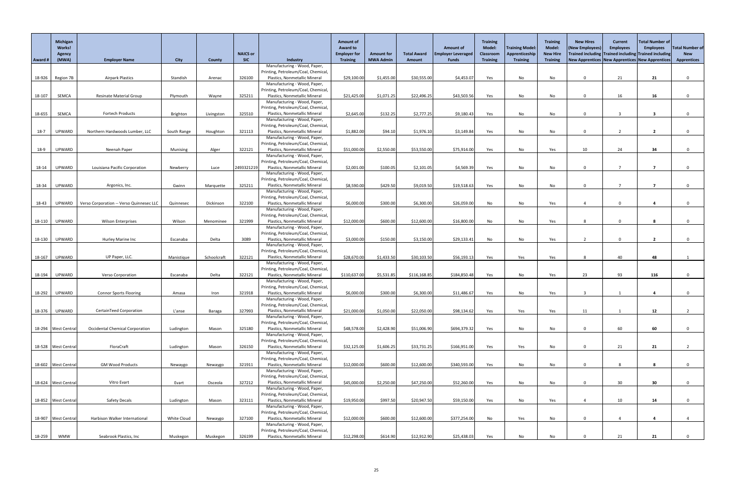| Award # | Michigan Works! Agency (MWA) | Employer Name | City | County | NAICS or SIC | Industry | Amount of Award to Employer for Training | Amount for MWA Admin | Total Award Amount | Amount of Employer Leveraged Funds | Training Model: Classroom Training | Training Model: Apprenticeship Training | Training Model: New Hire Training | New Hires (New Employees) Trained including New Apprentices | Current Employees Trained including New Apprentices | Total Number of Employees Trained including New Apprentices | Total Number of New Apprentices |
|---|---|---|---|---|---|---|---|---|---|---|---|---|---|---|---|---|---|
| 18-926 | Region 7B | Airpark Plastics | Standish | Arenac | 326100 | Manufacturing - Wood, Paper, Printing, Petroleum/Coal, Chemical, Plastics, Nonmetallic Mineral | $29,100.00 | $1,455.00 | $30,555.00 | $4,453.07 | Yes | No | No | 0 | 21 | **21** | 0 |
| 18-107 | SEMCA | Resinate Material Group | Plymouth | Wayne | 325211 | Manufacturing - Wood, Paper, Printing, Petroleum/Coal, Chemical, Plastics, Nonmetallic Mineral | $21,425.00 | $1,071.25 | $22,496.25 | $43,503.56 | Yes | No | No | 0 | 16 | **16** | 0 |
| 18-655 | SEMCA | Fortech Products | Brighton | Livingston | 325510 | Manufacturing - Wood, Paper, Printing, Petroleum/Coal, Chemical, Plastics, Nonmetallic Mineral | $2,645.00 | $132.25 | $2,777.25 | $9,180.43 | Yes | No | No | 0 | 3 | **3** | 0 |
| 18-7 | UPWARD | Northern Hardwoods Lumber, LLC | South Range | Houghton | 321113 | Manufacturing - Wood, Paper, Printing, Petroleum/Coal, Chemical, Plastics, Nonmetallic Mineral | $1,882.00 | $94.10 | $1,976.10 | $3,149.84 | Yes | No | No | 0 | 2 | **2** | 0 |
| 18-9 | UPWARD | Neenah Paper | Munising | Alger | 322121 | Manufacturing - Wood, Paper, Printing, Petroleum/Coal, Chemical, Plastics, Nonmetallic Mineral | $51,000.00 | $2,550.00 | $53,550.00 | $75,914.00 | Yes | No | Yes | 10 | 24 | **34** | 0 |
| 18-14 | UPWARD | Louisiana Pacific Corporation | Newberry | Luce | 2493321219 | Manufacturing - Wood, Paper, Printing, Petroleum/Coal, Chemical, Plastics, Nonmetallic Mineral | $2,001.00 | $100.05 | $2,101.05 | $4,569.39 | Yes | No | No | 0 | 7 | **7** | 0 |
| 18-34 | UPWARD | Argonics, Inc. | Gwinn | Marquette | 325211 | Manufacturing - Wood, Paper, Printing, Petroleum/Coal, Chemical, Plastics, Nonmetallic Mineral | $8,590.00 | $429.50 | $9,019.50 | $19,518.63 | Yes | No | No | 0 | 7 | **7** | 0 |
| 18-43 | UPWARD | Verso Corporation -- Verso Quinnesec LLC | Quinnesec | Dickinson | 322100 | Manufacturing - Wood, Paper, Printing, Petroleum/Coal, Chemical, Plastics, Nonmetallic Mineral | $6,000.00 | $300.00 | $6,300.00 | $26,059.00 | No | No | Yes | 4 | 0 | **4** | 0 |
| 18-110 | UPWARD | Wilson Enterprises | Wilson | Menominee | 321999 | Manufacturing - Wood, Paper, Printing, Petroleum/Coal, Chemical, Plastics, Nonmetallic Mineral | $12,000.00 | $600.00 | $12,600.00 | $16,800.00 | No | No | Yes | 8 | 0 | **8** | 0 |
| 18-130 | UPWARD | Hurley Marine Inc | Escanaba | Delta | 3089 | Manufacturing - Wood, Paper, Printing, Petroleum/Coal, Chemical, Plastics, Nonmetallic Mineral | $3,000.00 | $150.00 | $3,150.00 | $29,133.41 | No | No | Yes | 2 | 0 | **2** | 0 |
| 18-167 | UPWARD | UP Paper, LLC. | Manistique | Schoolcraft | 322121 | Manufacturing - Wood, Paper, Printing, Petroleum/Coal, Chemical, Plastics, Nonmetallic Mineral | $28,670.00 | $1,433.50 | $30,103.50 | $56,193.13 | Yes | Yes | Yes | 8 | 40 | **48** | 1 |
| 18-194 | UPWARD | Verso Corporation | Escanaba | Delta | 322121 | Manufacturing - Wood, Paper, Printing, Petroleum/Coal, Chemical, Plastics, Nonmetallic Mineral | $110,637.00 | $5,531.85 | $116,168.85 | $184,850.48 | Yes | No | Yes | 23 | 93 | **116** | 0 |
| 18-292 | UPWARD | Connor Sports Flooring | Amasa | Iron | 321918 | Manufacturing - Wood, Paper, Printing, Petroleum/Coal, Chemical, Plastics, Nonmetallic Mineral | $6,000.00 | $300.00 | $6,300.00 | $11,486.67 | Yes | No | Yes | 3 | 1 | **4** | 0 |
| 18-376 | UPWARD | CertainTeed Corporation | L'anse | Baraga | 327993 | Manufacturing - Wood, Paper, Printing, Petroleum/Coal, Chemical, Plastics, Nonmetallic Mineral | $21,000.00 | $1,050.00 | $22,050.00 | $98,134.62 | Yes | Yes | Yes | 11 | 1 | **12** | 2 |
| 18-294 | West Central | Occidental Chemical Corporation | Ludington | Mason | 325180 | Manufacturing - Wood, Paper, Printing, Petroleum/Coal, Chemical, Plastics, Nonmetallic Mineral | $48,578.00 | $2,428.90 | $51,006.90 | $694,379.32 | Yes | No | No | 0 | 60 | **60** | 0 |
| 18-528 | West Central | FloraCraft | Ludington | Mason | 326150 | Manufacturing - Wood, Paper, Printing, Petroleum/Coal, Chemical, Plastics, Nonmetallic Mineral | $32,125.00 | $1,606.25 | $33,731.25 | $166,951.00 | Yes | Yes | No | 0 | 21 | **21** | 2 |
| 18-602 | West Central | GM Wood Products | Newaygo | Newaygo | 321911 | Manufacturing - Wood, Paper, Printing, Petroleum/Coal, Chemical, Plastics, Nonmetallic Mineral | $12,000.00 | $600.00 | $12,600.00 | $340,593.00 | Yes | No | No | 0 | 8 | **8** | 0 |
| 18-624 | West Central | Vitro Evart | Evart | Osceola | 327212 | Manufacturing - Wood, Paper, Printing, Petroleum/Coal, Chemical, Plastics, Nonmetallic Mineral | $45,000.00 | $2,250.00 | $47,250.00 | $52,260.00 | Yes | No | No | 0 | 30 | **30** | 0 |
| 18-852 | West Central | Safety Decals | Ludington | Mason | 323111 | Manufacturing - Wood, Paper, Printing, Petroleum/Coal, Chemical, Plastics, Nonmetallic Mineral | $19,950.00 | $997.50 | $20,947.50 | $59,150.00 | Yes | No | Yes | 4 | 10 | **14** | 0 |
| 18-907 | West Central | Harbison Walker International | White Cloud | Newaygo | 327100 | Manufacturing - Wood, Paper, Printing, Petroleum/Coal, Chemical, Plastics, Nonmetallic Mineral | $12,000.00 | $600.00 | $12,600.00 | $377,254.00 | No | Yes | No | 0 | 4 | **4** | 4 |
| 18-259 | WMW | Seabrook Plastics, Inc | Muskegon | Muskegon | 326199 | Manufacturing - Wood, Paper, Printing, Petroleum/Coal, Chemical, Plastics, Nonmetallic Mineral | $12,298.00 | $614.90 | $12,912.90 | $25,438.03 | Yes | No | No | 0 | 21 | **21** | 0 |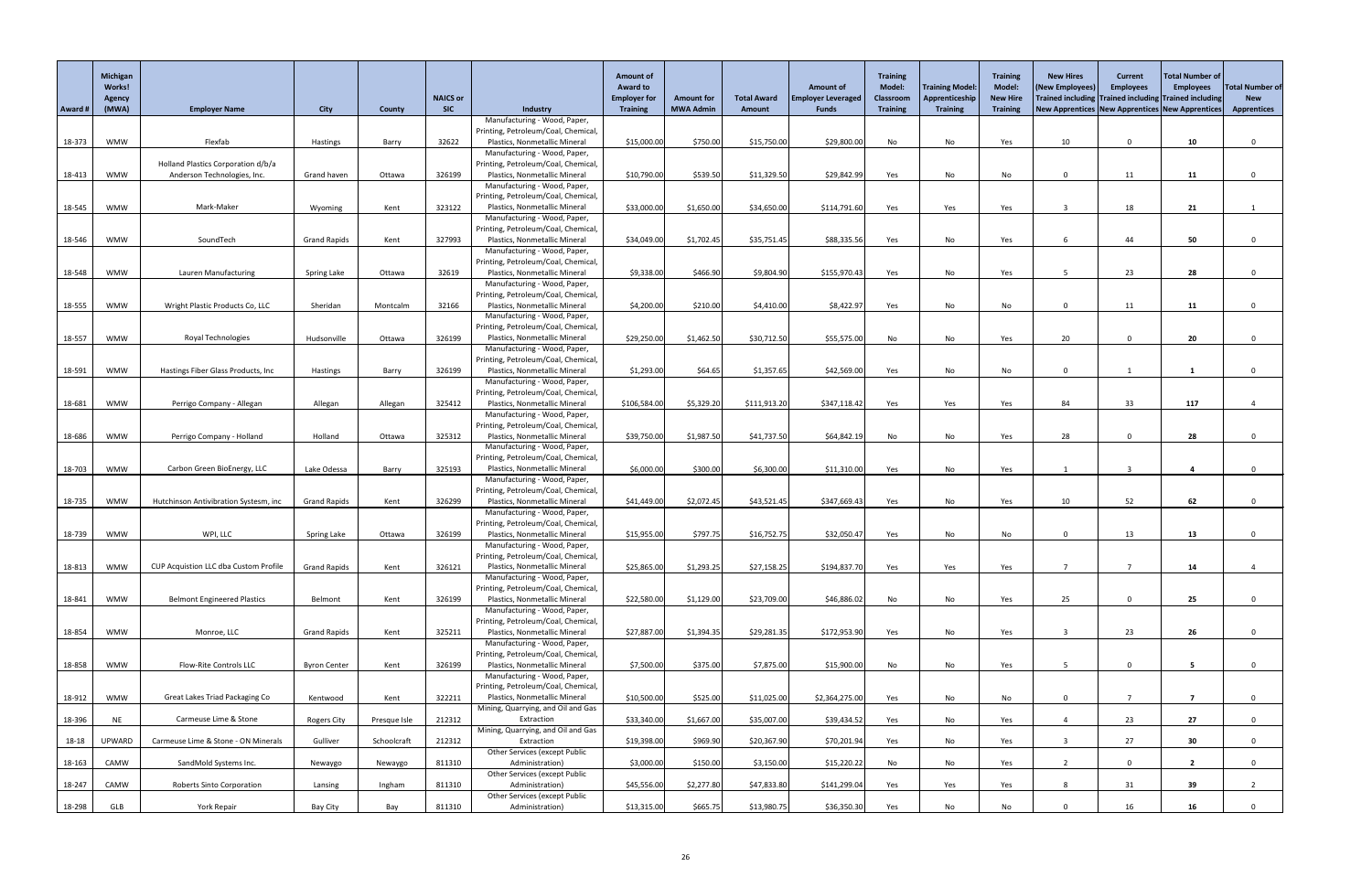| Award # | Michigan Works! Agency (MWA) | Employer Name | City | County | NAICS or SIC | Industry | Amount of Award to Employer for Training | Amount for MWA Admin | Total Award Amount | Amount of Employer Leveraged Funds | Training Model: Classroom Training | Training Model: Apprenticeship Training | Training Model: New Hire Training | New Hires (New Employees) Trained including New Apprentices | Current Employees Trained including New Apprentices | Total Number of Employees Trained including New Apprentices | Total Number of New Apprentices |
|---|---|---|---|---|---|---|---|---|---|---|---|---|---|---|---|---|---|
| 18-373 | WMW | Flexfab | Hastings | Barry | 32622 | Manufacturing - Wood, Paper, Printing, Petroleum/Coal, Chemical, Plastics, Nonmetallic Mineral | $15,000.00 | $750.00 | $15,750.00 | $29,800.00 | No | No | Yes | 10 | 0 | **10** | 0 |
| 18-413 | WMW | Holland Plastics Corporation d/b/a Anderson Technologies, Inc. | Grand haven | Ottawa | 326199 | Manufacturing - Wood, Paper, Printing, Petroleum/Coal, Chemical, Plastics, Nonmetallic Mineral | $10,790.00 | $539.50 | $11,329.50 | $29,842.99 | Yes | No | No | 0 | 11 | **11** | 0 |
| 18-545 | WMW | Mark-Maker | Wyoming | Kent | 323122 | Manufacturing - Wood, Paper, Printing, Petroleum/Coal, Chemical, Plastics, Nonmetallic Mineral | $33,000.00 | $1,650.00 | $34,650.00 | $114,791.60 | Yes | Yes | Yes | 3 | 18 | **21** | 1 |
| 18-546 | WMW | SoundTech | Grand Rapids | Kent | 327993 | Manufacturing - Wood, Paper, Printing, Petroleum/Coal, Chemical, Plastics, Nonmetallic Mineral | $34,049.00 | $1,702.45 | $35,751.45 | $88,335.56 | Yes | No | Yes | 6 | 44 | **50** | 0 |
| 18-548 | WMW | Lauren Manufacturing | Spring Lake | Ottawa | 32619 | Manufacturing - Wood, Paper, Printing, Petroleum/Coal, Chemical, Plastics, Nonmetallic Mineral | $9,338.00 | $466.90 | $9,804.90 | $155,970.43 | Yes | No | Yes | 5 | 23 | **28** | 0 |
| 18-555 | WMW | Wright Plastic Products Co, LLC | Sheridan | Montcalm | 32166 | Manufacturing - Wood, Paper, Printing, Petroleum/Coal, Chemical, Plastics, Nonmetallic Mineral | $4,200.00 | $210.00 | $4,410.00 | $8,422.97 | Yes | No | No | 0 | 11 | **11** | 0 |
| 18-557 | WMW | Royal Technologies | Hudsonville | Ottawa | 326199 | Manufacturing - Wood, Paper, Printing, Petroleum/Coal, Chemical, Plastics, Nonmetallic Mineral | $29,250.00 | $1,462.50 | $30,712.50 | $55,575.00 | No | No | Yes | 20 | 0 | **20** | 0 |
| 18-591 | WMW | Hastings Fiber Glass Products, Inc | Hastings | Barry | 326199 | Manufacturing - Wood, Paper, Printing, Petroleum/Coal, Chemical, Plastics, Nonmetallic Mineral | $1,293.00 | $64.65 | $1,357.65 | $42,569.00 | Yes | No | No | 0 | 1 | **1** | 0 |
| 18-681 | WMW | Perrigo Company - Allegan | Allegan | Allegan | 325412 | Manufacturing - Wood, Paper, Printing, Petroleum/Coal, Chemical, Plastics, Nonmetallic Mineral | $106,584.00 | $5,329.20 | $111,913.20 | $347,118.42 | Yes | Yes | Yes | 84 | 33 | **117** | 4 |
| 18-686 | WMW | Perrigo Company - Holland | Holland | Ottawa | 325312 | Manufacturing - Wood, Paper, Printing, Petroleum/Coal, Chemical, Plastics, Nonmetallic Mineral | $39,750.00 | $1,987.50 | $41,737.50 | $64,842.19 | No | No | Yes | 28 | 0 | **28** | 0 |
| 18-703 | WMW | Carbon Green BioEnergy, LLC | Lake Odessa | Barry | 325193 | Manufacturing - Wood, Paper, Printing, Petroleum/Coal, Chemical, Plastics, Nonmetallic Mineral | $6,000.00 | $300.00 | $6,300.00 | $11,310.00 | Yes | No | Yes | 1 | 3 | **4** | 0 |
| 18-735 | WMW | Hutchinson Antivibration Systesm, inc | Grand Rapids | Kent | 326299 | Manufacturing - Wood, Paper, Printing, Petroleum/Coal, Chemical, Plastics, Nonmetallic Mineral | $41,449.00 | $2,072.45 | $43,521.45 | $347,669.43 | Yes | No | Yes | 10 | 52 | **62** | 0 |
| 18-739 | WMW | WPI, LLC | Spring Lake | Ottawa | 326199 | Manufacturing - Wood, Paper, Printing, Petroleum/Coal, Chemical, Plastics, Nonmetallic Mineral | $15,955.00 | $797.75 | $16,752.75 | $32,050.47 | Yes | No | No | 0 | 13 | **13** | 0 |
| 18-813 | WMW | CUP Acquistion LLC dba Custom Profile | Grand Rapids | Kent | 326121 | Manufacturing - Wood, Paper, Printing, Petroleum/Coal, Chemical, Plastics, Nonmetallic Mineral | $25,865.00 | $1,293.25 | $27,158.25 | $194,837.70 | Yes | Yes | Yes | 7 | 7 | **14** | 4 |
| 18-841 | WMW | Belmont Engineered Plastics | Belmont | Kent | 326199 | Manufacturing - Wood, Paper, Printing, Petroleum/Coal, Chemical, Plastics, Nonmetallic Mineral | $22,580.00 | $1,129.00 | $23,709.00 | $46,886.02 | No | No | Yes | 25 | 0 | **25** | 0 |
| 18-854 | WMW | Monroe, LLC | Grand Rapids | Kent | 325211 | Manufacturing - Wood, Paper, Printing, Petroleum/Coal, Chemical, Plastics, Nonmetallic Mineral | $27,887.00 | $1,394.35 | $29,281.35 | $172,953.90 | Yes | No | Yes | 3 | 23 | **26** | 0 |
| 18-858 | WMW | Flow-Rite Controls LLC | Byron Center | Kent | 326199 | Manufacturing - Wood, Paper, Printing, Petroleum/Coal, Chemical, Plastics, Nonmetallic Mineral | $7,500.00 | $375.00 | $7,875.00 | $15,900.00 | No | No | Yes | 5 | 0 | **5** | 0 |
| 18-912 | WMW | Great Lakes Triad Packaging Co | Kentwood | Kent | 322211 | Manufacturing - Wood, Paper, Printing, Petroleum/Coal, Chemical, Plastics, Nonmetallic Mineral | $10,500.00 | $525.00 | $11,025.00 | $2,364,275.00 | Yes | No | No | 0 | 7 | **7** | 0 |
| 18-396 | NE | Carmeuse Lime & Stone | Rogers City | Presque Isle | 212312 | Mining, Quarrying, and Oil and Gas Extraction | $33,340.00 | $1,667.00 | $35,007.00 | $39,434.52 | Yes | No | Yes | 4 | 23 | **27** | 0 |
| 18-18 | UPWARD | Carmeuse Lime & Stone - ON Minerals | Gulliver | Schoolcraft | 212312 | Mining, Quarrying, and Oil and Gas Extraction | $19,398.00 | $969.90 | $20,367.90 | $70,201.94 | Yes | No | Yes | 3 | 27 | **30** | 0 |
| 18-163 | CAMW | SandMold Systems Inc. | Newaygo | Newaygo | 811310 | Other Services (except Public Administration) | $3,000.00 | $150.00 | $3,150.00 | $15,220.22 | No | No | Yes | 2 | 0 | **2** | 0 |
| 18-247 | CAMW | Roberts Sinto Corporation | Lansing | Ingham | 811310 | Other Services (except Public Administration) | $45,556.00 | $2,277.80 | $47,833.80 | $141,299.04 | Yes | Yes | Yes | 8 | 31 | **39** | 2 |
| 18-298 | GLB | York Repair | Bay City | Bay | 811310 | Other Services (except Public Administration) | $13,315.00 | $665.75 | $13,980.75 | $36,350.30 | Yes | No | No | 0 | 16 | **16** | 0 |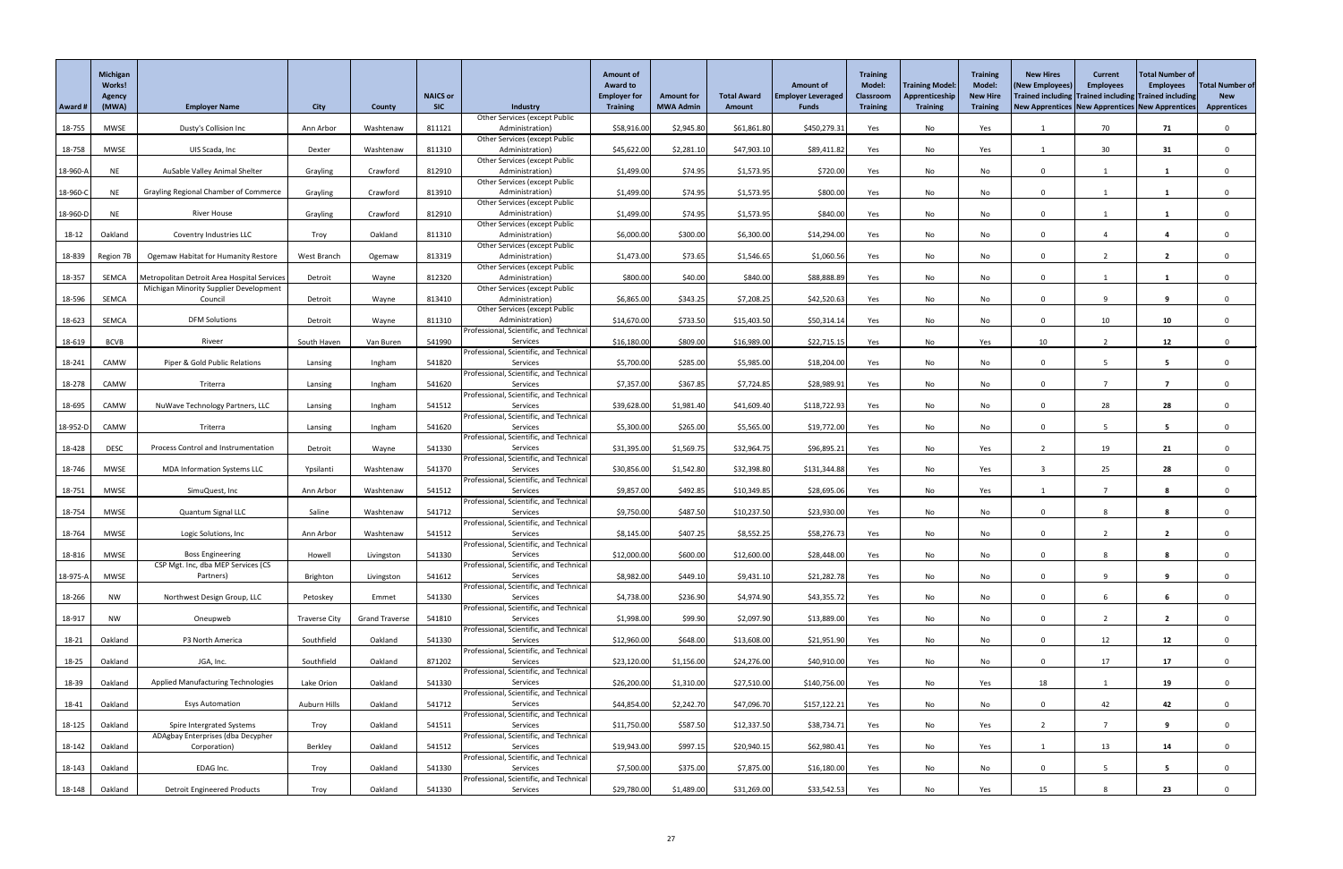| Award # | Michigan Works! Agency (MWA) | Employer Name | City | County | NAICS or SIC | Industry | Amount of Award to Employer for Training | Amount for MWA Admin | Total Award Amount | Amount of Employer Leveraged Funds | Training Model: Classroom Training | Training Model: Apprenticeship Training | Training Model: New Hire Training | New Hires (New Employees) Trained including New Apprentices | Current Employees Trained including New Apprentices | Total Number of Employees Trained including New Apprentices | Total Number of New Apprentices |
|---|---|---|---|---|---|---|---|---|---|---|---|---|---|---|---|---|---|
| 18-755 | MWSE | Dusty's Collision Inc | Ann Arbor | Washtenaw | 811121 | Other Services (except Public Administration) | $58,916.00 | $2,945.80 | $61,861.80 | $450,279.31 | Yes | No | Yes | 1 | 70 | 71 | 0 |
| 18-758 | MWSE | UIS Scada, Inc | Dexter | Washtenaw | 811310 | Other Services (except Public Administration) | $45,622.00 | $2,281.10 | $47,903.10 | $89,411.82 | Yes | No | Yes | 1 | 30 | 31 | 0 |
| 18-960-A | NE | AuSable Valley Animal Shelter | Grayling | Crawford | 812910 | Other Services (except Public Administration) | $1,499.00 | $74.95 | $1,573.95 | $720.00 | Yes | No | No | 0 | 1 | 1 | 0 |
| 18-960-C | NE | Grayling Regional Chamber of Commerce | Grayling | Crawford | 813910 | Other Services (except Public Administration) | $1,499.00 | $74.95 | $1,573.95 | $800.00 | Yes | No | No | 0 | 1 | 1 | 0 |
| 18-960-D | NE | River House | Grayling | Crawford | 812910 | Other Services (except Public Administration) | $1,499.00 | $74.95 | $1,573.95 | $840.00 | Yes | No | No | 0 | 1 | 1 | 0 |
| 18-12 | Oakland | Coventry Industries LLC | Troy | Oakland | 811310 | Other Services (except Public Administration) | $6,000.00 | $300.00 | $6,300.00 | $14,294.00 | Yes | No | No | 0 | 4 | 4 | 0 |
| 18-839 | Region 7B | Ogemaw Habitat for Humanity Restore | West Branch | Ogemaw | 813319 | Other Services (except Public Administration) | $1,473.00 | $73.65 | $1,546.65 | $1,060.56 | Yes | No | No | 0 | 2 | 2 | 0 |
| 18-357 | SEMCA | Metropolitan Detroit Area Hospital Services | Detroit | Wayne | 812320 | Other Services (except Public Administration) | $800.00 | $40.00 | $840.00 | $88,888.89 | Yes | No | No | 0 | 1 | 1 | 0 |
| 18-596 | SEMCA | Michigan Minority Supplier Development Council | Detroit | Wayne | 813410 | Other Services (except Public Administration) | $6,865.00 | $343.25 | $7,208.25 | $42,520.63 | Yes | No | No | 0 | 9 | 9 | 0 |
| 18-623 | SEMCA | DFM Solutions | Detroit | Wayne | 811310 | Other Services (except Public Administration) | $14,670.00 | $733.50 | $15,403.50 | $50,314.14 | Yes | No | No | 0 | 10 | 10 | 0 |
| 18-619 | BCVB | Riveer | South Haven | Van Buren | 541990 | Professional, Scientific, and Technical Services | $16,180.00 | $809.00 | $16,989.00 | $22,715.15 | Yes | No | Yes | 10 | 2 | 12 | 0 |
| 18-241 | CAMW | Piper & Gold Public Relations | Lansing | Ingham | 541820 | Professional, Scientific, and Technical Services | $5,700.00 | $285.00 | $5,985.00 | $18,204.00 | Yes | No | No | 0 | 5 | 5 | 0 |
| 18-278 | CAMW | Triterra | Lansing | Ingham | 541620 | Professional, Scientific, and Technical Services | $7,357.00 | $367.85 | $7,724.85 | $28,989.91 | Yes | No | No | 0 | 7 | 7 | 0 |
| 18-695 | CAMW | NuWave Technology Partners, LLC | Lansing | Ingham | 541512 | Professional, Scientific, and Technical Services | $39,628.00 | $1,981.40 | $41,609.40 | $118,722.93 | Yes | No | No | 0 | 28 | 28 | 0 |
| 18-952-D | CAMW | Triterra | Lansing | Ingham | 541620 | Professional, Scientific, and Technical Services | $5,300.00 | $265.00 | $5,565.00 | $19,772.00 | Yes | No | No | 0 | 5 | 5 | 0 |
| 18-428 | DESC | Process Control and Instrumentation | Detroit | Wayne | 541330 | Professional, Scientific, and Technical Services | $31,395.00 | $1,569.75 | $32,964.75 | $96,895.21 | Yes | No | Yes | 2 | 19 | 21 | 0 |
| 18-746 | MWSE | MDA Information Systems LLC | Ypsilanti | Washtenaw | 541370 | Professional, Scientific, and Technical Services | $30,856.00 | $1,542.80 | $32,398.80 | $131,344.88 | Yes | No | Yes | 3 | 25 | 28 | 0 |
| 18-751 | MWSE | SimuQuest, Inc | Ann Arbor | Washtenaw | 541512 | Professional, Scientific, and Technical Services | $9,857.00 | $492.85 | $10,349.85 | $28,695.06 | Yes | No | Yes | 1 | 7 | 8 | 0 |
| 18-754 | MWSE | Quantum Signal LLC | Saline | Washtenaw | 541712 | Professional, Scientific, and Technical Services | $9,750.00 | $487.50 | $10,237.50 | $23,930.00 | Yes | No | No | 0 | 8 | 8 | 0 |
| 18-764 | MWSE | Logic Solutions, Inc | Ann Arbor | Washtenaw | 541512 | Professional, Scientific, and Technical Services | $8,145.00 | $407.25 | $8,552.25 | $58,276.73 | Yes | No | No | 0 | 2 | 2 | 0 |
| 18-816 | MWSE | Boss Engineering | Howell | Livingston | 541330 | Professional, Scientific, and Technical Services | $12,000.00 | $600.00 | $12,600.00 | $28,448.00 | Yes | No | No | 0 | 8 | 8 | 0 |
| 18-975-A | MWSE | CSP Mgt. Inc, dba MEP Services (CS Partners) | Brighton | Livingston | 541612 | Professional, Scientific, and Technical Services | $8,982.00 | $449.10 | $9,431.10 | $21,282.78 | Yes | No | No | 0 | 9 | 9 | 0 |
| 18-266 | NW | Northwest Design Group, LLC | Petoskey | Emmet | 541330 | Professional, Scientific, and Technical Services | $4,738.00 | $236.90 | $4,974.90 | $43,355.72 | Yes | No | No | 0 | 6 | 6 | 0 |
| 18-917 | NW | Oneupweb | Traverse City | Grand Traverse | 541810 | Professional, Scientific, and Technical Services | $1,998.00 | $99.90 | $2,097.90 | $13,889.00 | Yes | No | No | 0 | 2 | 2 | 0 |
| 18-21 | Oakland | P3 North America | Southfield | Oakland | 541330 | Professional, Scientific, and Technical Services | $12,960.00 | $648.00 | $13,608.00 | $21,951.90 | Yes | No | No | 0 | 12 | 12 | 0 |
| 18-25 | Oakland | JGA, Inc. | Southfield | Oakland | 871202 | Professional, Scientific, and Technical Services | $23,120.00 | $1,156.00 | $24,276.00 | $40,910.00 | Yes | No | No | 0 | 17 | 17 | 0 |
| 18-39 | Oakland | Applied Manufacturing Technologies | Lake Orion | Oakland | 541330 | Professional, Scientific, and Technical Services | $26,200.00 | $1,310.00 | $27,510.00 | $140,756.00 | Yes | No | Yes | 18 | 1 | 19 | 0 |
| 18-41 | Oakland | Esys Automation | Auburn Hills | Oakland | 541712 | Professional, Scientific, and Technical Services | $44,854.00 | $2,242.70 | $47,096.70 | $157,122.21 | Yes | No | No | 0 | 42 | 42 | 0 |
| 18-125 | Oakland | Spire Intergrated Systems | Troy | Oakland | 541511 | Professional, Scientific, and Technical Services | $11,750.00 | $587.50 | $12,337.50 | $38,734.71 | Yes | No | Yes | 2 | 7 | 9 | 0 |
| 18-142 | Oakland | ADAgbay Enterprises (dba Decypher Corporation) | Berkley | Oakland | 541512 | Professional, Scientific, and Technical Services | $19,943.00 | $997.15 | $20,940.15 | $62,980.41 | Yes | No | Yes | 1 | 13 | 14 | 0 |
| 18-143 | Oakland | EDAG Inc. | Troy | Oakland | 541330 | Professional, Scientific, and Technical Services | $7,500.00 | $375.00 | $7,875.00 | $16,180.00 | Yes | No | No | 0 | 5 | 5 | 0 |
| 18-148 | Oakland | Detroit Engineered Products | Troy | Oakland | 541330 | Professional, Scientific, and Technical Services | $29,780.00 | $1,489.00 | $31,269.00 | $33,542.53 | Yes | No | Yes | 15 | 8 | 23 | 0 |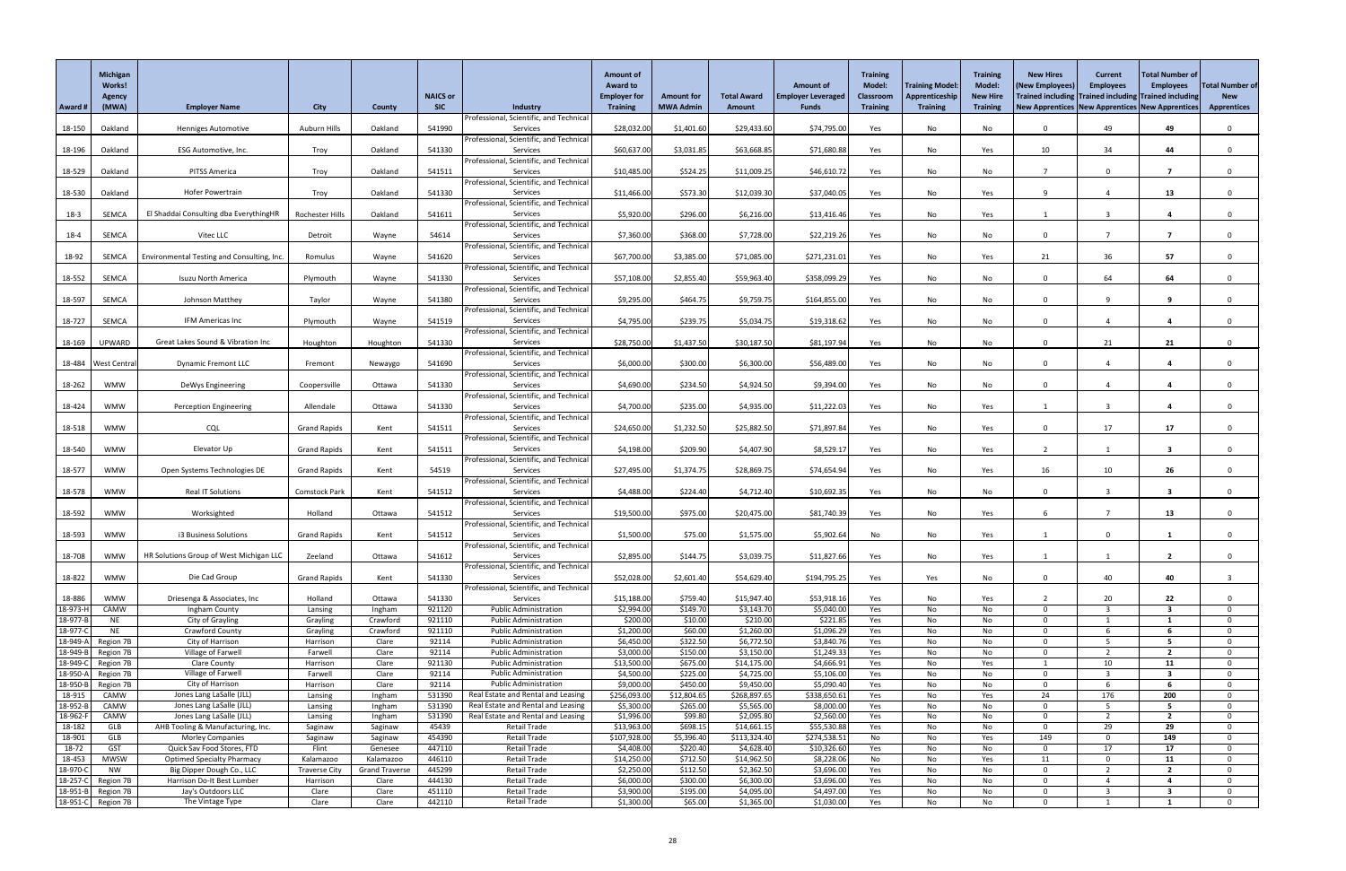| Award # | Michigan Works! Agency (MWA) | Employer Name | City | County | NAICS or SIC | Industry | Amount of Award to Employer for Training | Amount for MWA Admin | Total Award Amount | Amount of Employer Leveraged Funds | Training Model: Classroom Training | Training Model: Apprenticeship Training | Training Model: New Hire Training | New Hires (New Employees) Trained including New Apprentices | Current Employees Trained including New Apprentices | Total Number of Employees Trained including New Apprentices | Total Number of New Apprentices |
|---|---|---|---|---|---|---|---|---|---|---|---|---|---|---|---|---|---|
| 18-150 | Oakland | Henniges Automotive | Auburn Hills | Oakland | 541990 | Professional, Scientific, and Technical Services | $28,032.00 | $1,401.60 | $29,433.60 | $74,795.00 | Yes | No | No | 0 | 49 | 49 | 0 |
| 18-196 | Oakland | ESG Automotive, Inc. | Troy | Oakland | 541330 | Professional, Scientific, and Technical Services | $60,637.00 | $3,031.85 | $63,668.85 | $71,680.88 | Yes | No | Yes | 10 | 34 | 44 | 0 |
| 18-529 | Oakland | PITSS America | Troy | Oakland | 541511 | Professional, Scientific, and Technical Services | $10,485.00 | $524.25 | $11,009.25 | $46,610.72 | Yes | No | No | 7 | 0 | 7 | 0 |
| 18-530 | Oakland | Hofer Powertrain | Troy | Oakland | 541330 | Professional, Scientific, and Technical Services | $11,466.00 | $573.30 | $12,039.30 | $37,040.05 | Yes | No | Yes | 9 | 4 | 13 | 0 |
| 18-3 | SEMCA | El Shaddai Consulting dba EverythingHR | Rochester Hills | Oakland | 541611 | Professional, Scientific, and Technical Services | $5,920.00 | $296.00 | $6,216.00 | $13,416.46 | Yes | No | Yes | 1 | 3 | 4 | 0 |
| 18-4 | SEMCA | Vitec LLC | Detroit | Wayne | 54614 | Professional, Scientific, and Technical Services | $7,360.00 | $368.00 | $7,728.00 | $22,219.26 | Yes | No | No | 0 | 7 | 7 | 0 |
| 18-92 | SEMCA | Environmental Testing and Consulting, Inc. | Romulus | Wayne | 541620 | Professional, Scientific, and Technical Services | $67,700.00 | $3,385.00 | $71,085.00 | $271,231.01 | Yes | No | Yes | 21 | 36 | 57 | 0 |
| 18-552 | SEMCA | Isuzu North America | Plymouth | Wayne | 541330 | Professional, Scientific, and Technical Services | $57,108.00 | $2,855.40 | $59,963.40 | $358,099.29 | Yes | No | No | 0 | 64 | 64 | 0 |
| 18-597 | SEMCA | Johnson Matthey | Taylor | Wayne | 541380 | Professional, Scientific, and Technical Services | $9,295.00 | $464.75 | $9,759.75 | $164,855.00 | Yes | No | No | 0 | 9 | 9 | 0 |
| 18-727 | SEMCA | IFM Americas Inc | Plymouth | Wayne | 541519 | Professional, Scientific, and Technical Services | $4,795.00 | $239.75 | $5,034.75 | $19,318.62 | Yes | No | No | 0 | 4 | 4 | 0 |
| 18-169 | UPWARD | Great Lakes Sound & Vibration Inc | Houghton | Houghton | 541330 | Professional, Scientific, and Technical Services | $28,750.00 | $1,437.50 | $30,187.50 | $81,197.94 | Yes | No | No | 0 | 21 | 21 | 0 |
| 18-484 | West Central | Dynamic Fremont LLC | Fremont | Newaygo | 541690 | Professional, Scientific, and Technical Services | $6,000.00 | $300.00 | $6,300.00 | $56,489.00 | Yes | No | No | 0 | 4 | 4 | 0 |
| 18-262 | WMW | DeWys Engineering | Coopersville | Ottawa | 541330 | Professional, Scientific, and Technical Services | $4,690.00 | $234.50 | $4,924.50 | $9,394.00 | Yes | No | No | 0 | 4 | 4 | 0 |
| 18-424 | WMW | Perception Engineering | Allendale | Ottawa | 541330 | Professional, Scientific, and Technical Services | $4,700.00 | $235.00 | $4,935.00 | $11,222.03 | Yes | No | Yes | 1 | 3 | 4 | 0 |
| 18-518 | WMW | CQL | Grand Rapids | Kent | 541511 | Professional, Scientific, and Technical Services | $24,650.00 | $1,232.50 | $25,882.50 | $71,897.84 | Yes | No | Yes | 0 | 17 | 17 | 0 |
| 18-540 | WMW | Elevator Up | Grand Rapids | Kent | 541511 | Professional, Scientific, and Technical Services | $4,198.00 | $209.90 | $4,407.90 | $8,529.17 | Yes | No | Yes | 2 | 1 | 3 | 0 |
| 18-577 | WMW | Open Systems Technologies DE | Grand Rapids | Kent | 54519 | Professional, Scientific, and Technical Services | $27,495.00 | $1,374.75 | $28,869.75 | $74,654.94 | Yes | No | Yes | 16 | 10 | 26 | 0 |
| 18-578 | WMW | Real IT Solutions | Comstock Park | Kent | 541512 | Professional, Scientific, and Technical Services | $4,488.00 | $224.40 | $4,712.40 | $10,692.35 | Yes | No | No | 0 | 3 | 3 | 0 |
| 18-592 | WMW | Worksighted | Holland | Ottawa | 541512 | Professional, Scientific, and Technical Services | $19,500.00 | $975.00 | $20,475.00 | $81,740.39 | Yes | No | Yes | 6 | 7 | 13 | 0 |
| 18-593 | WMW | i3 Business Solutions | Grand Rapids | Kent | 541512 | Professional, Scientific, and Technical Services | $1,500.00 | $75.00 | $1,575.00 | $5,902.64 | No | No | Yes | 1 | 0 | 1 | 0 |
| 18-708 | WMW | HR Solutions Group of West Michigan LLC | Zeeland | Ottawa | 541612 | Professional, Scientific, and Technical Services | $2,895.00 | $144.75 | $3,039.75 | $11,827.66 | Yes | No | Yes | 1 | 1 | 2 | 0 |
| 18-822 | WMW | Die Cad Group | Grand Rapids | Kent | 541330 | Professional, Scientific, and Technical Services | $52,028.00 | $2,601.40 | $54,629.40 | $194,795.25 | Yes | Yes | No | 0 | 40 | 40 | 3 |
| 18-886 | WMW | Driesenga & Associates, Inc | Holland | Ottawa | 541330 | Professional, Scientific, and Technical Services | $15,188.00 | $759.40 | $15,947.40 | $53,918.16 | Yes | No | Yes | 2 | 20 | 22 | 0 |
| 18-973-H | CAMW | Ingham County | Lansing | Ingham | 921120 | Public Administration | $2,994.00 | $149.70 | $3,143.70 | $5,040.00 | Yes | No | No | 0 | 3 | 3 | 0 |
| 18-977-B | NE | City of Grayling | Grayling | Crawford | 921110 | Public Administration | $200.00 | $10.00 | $210.00 | $221.85 | Yes | No | No | 0 | 1 | 1 | 0 |
| 18-977-C | NE | Crawford County | Grayling | Crawford | 921110 | Public Administration | $1,200.00 | $60.00 | $1,260.00 | $1,096.29 | Yes | No | No | 0 | 6 | 6 | 0 |
| 18-949-A | Region 7B | City of Harrison | Harrison | Clare | 92114 | Public Administration | $6,450.00 | $322.50 | $6,772.50 | $3,840.76 | Yes | No | No | 0 | 5 | 5 | 0 |
| 18-949-B | Region 7B | Village of Farwell | Farwell | Clare | 92114 | Public Administration | $3,000.00 | $150.00 | $3,150.00 | $1,249.33 | Yes | No | No | 0 | 2 | 2 | 0 |
| 18-949-C | Region 7B | Clare County | Harrison | Clare | 921130 | Public Administration | $13,500.00 | $675.00 | $14,175.00 | $4,666.91 | Yes | No | Yes | 1 | 10 | 11 | 0 |
| 18-950-A | Region 7B | Village of Farwell | Farwell | Clare | 92114 | Public Administration | $4,500.00 | $225.00 | $4,725.00 | $5,106.00 | Yes | No | No | 0 | 3 | 3 | 0 |
| 18-950-B | Region 7B | City of Harrison | Harrison | Clare | 92114 | Public Administration | $9,000.00 | $450.00 | $9,450.00 | $5,090.40 | Yes | No | No | 0 | 6 | 6 | 0 |
| 18-915 | CAMW | Jones Lang LaSalle (JLL) | Lansing | Ingham | 531390 | Real Estate and Rental and Leasing | $256,093.00 | $12,804.65 | $268,897.65 | $338,650.61 | Yes | No | Yes | 24 | 176 | 200 | 0 |
| 18-952-B | CAMW | Jones Lang LaSalle (JLL) | Lansing | Ingham | 531390 | Real Estate and Rental and Leasing | $5,300.00 | $265.00 | $5,565.00 | $8,000.00 | Yes | No | No | 0 | 5 | 5 | 0 |
| 18-962-F | CAMW | Jones Lang LaSalle (JLL) | Lansing | Ingham | 531390 | Real Estate and Rental and Leasing | $1,996.00 | $99.80 | $2,095.80 | $2,560.00 | Yes | No | No | 0 | 2 | 2 | 0 |
| 18-182 | GLB | AHB Tooling & Manufacturing, Inc. | Saginaw | Saginaw | 45439 | Retail Trade | $13,963.00 | $698.15 | $14,661.15 | $55,530.88 | Yes | No | No | 0 | 29 | 29 | 0 |
| 18-901 | GLB | Morley Companies | Saginaw | Saginaw | 454390 | Retail Trade | $107,928.00 | $5,396.40 | $113,324.40 | $274,538.51 | No | No | Yes | 149 | 0 | 149 | 0 |
| 18-72 | GST | Quick Sav Food Stores, FTD | Flint | Genesee | 447110 | Retail Trade | $4,408.00 | $220.40 | $4,628.40 | $10,326.60 | Yes | No | No | 0 | 17 | 17 | 0 |
| 18-453 | MWSW | Optimed Specialty Pharmacy | Kalamazoo | Kalamazoo | 446110 | Retail Trade | $14,250.00 | $712.50 | $14,962.50 | $8,228.06 | No | No | Yes | 11 | 0 | 11 | 0 |
| 18-970-C | NW | Big Dipper Dough Co., LLC | Traverse City | Grand Traverse | 445299 | Retail Trade | $2,250.00 | $112.50 | $2,362.50 | $3,696.00 | Yes | No | No | 0 | 2 | 2 | 0 |
| 18-257-C | Region 7B | Harrison Do-It Best Lumber | Harrison | Clare | 444130 | Retail Trade | $6,000.00 | $300.00 | $6,300.00 | $3,696.00 | Yes | No | No | 0 | 4 | 4 | 0 |
| 18-951-B | Region 7B | Jay's Outdoors LLC | Clare | Clare | 451110 | Retail Trade | $3,900.00 | $195.00 | $4,095.00 | $4,497.00 | Yes | No | No | 0 | 3 | 3 | 0 |
| 18-951-C | Region 7B | The Vintage Type | Clare | Clare | 442110 | Retail Trade | $1,300.00 | $65.00 | $1,365.00 | $1,030.00 | Yes | No | No | 0 | 1 | 1 | 0 |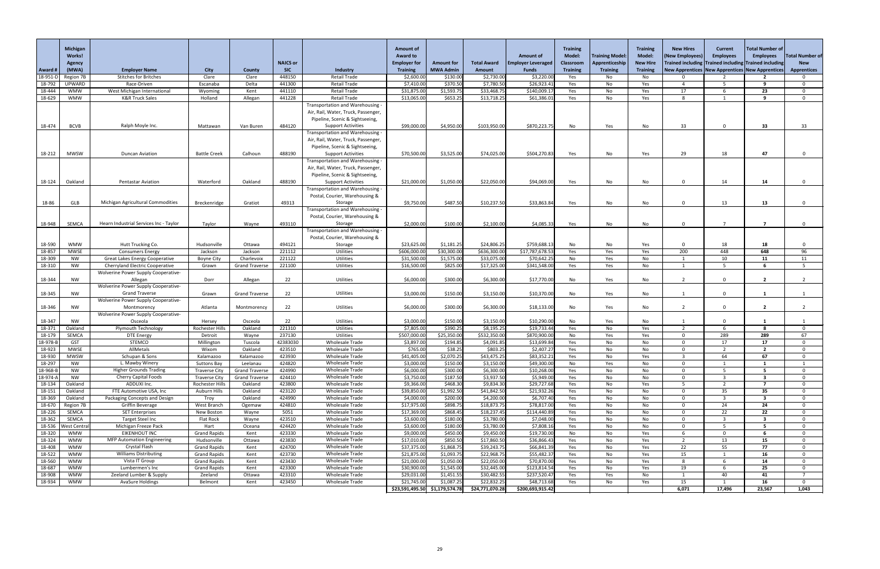| Award # | Michigan Works! Agency (MWA) | Employer Name | City | County | NAICS or SIC | Industry | Amount of Award to Employer for Training | Amount for MWA Admin | Total Award Amount | Amount of Employer Leveraged Funds | Training Model: Classroom Training | Training Model: Apprenticeship Training | Training Model: New Hire Training | New Hires (New Employees) Trained including New Apprentices | Current Employees Trained including New Apprentices | Total Number of Employees Trained including New Apprentices | Total Number of New Apprentices |
|---|---|---|---|---|---|---|---|---|---|---|---|---|---|---|---|---|---|
| 18-951-D | Region 7B | Stitches for Britches | Clare | Clare | 448150 | Retail Trade | $2,600.00 | $130.00 | $2,730.00 | $3,220.00 | Yes | No | No | 0 | 2 | 2 | 0 |
| 18-792 | UPWARD | Race-Driven | Escanaba | Delta | 441300 | Retail Trade | $7,410.00 | $370.50 | $7,780.50 | $26,923.41 | Yes | No | Yes | 4 | 5 | 9 | 0 |
| 18-444 | WMW | West Michigan International | Wyoming | Kent | 441110 | Retail Trade | $31,875.00 | $1,593.75 | $33,468.75 | $140,009.17 | Yes | No | Yes | 17 | 6 | 23 | 0 |
| 18-629 | WMW | K&R Truck Sales | Holland | Allegan | 441228 | Retail Trade | $13,065.00 | $653.25 | $13,718.25 | $61,386.01 | Yes | No | Yes | 8 | 1 | 9 | 0 |
| 18-474 | BCVB | Ralph Moyle Inc. | Mattawan | Van Buren | 484120 | Transportation and Warehousing - Air, Rail, Water, Truck, Passenger, Pipeline, Scenic & Sightseeing, Support Activities | $99,000.00 | $4,950.00 | $103,950.00 | $870,223.75 | No | Yes | No | 33 | 0 | 33 | 33 |
| 18-212 | MWSW | Duncan Aviation | Battle Creek | Calhoun | 488190 | Transportation and Warehousing - Air, Rail, Water, Truck, Passenger, Pipeline, Scenic & Sightseeing, Support Activities | $70,500.00 | $3,525.00 | $74,025.00 | $504,270.83 | Yes | No | Yes | 29 | 18 | 47 | 0 |
| 18-124 | Oakland | Pentastar Aviation | Waterford | Oakland | 488190 | Transportation and Warehousing - Air, Rail, Water, Truck, Passenger, Pipeline, Scenic & Sightseeing, Support Activities | $21,000.00 | $1,050.00 | $22,050.00 | $94,069.00 | Yes | No | No | 0 | 14 | 14 | 0 |
| 18-86 | GLB | Michigan Agricultural Commodities | Breckenridge | Gratiot | 49313 | Transportation and Warehousing - Postal, Courier, Warehousing & Storage | $9,750.00 | $487.50 | $10,237.50 | $33,863.84 | Yes | No | No | 0 | 13 | 13 | 0 |
| 18-948 | SEMCA | Hearn Industrial Services Inc - Taylor | Taylor | Wayne | 493110 | Transportation and Warehousing - Postal, Courier, Warehousing & Storage | $2,000.00 | $100.00 | $2,100.00 | $4,085.33 | Yes | No | No | 0 | 7 | 7 | 0 |
| 18-590 | WMW | Hutt Trucking Co. | Hudsonville | Ottawa | 494121 | Transportation and Warehousing - Postal, Courier, Warehousing & Storage | $23,625.00 | $1,181.25 | $24,806.25 | $759,688.13 | No | No | Yes | 0 | 18 | 18 | 0 |
| 18-857 | MWSE | Consumers Energy | Jackson | Jackson | 221112 | Utilities | $606,000.00 | $30,300.00 | $636,300.00 | $17,787,678.53 | Yes | Yes | Yes | 200 | 448 | 648 | 96 |
| 18-309 | NW | Great Lakes Energy Cooperative | Boyne City | Charlevoix | 221122 | Utilities | $31,500.00 | $1,575.00 | $33,075.00 | $70,642.25 | No | Yes | No | 1 | 10 | 11 | 11 |
| 18-310 | NW | Cherryland Electric Cooperative | Grawn | Grand Traverse | 221100 | Utilities | $16,500.00 | $825.00 | $17,325.00 | $341,548.00 | Yes | Yes | No | 1 | 5 | 6 | 5 |
| 18-344 | NW | Wolverine Power Supply Cooperative-Allegan | Dorr | Allegan | 22 | Utilities | $6,000.00 | $300.00 | $6,300.00 | $17,770.00 | No | Yes | No | 2 | 0 | 2 | 2 |
| 18-345 | NW | Wolverine Power Supply Cooperative-Grand Traverse | Grawn | Grand Traverse | 22 | Utilities | $3,000.00 | $150.00 | $3,150.00 | $10,370.00 | No | Yes | No | 1 | 0 | 1 | 1 |
| 18-346 | NW | Wolverine Power Supply Cooperative-Montmorency | Atlanta | Montmorency | 22 | Utilities | $6,000.00 | $300.00 | $6,300.00 | $18,133.00 | No | Yes | No | 2 | 0 | 2 | 2 |
| 18-347 | NW | Wolverine Power Supply Cooperative-Osceola | Hersey | Osceola | 22 | Utilities | $3,000.00 | $150.00 | $3,150.00 | $10,290.00 | No | Yes | No | 1 | 0 | 1 | 1 |
| 18-371 | Oakland | Plymouth Technology | Rochester Hills | Oakland | 221310 | Utilities | $7,805.00 | $390.25 | $8,195.25 | $19,733.44 | Yes | No | Yes | 2 | 6 | 8 | 0 |
| 18-179 | SEMCA | DTE Energy | Detroit | Wayne | 237130 | Utilities | $507,000.00 | $25,350.00 | $532,350.00 | $870,900.00 | No | Yes | Yes | 0 | 289 | 289 | 67 |
| 18-978-B | GST | STEMCO | Millington | Tuscola | 42383030 | Wholesale Trade | $3,897.00 | $194.85 | $4,091.85 | $13,699.84 | Yes | No | No | 0 | 17 | 17 | 0 |
| 18-923 | MWSE | AllMetals | Wixom | Oakland | 423510 | Wholesale Trade | $765.00 | $38.25 | $803.25 | $2,407.27 | Yes | No | No | 0 | 2 | 2 | 0 |
| 18-930 | MWSW | Schupan & Sons | Kalamazoo | Kalamazoo | 423930 | Wholesale Trade | $41,405.00 | $2,070.25 | $43,475.25 | $83,352.21 | Yes | No | Yes | 3 | 64 | 67 | 0 |
| 18-297 | NW | L. Mawby Winery | Suttons Bay | Leelanau | 424820 | Wholesale Trade | $3,000.00 | $150.00 | $3,150.00 | $49,300.00 | No | Yes | No | 0 | 1 | 1 | 1 |
| 18-968-B | NW | Higher Grounds Trading | Traverse City | Grand Traverse | 424990 | Wholesale Trade | $6,000.00 | $300.00 | $6,300.00 | $10,268.00 | Yes | No | No | 0 | 5 | 5 | 0 |
| 18-974-A | NW | Cherry Capital Foods | Traverse City | Grand Traverse | 424410 | Wholesale Trade | $3,750.00 | $187.50 | $3,937.50 | $5,949.00 | Yes | No | No | 0 | 3 | 3 | 0 |
| 18-134 | Oakland | ADDUXI Inc. | Rochester Hills | Oakland | 423800 | Wholesale Trade | $9,366.00 | $468.30 | $9,834.30 | $29,727.68 | Yes | No | Yes | 5 | 2 | 7 | 0 |
| 18-151 | Oakland | FTE Automotive USA, Inc | Auburn Hills | Oakland | 423120 | Wholesale Trade | $39,850.00 | $1,992.50 | $41,842.50 | $21,932.26 | Yes | No | No | 0 | 35 | 35 | 0 |
| 18-369 | Oakland | Packaging Concepts and Design | Troy | Oakland | 424990 | Wholesale Trade | $4,000.00 | $200.00 | $4,200.00 | $6,707.40 | Yes | No | No | 0 | 3 | 3 | 0 |
| 18-670 | Region 7B | Griffin Beverage | West Branch | Ogemaw | 424810 | Wholesale Trade | $17,975.00 | $898.75 | $18,873.75 | $78,817.00 | Yes | No | No | 0 | 24 | 24 | 0 |
| 18-226 | SEMCA | SET Enterprises | New Boston | Wayne | 5051 | Wholesale Trade | $17,369.00 | $868.45 | $18,237.45 | $114,440.89 | Yes | No | No | 0 | 22 | 22 | 0 |
| 18-362 | SEMCA | Target Steel Inc | Flat Rock | Wayne | 423510 | Wholesale Trade | $3,600.00 | $180.00 | $3,780.00 | $7,048.00 | Yes | No | No | 0 | 3 | 3 | 0 |
| 18-536 | West Central | Michigan Freeze Pack | Hart | Oceana | 424420 | Wholesale Trade | $3,600.00 | $180.00 | $3,780.00 | $7,808.16 | Yes | No | No | 0 | 5 | 5 | 0 |
| 18-320 | WMW | EIKENHOUT INC | Grand Rapids | Kent | 423330 | Wholesale Trade | $9,000.00 | $450.00 | $9,450.00 | $19,730.00 | No | No | Yes | 6 | 0 | 6 | 0 |
| 18-324 | WMW | MFP Automation Engineering | Hudsonville | Ottawa | 423830 | Wholesale Trade | $17,010.00 | $850.50 | $17,860.50 | $36,866.43 | Yes | No | Yes | 2 | 13 | 15 | 0 |
| 18-408 | WMW | Crystal Flash | Grand Rapids | Kent | 424700 | Wholesale Trade | $37,375.00 | $1,868.75 | $39,243.75 | $66,841.39 | Yes | No | Yes | 22 | 55 | 77 | 0 |
| 18-522 | WMW | Williams Distributing | Grand Rapids | Kent | 423730 | Wholesale Trade | $21,875.00 | $1,093.75 | $22,968.75 | $55,482.37 | Yes | No | Yes | 15 | 1 | 16 | 0 |
| 18-560 | WMW | Vista IT Group | Grand Rapids | Kent | 423430 | Wholesale Trade | $21,000.00 | $1,050.00 | $22,050.00 | $70,870.00 | Yes | No | Yes | 8 | 6 | 14 | 0 |
| 18-687 | WMW | Lumbermen's Inc | Grand Rapids | Kent | 423300 | Wholesale Trade | $30,900.00 | $1,545.00 | $32,445.00 | $123,814.54 | Yes | No | Yes | 19 | 6 | 25 | 0 |
| 18-908 | WMW | Zeeland Lumber & Supply | Zeeland | Ottawa | 423310 | Wholesale Trade | $29,031.00 | $1,451.55 | $30,482.55 | $237,520.47 | Yes | Yes | No | 1 | 40 | 41 | 7 |
| 18-934 | WMW | AvaSure Holdings | Belmont | Kent | 423450 | Wholesale Trade | $21,745.00 | $1,087.25 | $22,832.25 | $48,713.68 | Yes | No | Yes | 15 | 1 | 16 | 0 |
| | | | | | | | $23,591,495.50 | $1,179,574.78 | $24,771,070.28 | $200,693,915.42 | | | | 6,071 | 17,496 | 23,567 | 1,043 |